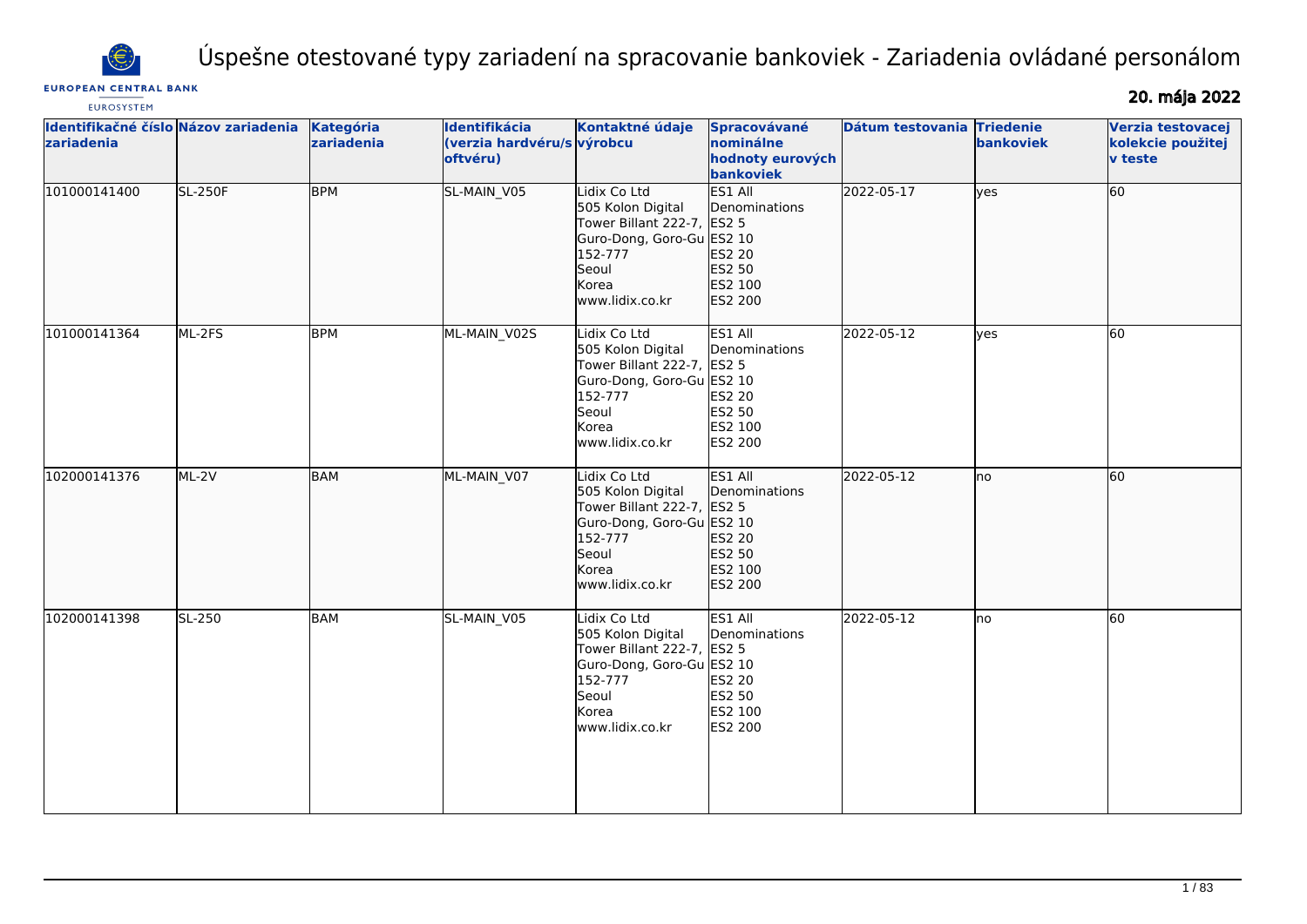# Úspešne otestované typy zariadení na spracovanie bankoviek - Zariadenia ovládané personálom

EUROPEAN CENTRAL BANK
EUROSYSTEM

**20. mája 2022**

| Identifikačné číslo zariadenia | Názov zariadenia | Kategória zariadenia | Identifikácia (verzia hardvéru/softvéru) | Kontaktné údaje výrobcu | Spracovávané nominálne hodnoty eurových bankoviek | Dátum testovania | Triedenie bankoviek | Verzia testovacej kolekcie použitej v teste |
|---|---|---|---|---|---|---|---|---|
| 101000141400 | SL-250F | BPM | SL-MAIN_V05 | Lidix Co Ltd<br>505 Kolon Digital Tower Billant 222-7, Guro-Dong, Goro-Gu 152-777<br>Seoul<br>Korea<br>www.lidix.co.kr | ES1 All Denominations<br>ES2 5<br>ES2 10<br>ES2 20<br>ES2 50<br>ES2 100<br>ES2 200 | 2022-05-17 | yes | 60 |
| 101000141364 | ML-2FS | BPM | ML-MAIN_V02S | Lidix Co Ltd<br>505 Kolon Digital Tower Billant 222-7, Guro-Dong, Goro-Gu 152-777<br>Seoul<br>Korea<br>www.lidix.co.kr | ES1 All Denominations<br>ES2 5<br>ES2 10<br>ES2 20<br>ES2 50<br>ES2 100<br>ES2 200 | 2022-05-12 | yes | 60 |
| 102000141376 | ML-2V | BAM | ML-MAIN_V07 | Lidix Co Ltd<br>505 Kolon Digital Tower Billant 222-7, Guro-Dong, Goro-Gu 152-777<br>Seoul<br>Korea<br>www.lidix.co.kr | ES1 All Denominations<br>ES2 5<br>ES2 10<br>ES2 20<br>ES2 50<br>ES2 100<br>ES2 200 | 2022-05-12 | no | 60 |
| 102000141398 | SL-250 | BAM | SL-MAIN_V05 | Lidix Co Ltd<br>505 Kolon Digital Tower Billant 222-7, Guro-Dong, Goro-Gu 152-777<br>Seoul<br>Korea<br>www.lidix.co.kr | ES1 All Denominations<br>ES2 5<br>ES2 10<br>ES2 20<br>ES2 50<br>ES2 100<br>ES2 200 | 2022-05-12 | no | 60 |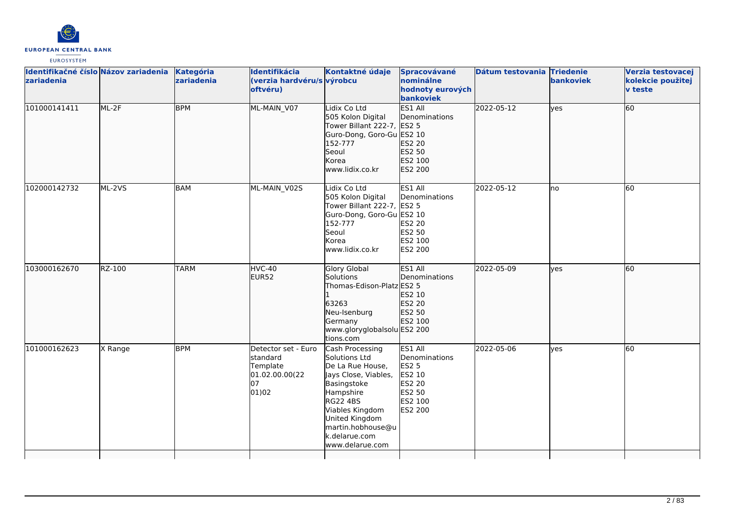| Identifikačné číslo zariadenia | Názov zariadenia | Kategória zariadenia | Identifikácia (verzia hardvéru/softvéru) | Kontaktné údaje výrobcu | Spracovávané nominálne hodnoty eurových bankoviek | Dátum testovania | Triedenie bankoviek | Verzia testovacej kolekcie použitej v teste |
| --- | --- | --- | --- | --- | --- | --- | --- | --- |
| 101000141411 | ML-2F | BPM | ML-MAIN_V07 | Lidix Co Ltd<br>505 Kolon Digital Tower Billant 222-7, Guro-Dong, Goro-Gu 152-777<br>Seoul<br>Korea<br>www.lidix.co.kr | ES1 All Denominations<br>ES2 5<br>ES2 10<br>ES2 20<br>ES2 50<br>ES2 100<br>ES2 200 | 2022-05-12 | yes | 60 |
| 102000142732 | ML-2VS | BAM | ML-MAIN_V02S | Lidix Co Ltd<br>505 Kolon Digital Tower Billant 222-7, Guro-Dong, Goro-Gu 152-777<br>Seoul<br>Korea<br>www.lidix.co.kr | ES1 All Denominations<br>ES2 5<br>ES2 10<br>ES2 20<br>ES2 50<br>ES2 100<br>ES2 200 | 2022-05-12 | no | 60 |
| 103000162670 | RZ-100 | TARM | HVC-40<br>EUR52 | Glory Global Solutions<br>Thomas-Edison-Platz 1<br>63263<br>Neu-Isenburg<br>Germany<br>www.gloryglobalsolutions.com | ES1 All Denominations<br>ES2 5<br>ES2 10<br>ES2 20<br>ES2 50<br>ES2 100<br>ES2 200 | 2022-05-09 | yes | 60 |
| 101000162623 | X Range | BPM | Detector set - Euro standard Template 01.02.00.00(22 07 01)02 | Cash Processing Solutions Ltd<br>De La Rue House, Jays Close, Viables, Basingstoke<br>Hampshire<br>RG22 4BS<br>Viables Kingdom<br>United Kingdom<br>martin.hobhouse@uk.delarue.com<br>www.delarue.com | ES1 All Denominations<br>ES2 5<br>ES2 10<br>ES2 20<br>ES2 50<br>ES2 100<br>ES2 200 | 2022-05-06 | yes | 60 |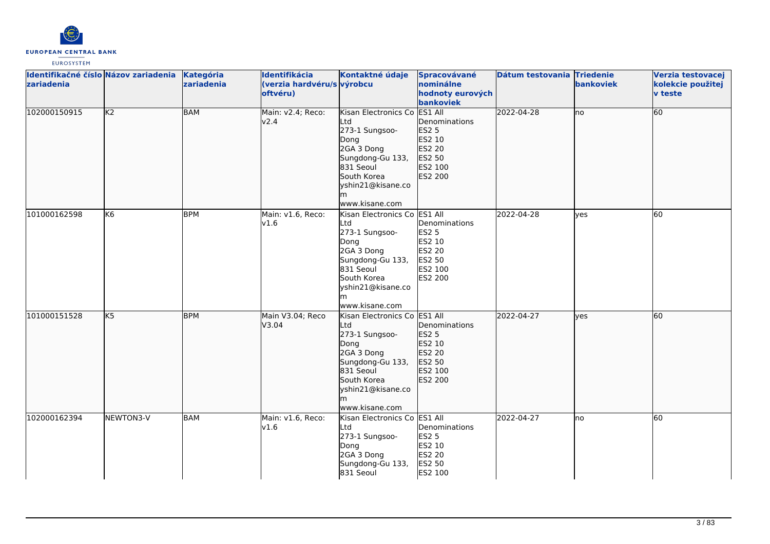| Identifikačné číslo zariadenia | Názov zariadenia | Kategória zariadenia | Identifikácia (verzia hardvéru/softvéru) | Kontaktné údaje výrobcu | Spracovávané nominálne hodnoty eurových bankoviek | Dátum testovania | Triedenie bankoviek | Verzia testovacej kolekcie použitej v teste |
|---|---|---|---|---|---|---|---|---|
| 102000150915 | K2 | BAM | Main: v2.4; Reco: v2.4 | Kisan Electronics Co Ltd 273-1 Sungsoo-Dong 2GA 3 Dong Sungdong-Gu 133, 831 Seoul South Korea yshin21@kisane.com www.kisane.com | ES1 All Denominations ES2 5 ES2 10 ES2 20 ES2 50 ES2 100 ES2 200 | 2022-04-28 | no | 60 |
| 101000162598 | K6 | BPM | Main: v1.6, Reco: v1.6 | Kisan Electronics Co Ltd 273-1 Sungsoo-Dong 2GA 3 Dong Sungdong-Gu 133, 831 Seoul South Korea yshin21@kisane.com www.kisane.com | ES1 All Denominations ES2 5 ES2 10 ES2 20 ES2 50 ES2 100 ES2 200 | 2022-04-28 | yes | 60 |
| 101000151528 | K5 | BPM | Main V3.04; Reco V3.04 | Kisan Electronics Co Ltd 273-1 Sungsoo-Dong 2GA 3 Dong Sungdong-Gu 133, 831 Seoul South Korea yshin21@kisane.com www.kisane.com | ES1 All Denominations ES2 5 ES2 10 ES2 20 ES2 50 ES2 100 ES2 200 | 2022-04-27 | yes | 60 |
| 102000162394 | NEWTON3-V | BAM | Main: v1.6, Reco: v1.6 | Kisan Electronics Co Ltd 273-1 Sungsoo-Dong 2GA 3 Dong Sungdong-Gu 133, 831 Seoul | ES1 All Denominations ES2 5 ES2 10 ES2 20 ES2 50 ES2 100 | 2022-04-27 | no | 60 |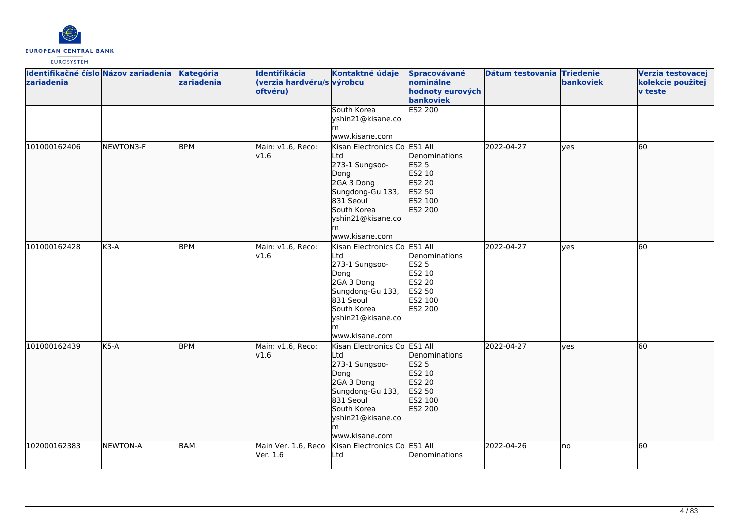| Identifikačné číslo zariadenia | Názov zariadenia | Kategória zariadenia | Identifikácia (verzia hardvéru/softvéru) | Kontaktné údaje výrobcu | Spracovávané nominálne hodnoty eurových bankoviek | Dátum testovania | Triedenie bankoviek | Verzia testovacej kolekcie použitej v teste |
| --- | --- | --- | --- | --- | --- | --- | --- | --- |
| | | | | South Korea yshin21@kisane.com www.kisane.com | ES2 200 | | | |
| 101000162406 | NEWTON3-F | BPM | Main: v1.6, Reco: v1.6 | Kisan Electronics Co Ltd 273-1 Sungsoo-Dong 2GA 3 Dong Sungdong-Gu 133, 831 Seoul South Korea yshin21@kisane.com www.kisane.com | ES1 All Denominations ES2 5 ES2 10 ES2 20 ES2 50 ES2 100 ES2 200 | 2022-04-27 | yes | 60 |
| 101000162428 | K3-A | BPM | Main: v1.6, Reco: v1.6 | Kisan Electronics Co Ltd 273-1 Sungsoo-Dong 2GA 3 Dong Sungdong-Gu 133, 831 Seoul South Korea yshin21@kisane.com www.kisane.com | ES1 All Denominations ES2 5 ES2 10 ES2 20 ES2 50 ES2 100 ES2 200 | 2022-04-27 | yes | 60 |
| 101000162439 | K5-A | BPM | Main: v1.6, Reco: v1.6 | Kisan Electronics Co Ltd 273-1 Sungsoo-Dong 2GA 3 Dong Sungdong-Gu 133, 831 Seoul South Korea yshin21@kisane.com www.kisane.com | ES1 All Denominations ES2 5 ES2 10 ES2 20 ES2 50 ES2 100 ES2 200 | 2022-04-27 | yes | 60 |
| 102000162383 | NEWTON-A | BAM | Main Ver. 1.6, Reco Ver. 1.6 | Kisan Electronics Co Ltd | ES1 All Denominations | 2022-04-26 | no | 60 |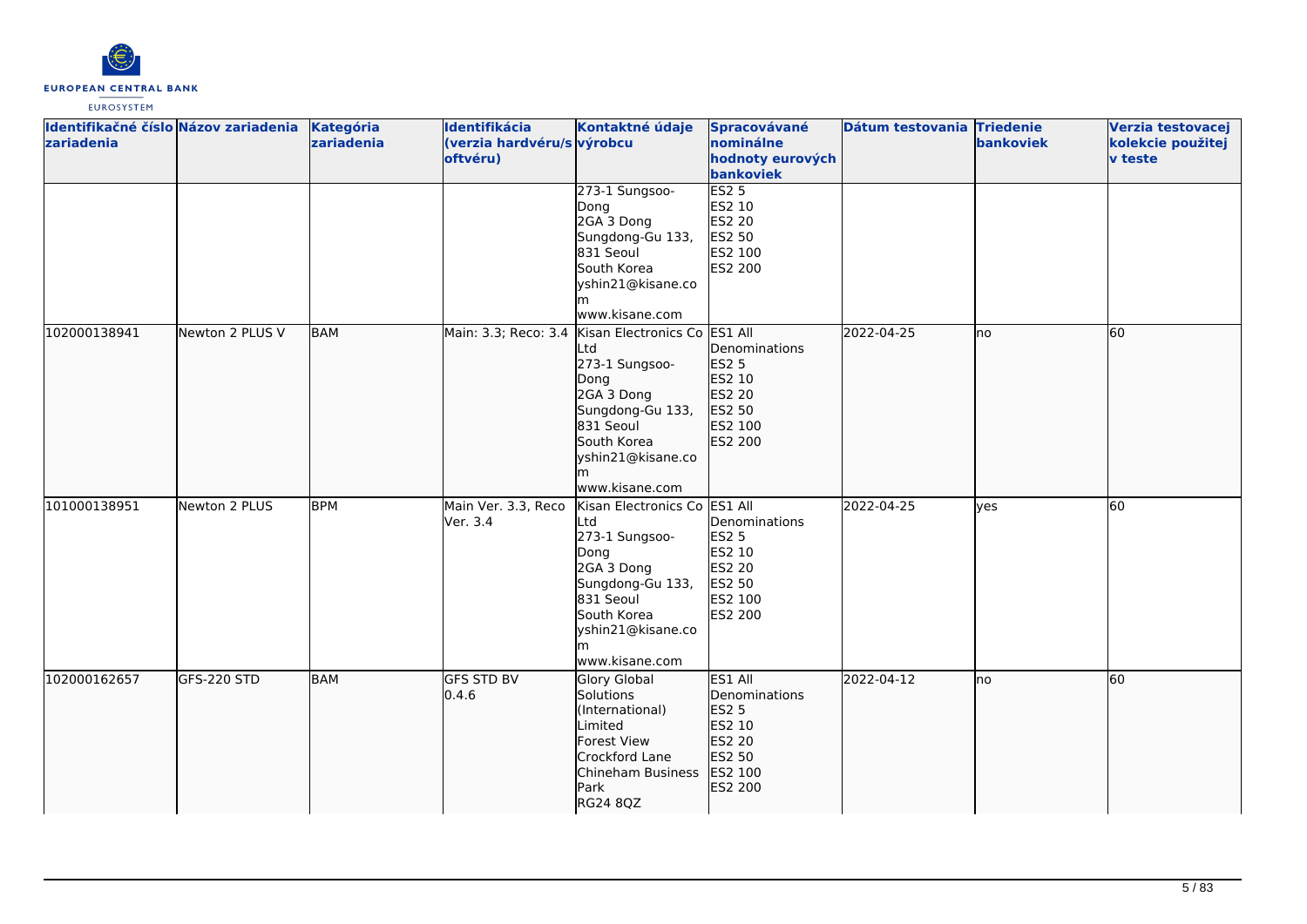| Identifikačné číslo zariadenia | Názov zariadenia | Kategória zariadenia | Identifikácia (verzia hardvéru/softvéru) | Kontaktné údaje výrobcu | Spracovávané nominálne hodnoty eurových bankoviek | Dátum testovania | Triedenie bankoviek | Verzia testovacej kolekcie použitej v teste |
| --- | --- | --- | --- | --- | --- | --- | --- | --- |
| | | | | 273-1 Sungsoo-Dong 2GA 3 Dong Sungdong-Gu 133, 831 Seoul South Korea yshin21@kisane.com www.kisane.com | ES2 5 ES2 10 ES2 20 ES2 50 ES2 100 ES2 200 | | | |
| 102000138941 | Newton 2 PLUS V | BAM | Main: 3.3; Reco: 3.4 | Kisan Electronics Co Ltd 273-1 Sungsoo-Dong 2GA 3 Dong Sungdong-Gu 133, 831 Seoul South Korea yshin21@kisane.com www.kisane.com | ES1 All Denominations ES2 5 ES2 10 ES2 20 ES2 50 ES2 100 ES2 200 | 2022-04-25 | no | 60 |
| 101000138951 | Newton 2 PLUS | BPM | Main Ver. 3.3, Reco Ver. 3.4 | Kisan Electronics Co Ltd 273-1 Sungsoo-Dong 2GA 3 Dong Sungdong-Gu 133, 831 Seoul South Korea yshin21@kisane.com www.kisane.com | ES1 All Denominations ES2 5 ES2 10 ES2 20 ES2 50 ES2 100 ES2 200 | 2022-04-25 | yes | 60 |
| 102000162657 | GFS-220 STD | BAM | GFS STD BV 0.4.6 | Glory Global Solutions (International) Limited Forest View Crockford Lane Chineham Business Park RG24 8QZ | ES1 All Denominations ES2 5 ES2 10 ES2 20 ES2 50 ES2 100 ES2 200 | 2022-04-12 | no | 60 |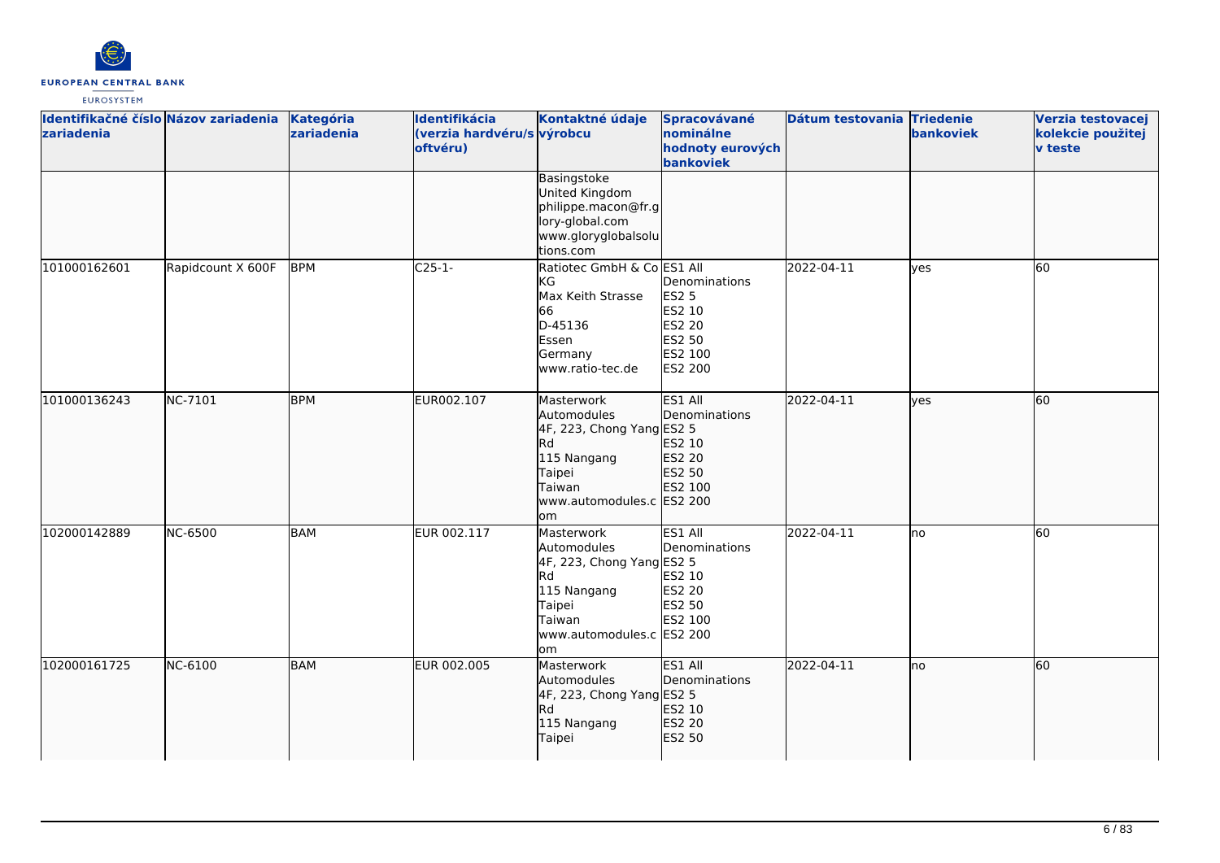| Identifikačné číslo zariadenia | Názov zariadenia | Kategória zariadenia | Identifikácia (verzia hardvéru/softvéru) | Kontaktné údaje výrobcu | Spracovávané nominálne hodnoty eurových bankoviek | Dátum testovania | Triedenie bankoviek | Verzia testovacej kolekcie použitej v teste |
|---|---|---|---|---|---|---|---|---|
| | | | | Basingstoke United Kingdom philippe.macon@fr.glory-global.com www.gloryglobalsolutions.com | | | | |
| 101000162601 | Rapidcount X 600F | BPM | C25-1- | Ratiotec GmbH & Co KG Max Keith Strasse 66 D-45136 Essen Germany www.ratio-tec.de | ES1 All Denominations ES2 5 ES2 10 ES2 20 ES2 50 ES2 100 ES2 200 | 2022-04-11 | yes | 60 |
| 101000136243 | NC-7101 | BPM | EUR002.107 | Masterwork Automodules 4F, 223, Chong Yang Rd 115 Nangang Taipei Taiwan www.automodules.com | ES1 All Denominations ES2 5 ES2 10 ES2 20 ES2 50 ES2 100 ES2 200 | 2022-04-11 | yes | 60 |
| 102000142889 | NC-6500 | BAM | EUR 002.117 | Masterwork Automodules 4F, 223, Chong Yang Rd 115 Nangang Taipei Taiwan www.automodules.com | ES1 All Denominations ES2 5 ES2 10 ES2 20 ES2 50 ES2 100 ES2 200 | 2022-04-11 | no | 60 |
| 102000161725 | NC-6100 | BAM | EUR 002.005 | Masterwork Automodules 4F, 223, Chong Yang Rd 115 Nangang Taipei | ES1 All Denominations ES2 5 ES2 10 ES2 20 ES2 50 | 2022-04-11 | no | 60 |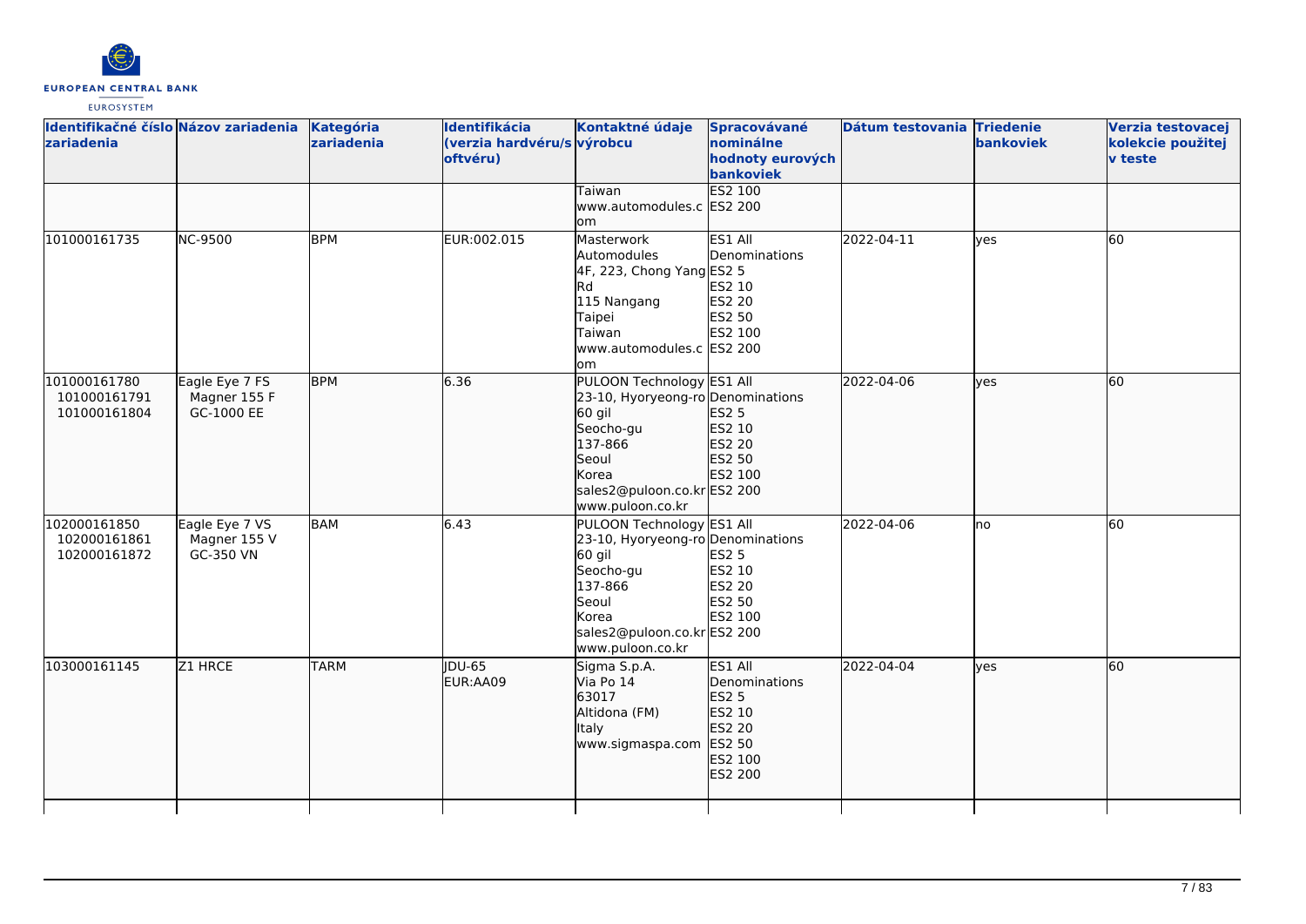| Identifikačné číslo zariadenia | Názov zariadenia | Kategória zariadenia | Identifikácia (verzia hardvéru/softvéru) | Kontaktné údaje výrobcu | Spracovávané nominálne hodnoty eurových bankoviek | Dátum testovania | Triedenie bankoviek | Verzia testovacej kolekcie použitej v teste |
|---|---|---|---|---|---|---|---|---|
| | | | | Taiwan<br>www.automodules.com | ES2 100<br>ES2 200 | | | |
| 101000161735 | NC-9500 | BPM | EUR:002.015 | Masterwork Automodules<br>4F, 223, Chong Yang Rd<br>115 Nangang<br>Taipei<br>Taiwan<br>www.automodules.com | ES1 All Denominations<br>ES2 5<br>ES2 10<br>ES2 20<br>ES2 50<br>ES2 100<br>ES2 200 | 2022-04-11 | yes | 60 |
| 101000161780<br>101000161791<br>101000161804 | Eagle Eye 7 FS<br>Magner 155 F<br>GC-1000 EE | BPM | 6.36 | PULOON Technology<br>23-10, Hyoryeong-ro 60 gil<br>Seocho-gu<br>137-866<br>Seoul<br>Korea<br>sales2@puloon.co.kr<br>www.puloon.co.kr | ES1 All Denominations<br>ES2 5<br>ES2 10<br>ES2 20<br>ES2 50<br>ES2 100<br>ES2 200 | 2022-04-06 | yes | 60 |
| 102000161850<br>102000161861<br>102000161872 | Eagle Eye 7 VS<br>Magner 155 V<br>GC-350 VN | BAM | 6.43 | PULOON Technology<br>23-10, Hyoryeong-ro 60 gil<br>Seocho-gu<br>137-866<br>Seoul<br>Korea<br>sales2@puloon.co.kr<br>www.puloon.co.kr | ES1 All Denominations<br>ES2 5<br>ES2 10<br>ES2 20<br>ES2 50<br>ES2 100<br>ES2 200 | 2022-04-06 | no | 60 |
| 103000161145 | Z1 HRCE | TARM | JDU-65<br>EUR:AA09 | Sigma S.p.A.<br>Via Po 14<br>63017<br>Altidona (FM)<br>Italy<br>www.sigmaspa.com | ES1 All Denominations<br>ES2 5<br>ES2 10<br>ES2 20<br>ES2 50<br>ES2 100<br>ES2 200 | 2022-04-04 | yes | 60 |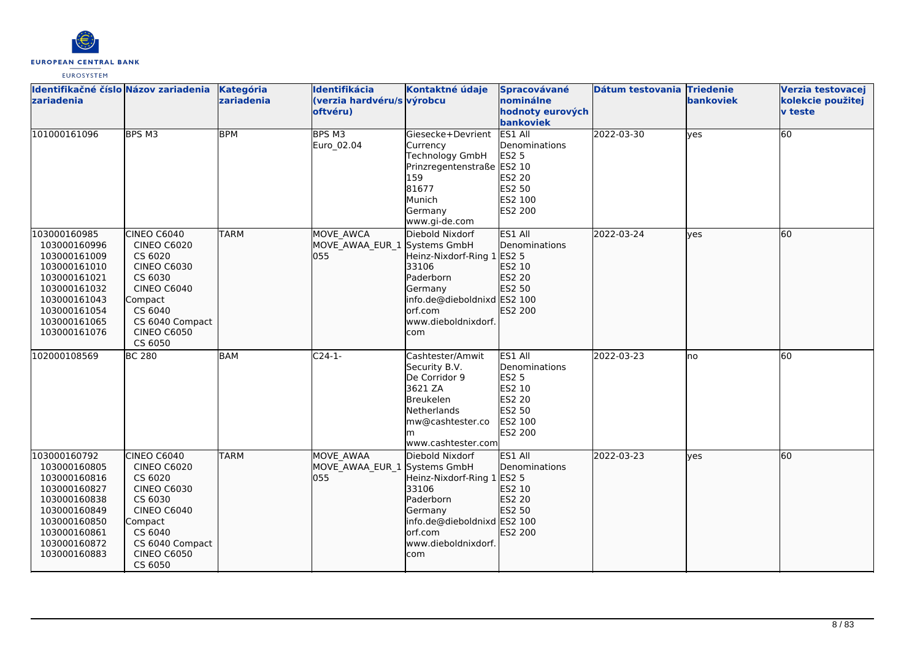| Identifikačné číslo zariadenia | Názov zariadenia | Kategória zariadenia | Identifikácia (verzia hardvéru/softvéru) | Kontaktné údaje výrobcu | Spracovávané nominálne hodnoty eurových bankoviek | Dátum testovania | Triedenie bankoviek | Verzia testovacej kolekcie použitej v teste |
|---|---|---|---|---|---|---|---|---|
| 101000161096 | BPS M3 | BPM | BPS M3<br>Euro_02.04 | Giesecke+Devrient Currency Technology GmbH<br>Prinzregentenstraße 159<br>81677<br>Munich<br>Germany<br>www.gi-de.com | ES1 All Denominations<br>ES2 5<br>ES2 10<br>ES2 20<br>ES2 50<br>ES2 100<br>ES2 200 | 2022-03-30 | yes | 60 |
| 103000160985<br>103000160996<br>103000161009<br>103000161010<br>103000161021<br>103000161032<br>103000161043<br>103000161054<br>103000161065<br>103000161076 | CINEO C6040<br>CINEO C6020<br>CS 6020<br>CINEO C6030<br>CS 6030<br>CINEO C6040 Compact<br>CS 6040<br>CS 6040 Compact<br>CINEO C6050<br>CS 6050 | TARM | MOVE_AWCA<br>MOVE_AWAA_EUR_1055 | Diebold Nixdorf Systems GmbH<br>Heinz-Nixdorf-Ring 1<br>33106<br>Paderborn<br>Germany<br>info.de@dieboldnixdorf.com<br>www.dieboldnixdorf.com | ES1 All Denominations<br>ES2 5<br>ES2 10<br>ES2 20<br>ES2 50<br>ES2 100<br>ES2 200 | 2022-03-24 | yes | 60 |
| 102000108569 | BC 280 | BAM | C24-1- | Cashtester/Amwit Security B.V.<br>De Corridor 9<br>3621 ZA<br>Breukelen<br>Netherlands<br>mw@cashtester.com<br>www.cashtester.com | ES1 All Denominations<br>ES2 5<br>ES2 10<br>ES2 20<br>ES2 50<br>ES2 100<br>ES2 200 | 2022-03-23 | no | 60 |
| 103000160792<br>103000160805<br>103000160816<br>103000160827<br>103000160838<br>103000160849<br>103000160850<br>103000160861<br>103000160872<br>103000160883 | CINEO C6040<br>CINEO C6020<br>CS 6020<br>CINEO C6030<br>CS 6030<br>CINEO C6040 Compact<br>CS 6040<br>CS 6040 Compact<br>CINEO C6050<br>CS 6050 | TARM | MOVE_AWAA<br>MOVE_AWAA_EUR_1055 | Diebold Nixdorf Systems GmbH<br>Heinz-Nixdorf-Ring 1<br>33106<br>Paderborn<br>Germany<br>info.de@dieboldnixdorf.com<br>www.dieboldnixdorf.com | ES1 All Denominations<br>ES2 5<br>ES2 10<br>ES2 20<br>ES2 50<br>ES2 100<br>ES2 200 | 2022-03-23 | yes | 60 |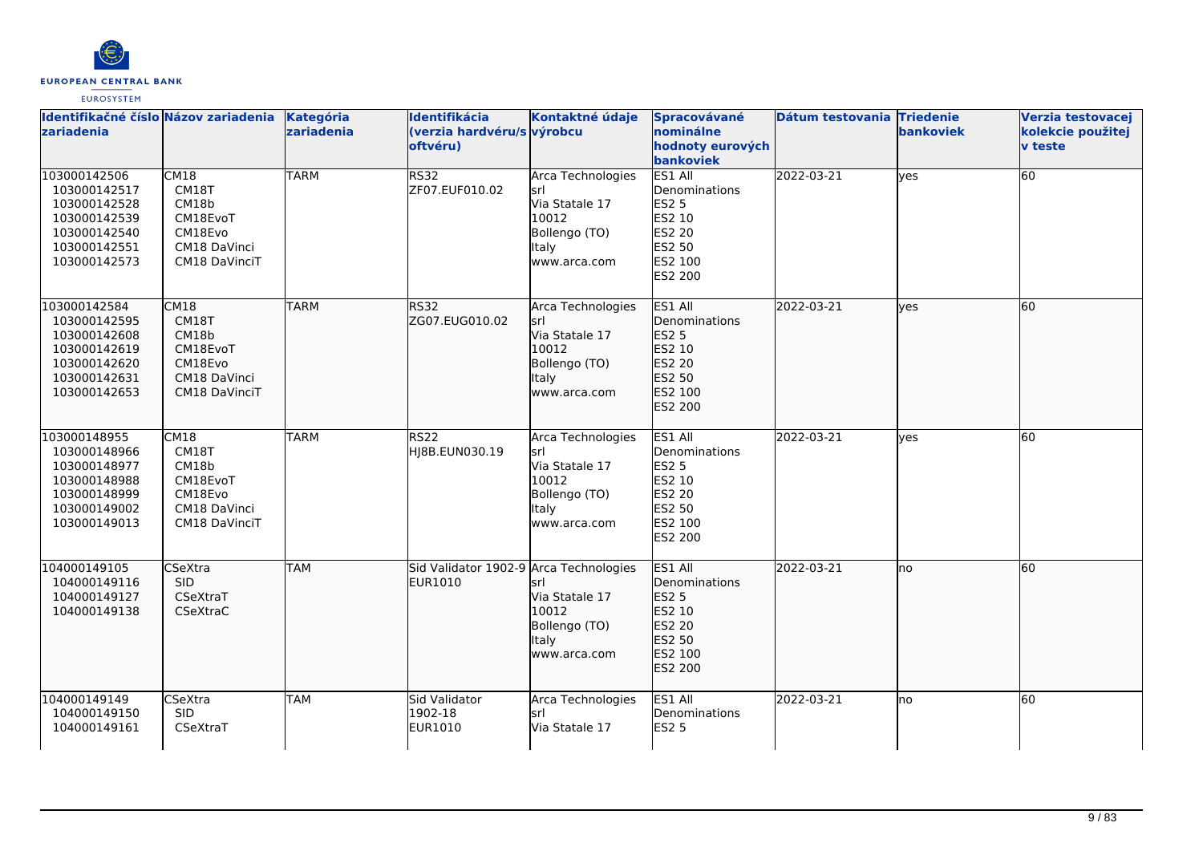| Identifikačné číslo zariadenia | Názov zariadenia | Kategória zariadenia | Identifikácia (verzia hardvéru/softvéru) | Kontaktné údaje výrobcu | Spracovávané nominálne hodnoty eurových bankoviek | Dátum testovania | Triedenie bankoviek | Verzia testovacej kolekcie použitej v teste |
|---|---|---|---|---|---|---|---|---|
| 103000142506<br>103000142517<br>103000142528<br>103000142539<br>103000142540<br>103000142551<br>103000142573 | CM18<br>CM18T<br>CM18b<br>CM18EvoT<br>CM18Evo<br>CM18 DaVinci<br>CM18 DaVinciT | TARM | RS32<br>ZF07.EUF010.02 | Arca Technologies srl<br>Via Statale 17<br>10012<br>Bollengo (TO)<br>Italy<br>www.arca.com | ES1 All Denominations<br>ES2 5<br>ES2 10<br>ES2 20<br>ES2 50<br>ES2 100<br>ES2 200 | 2022-03-21 | yes | 60 |
| 103000142584<br>103000142595<br>103000142608<br>103000142619<br>103000142620<br>103000142631<br>103000142653 | CM18<br>CM18T<br>CM18b<br>CM18EvoT<br>CM18Evo<br>CM18 DaVinci<br>CM18 DaVinciT | TARM | RS32<br>ZG07.EUG010.02 | Arca Technologies srl<br>Via Statale 17<br>10012<br>Bollengo (TO)<br>Italy<br>www.arca.com | ES1 All Denominations<br>ES2 5<br>ES2 10<br>ES2 20<br>ES2 50<br>ES2 100<br>ES2 200 | 2022-03-21 | yes | 60 |
| 103000148955<br>103000148966<br>103000148977<br>103000148988<br>103000148999<br>103000149002<br>103000149013 | CM18<br>CM18T<br>CM18b<br>CM18EvoT<br>CM18Evo<br>CM18 DaVinci<br>CM18 DaVinciT | TARM | RS22<br>HJ8B.EUN030.19 | Arca Technologies srl<br>Via Statale 17<br>10012<br>Bollengo (TO)<br>Italy<br>www.arca.com | ES1 All Denominations<br>ES2 5<br>ES2 10<br>ES2 20<br>ES2 50<br>ES2 100<br>ES2 200 | 2022-03-21 | yes | 60 |
| 104000149105<br>104000149116<br>104000149127<br>104000149138 | CSeXtra<br>SID<br>CSeXtraT<br>CSeXtraC | TAM | Sid Validator 1902-9<br>EUR1010 | Arca Technologies srl<br>Via Statale 17<br>10012<br>Bollengo (TO)<br>Italy<br>www.arca.com | ES1 All Denominations<br>ES2 5<br>ES2 10<br>ES2 20<br>ES2 50<br>ES2 100<br>ES2 200 | 2022-03-21 | no | 60 |
| 104000149149<br>104000149150<br>104000149161 | CSeXtra<br>SID<br>CSeXtraT | TAM | Sid Validator 1902-18<br>EUR1010 | Arca Technologies srl<br>Via Statale 17 | ES1 All Denominations<br>ES2 5 | 2022-03-21 | no | 60 |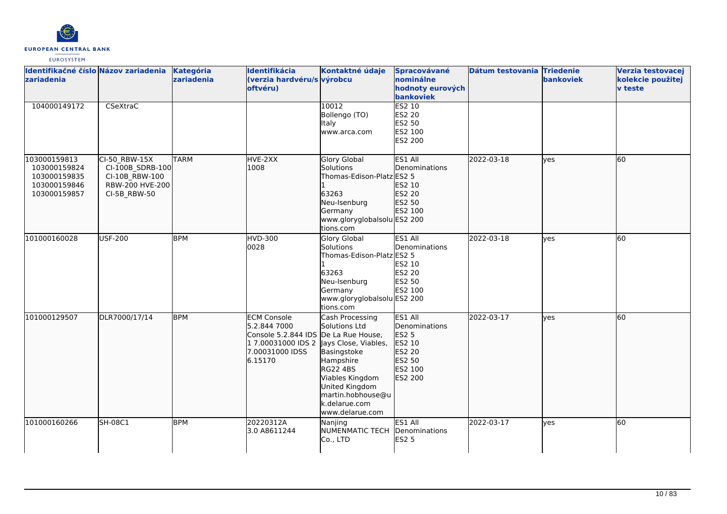| Identifikačné číslo zariadenia | Názov zariadenia | Kategória zariadenia | Identifikácia (verzia hardvéru/softvéru) | Kontaktné údaje výrobcu | Spracovávané nominálne hodnoty eurových bankoviek | Dátum testovania | Triedenie bankoviek | Verzia testovacej kolekcie použitej v teste |
|---|---|---|---|---|---|---|---|---|
| 104000149172 | CSeXtraC | | | 10012 Bollengo (TO) Italy www.arca.com | ES2 10 ES2 20 ES2 50 ES2 100 ES2 200 | | | |
| 103000159813 103000159824 103000159835 103000159846 103000159857 | CI-50_RBW-15X CI-100B_SDRB-100 CI-10B_RBW-100 RBW-200 HVE-200 CI-5B_RBW-50 | TARM | HVE-2XX 1008 | Glory Global Solutions Thomas-Edison-Platz 1 63263 Neu-Isenburg Germany www.gloryglobalsolutions.com | ES1 All Denominations ES2 5 ES2 10 ES2 20 ES2 50 ES2 100 ES2 200 | 2022-03-18 | yes | 60 |
| 101000160028 | USF-200 | BPM | HVD-300 0028 | Glory Global Solutions Thomas-Edison-Platz 1 63263 Neu-Isenburg Germany www.gloryglobalsolutions.com | ES1 All Denominations ES2 5 ES2 10 ES2 20 ES2 50 ES2 100 ES2 200 | 2022-03-18 | yes | 60 |
| 101000129507 | DLR7000/17/14 | BPM | ECM Console 5.2.844 7000 Console 5.2.844 IDS 1 7.00031000 IDS 2 7.00031000 IDSS 6.15170 | Cash Processing Solutions Ltd De La Rue House, Jays Close, Viables, Basingstoke Hampshire RG22 4BS Viables Kingdom United Kingdom martin.hobhouse@uk.delarue.com www.delarue.com | ES1 All Denominations ES2 5 ES2 10 ES2 20 ES2 50 ES2 100 ES2 200 | 2022-03-17 | yes | 60 |
| 101000160266 | SH-08C1 | BPM | 20220312A 3.0 A8611244 | Nanjing NUMENMATIC TECH Co., LTD | ES1 All Denominations ES2 5 | 2022-03-17 | yes | 60 |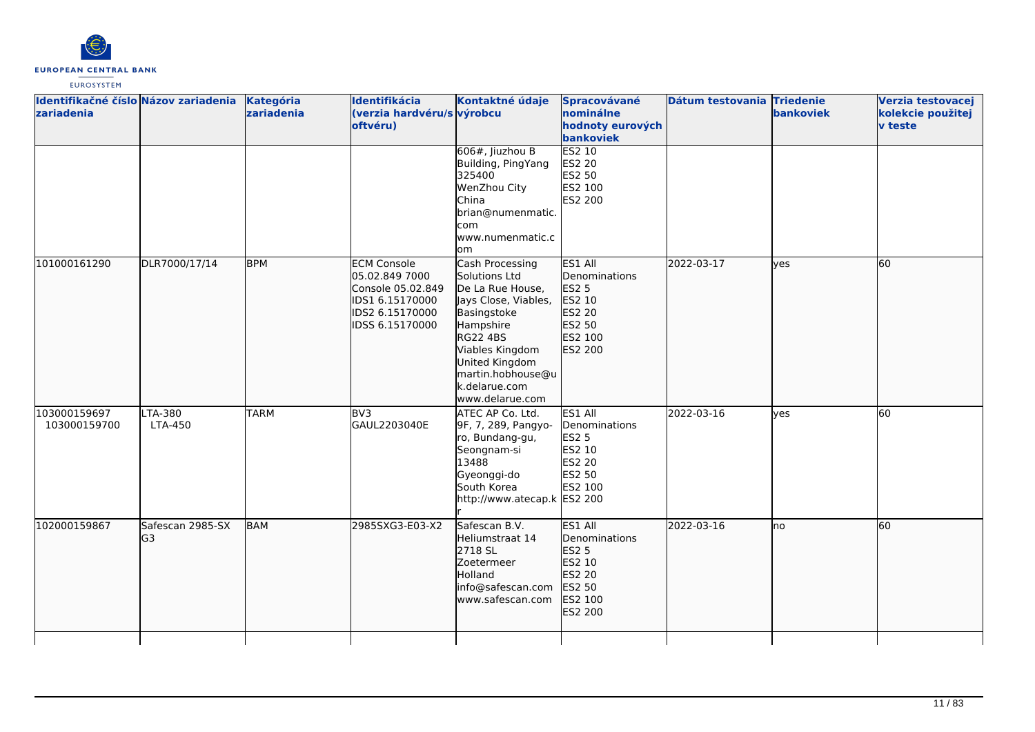| Identifikačné číslo zariadenia | Názov zariadenia | Kategória zariadenia | Identifikácia (verzia hardvéru/softvéru) | Kontaktné údaje výrobcu | Spracovávané nominálne hodnoty eurových bankoviek | Dátum testovania | Triedenie bankoviek | Verzia testovacej kolekcie použitej v teste |
|---|---|---|---|---|---|---|---|---|
| | | | | 606#, Jiuzhou B Building, PingYang 325400 WenZhou City China brian@numenmatic.com www.numenmatic.com | ES2 10 ES2 20 ES2 50 ES2 100 ES2 200 | | | |
| 101000161290 | DLR7000/17/14 | BPM | ECM Console 05.02.849 7000 Console 05.02.849 IDS1 6.15170000 IDS2 6.15170000 IDSS 6.15170000 | Cash Processing Solutions Ltd De La Rue House, Jays Close, Viables, Basingstoke Hampshire RG22 4BS Viables Kingdom United Kingdom martin.hobhouse@uk.delarue.com www.delarue.com | ES1 All Denominations ES2 5 ES2 10 ES2 20 ES2 50 ES2 100 ES2 200 | 2022-03-17 | yes | 60 |
| 103000159697 103000159700 | LTA-380 LTA-450 | TARM | BV3 GAUL2203040E | ATEC AP Co. Ltd. 9F, 7, 289, Pangyo-ro, Bundang-gu, Seongnam-si 13488 Gyeonggi-do South Korea http://www.atecap.kr | ES1 All Denominations ES2 5 ES2 10 ES2 20 ES2 50 ES2 100 ES2 200 | 2022-03-16 | yes | 60 |
| 102000159867 | Safescan 2985-SX G3 | BAM | 2985SXG3-E03-X2 | Safescan B.V. Heliumstraat 14 2718 SL Zoetermeer Holland info@safescan.com www.safescan.com | ES1 All Denominations ES2 5 ES2 10 ES2 20 ES2 50 ES2 100 ES2 200 | 2022-03-16 | no | 60 |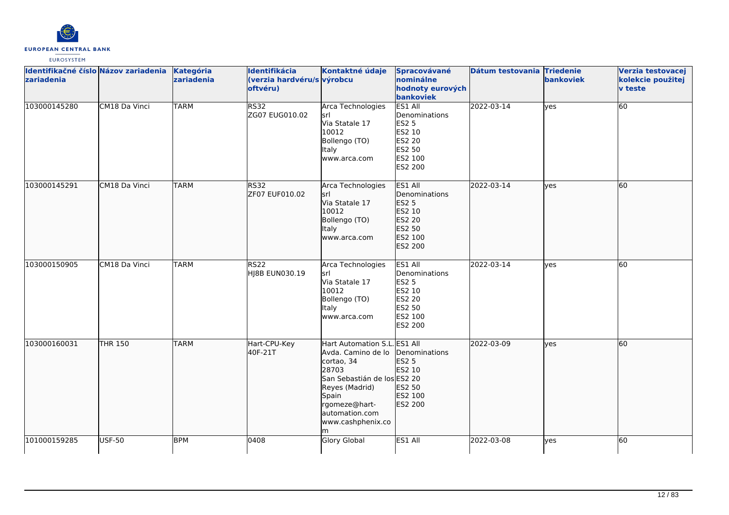| Identifikačné číslo zariadenia | Názov zariadenia | Kategória zariadenia | Identifikácia (verzia hardvéru/softvéru) | Kontaktné údaje výrobcu | Spracovávané nominálne hodnoty eurových bankoviek | Dátum testovania | Triedenie bankoviek | Verzia testovacej kolekcie použitej v teste |
|---|---|---|---|---|---|---|---|---|
| 103000145280 | CM18 Da Vinci | TARM | RS32<br>ZG07 EUG010.02 | Arca Technologies srl<br>Via Statale 17<br>10012<br>Bollengo (TO)<br>Italy<br>www.arca.com | ES1 All Denominations<br>ES2 5<br>ES2 10<br>ES2 20<br>ES2 50<br>ES2 100<br>ES2 200 | 2022-03-14 | yes | 60 |
| 103000145291 | CM18 Da Vinci | TARM | RS32<br>ZF07 EUF010.02 | Arca Technologies srl<br>Via Statale 17<br>10012<br>Bollengo (TO)<br>Italy<br>www.arca.com | ES1 All Denominations<br>ES2 5<br>ES2 10<br>ES2 20<br>ES2 50<br>ES2 100<br>ES2 200 | 2022-03-14 | yes | 60 |
| 103000150905 | CM18 Da Vinci | TARM | RS22<br>HJ8B EUN030.19 | Arca Technologies srl<br>Via Statale 17<br>10012<br>Bollengo (TO)<br>Italy<br>www.arca.com | ES1 All Denominations<br>ES2 5<br>ES2 10<br>ES2 20<br>ES2 50<br>ES2 100<br>ES2 200 | 2022-03-14 | yes | 60 |
| 103000160031 | THR 150 | TARM | Hart-CPU-Key<br>40F-21T | Hart Automation S.L.<br>Avda. Camino de lo cortao, 34<br>28703<br>San Sebastián de los Reyes (Madrid)<br>Spain<br>rgomeze@hart-automation.com<br>www.cashphenix.com | ES1 All Denominations<br>ES2 5<br>ES2 10<br>ES2 20<br>ES2 50<br>ES2 100<br>ES2 200 | 2022-03-09 | yes | 60 |
| 101000159285 | USF-50 | BPM | 0408 | Glory Global | ES1 All | 2022-03-08 | yes | 60 |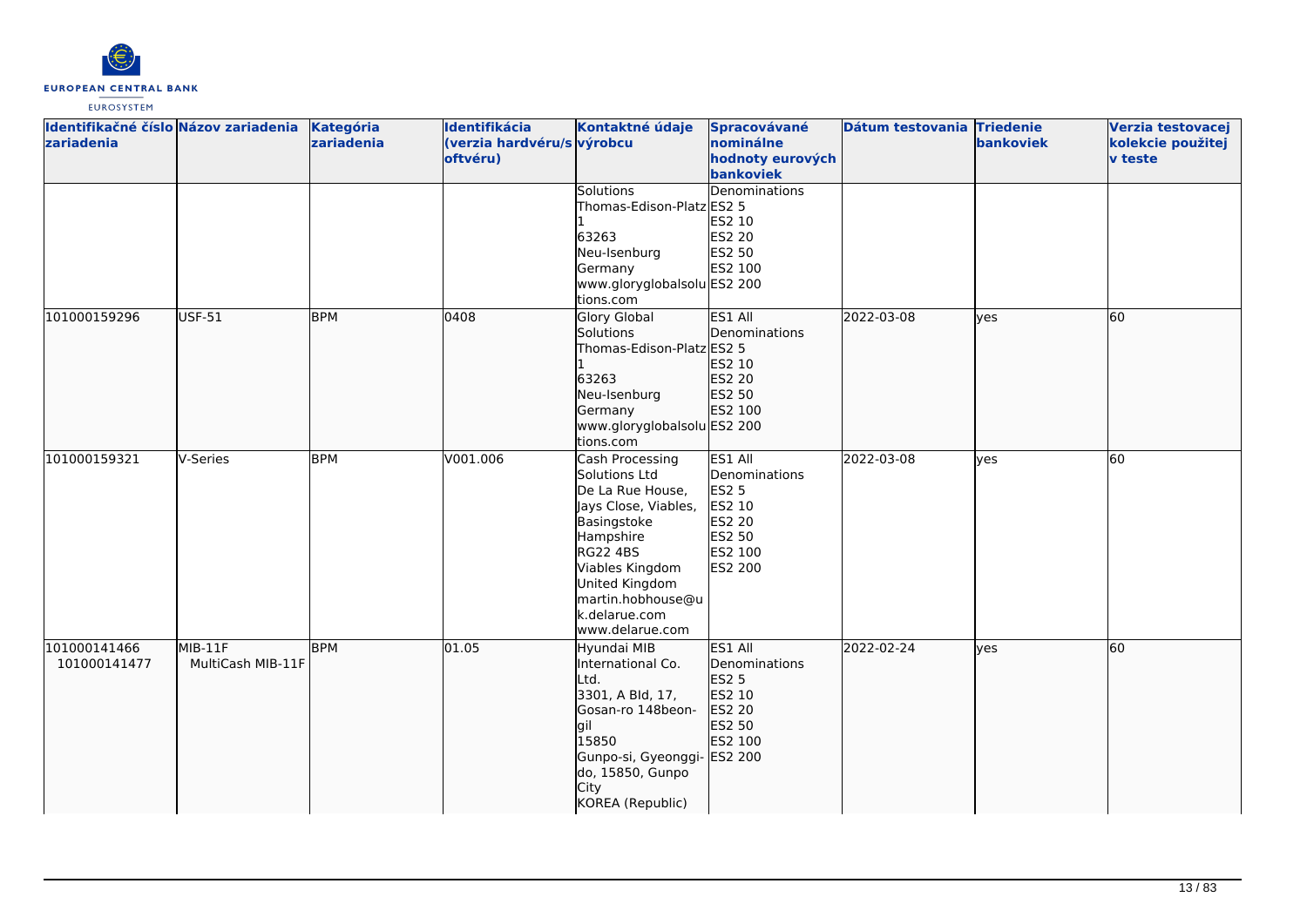| Identifikačné číslo zariadenia | Názov zariadenia | Kategória zariadenia | Identifikácia (verzia hardvéru/softvéru) | Kontaktné údaje výrobcu | Spracovávané nominálne hodnoty eurových bankoviek | Dátum testovania | Triedenie bankoviek | Verzia testovacej kolekcie použitej v teste |
|---|---|---|---|---|---|---|---|---|
| | | | | Solutions<br>Thomas-Edison-Platz 1<br>63263<br>Neu-Isenburg<br>Germany<br>www.gloryglobalsolutions.com | Denominations<br>ES2 5<br>ES2 10<br>ES2 20<br>ES2 50<br>ES2 100<br>ES2 200 | | | |
| 101000159296 | USF-51 | BPM | 0408 | Glory Global Solutions<br>Thomas-Edison-Platz 1<br>63263<br>Neu-Isenburg<br>Germany<br>www.gloryglobalsolutions.com | ES1 All Denominations<br>ES2 5<br>ES2 10<br>ES2 20<br>ES2 50<br>ES2 100<br>ES2 200 | 2022-03-08 | yes | 60 |
| 101000159321 | V-Series | BPM | V001.006 | Cash Processing Solutions Ltd<br>De La Rue House, Jays Close, Viables, Basingstoke<br>Hampshire<br>RG22 4BS<br>Viables Kingdom<br>United Kingdom<br>martin.hobhouse@uk.delarue.com<br>www.delarue.com | ES1 All Denominations<br>ES2 5<br>ES2 10<br>ES2 20<br>ES2 50<br>ES2 100<br>ES2 200 | 2022-03-08 | yes | 60 |
| 101000141466<br>101000141477 | MIB-11F<br>MultiCash MIB-11F | BPM | 01.05 | Hyundai MIB International Co. Ltd.<br>3301, A Bld, 17, Gosan-ro 148beon-gil<br>15850<br>Gunpo-si, Gyeonggi-do, 15850, Gunpo City<br>KOREA (Republic) | ES1 All Denominations<br>ES2 5<br>ES2 10<br>ES2 20<br>ES2 50<br>ES2 100<br>ES2 200 | 2022-02-24 | yes | 60 |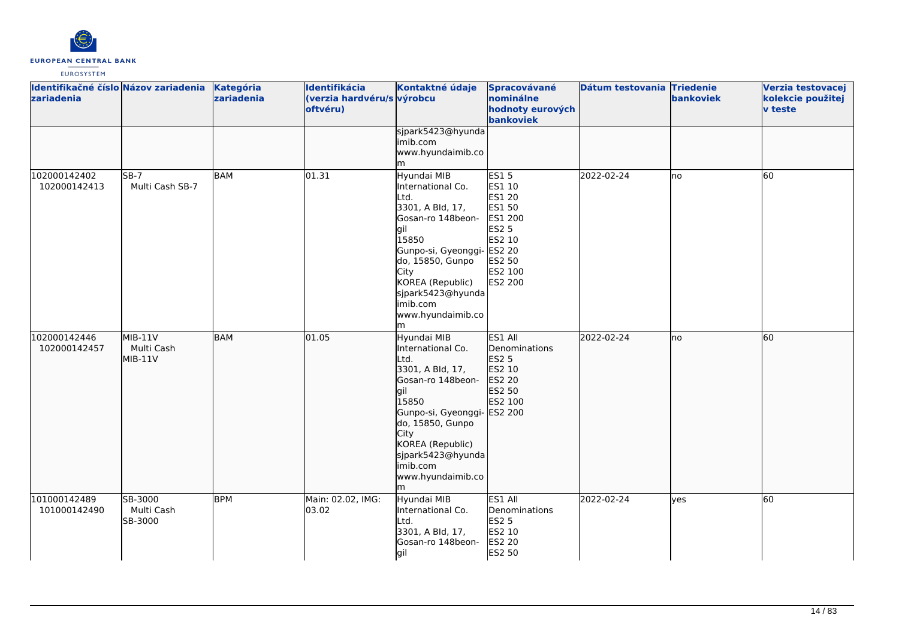| Identifikačné číslo zariadenia | Názov zariadenia | Kategória zariadenia | Identifikácia (verzia hardvéru/softvéru) | Kontaktné údaje výrobcu | Spracovávané nominálne hodnoty eurových bankoviek | Dátum testovania | Triedenie bankoviek | Verzia testovacej kolekcie použitej v teste |
|---|---|---|---|---|---|---|---|---|
| | | | | sjpark5423@hyundaimib.com<br>www.hyundaimib.com | | | | |
| 102000142402<br>102000142413 | SB-7<br>Multi Cash SB-7 | BAM | 01.31 | Hyundai MIB International Co. Ltd.<br>3301, A Bld, 17, Gosan-ro 148beon-gil<br>15850<br>Gunpo-si, Gyeonggi-do, 15850, Gunpo City<br>KOREA (Republic)<br>sjpark5423@hyundaimib.com<br>www.hyundaimib.com | ES1 5<br>ES1 10<br>ES1 20<br>ES1 50<br>ES1 200<br>ES2 5<br>ES2 10<br>ES2 20<br>ES2 50<br>ES2 100<br>ES2 200 | 2022-02-24 | no | 60 |
| 102000142446<br>102000142457 | MIB-11V<br>Multi Cash MIB-11V | BAM | 01.05 | Hyundai MIB International Co. Ltd.<br>3301, A Bld, 17, Gosan-ro 148beon-gil<br>15850<br>Gunpo-si, Gyeonggi-do, 15850, Gunpo City<br>KOREA (Republic)<br>sjpark5423@hyundaimib.com<br>www.hyundaimib.com | ES1 All Denominations<br>ES2 5<br>ES2 10<br>ES2 20<br>ES2 50<br>ES2 100<br>ES2 200 | 2022-02-24 | no | 60 |
| 101000142489<br>101000142490 | SB-3000<br>Multi Cash SB-3000 | BPM | Main: 02.02, IMG: 03.02 | Hyundai MIB International Co. Ltd.<br>3301, A Bld, 17, Gosan-ro 148beon-gil | ES1 All Denominations<br>ES2 5<br>ES2 10<br>ES2 20<br>ES2 50 | 2022-02-24 | yes | 60 |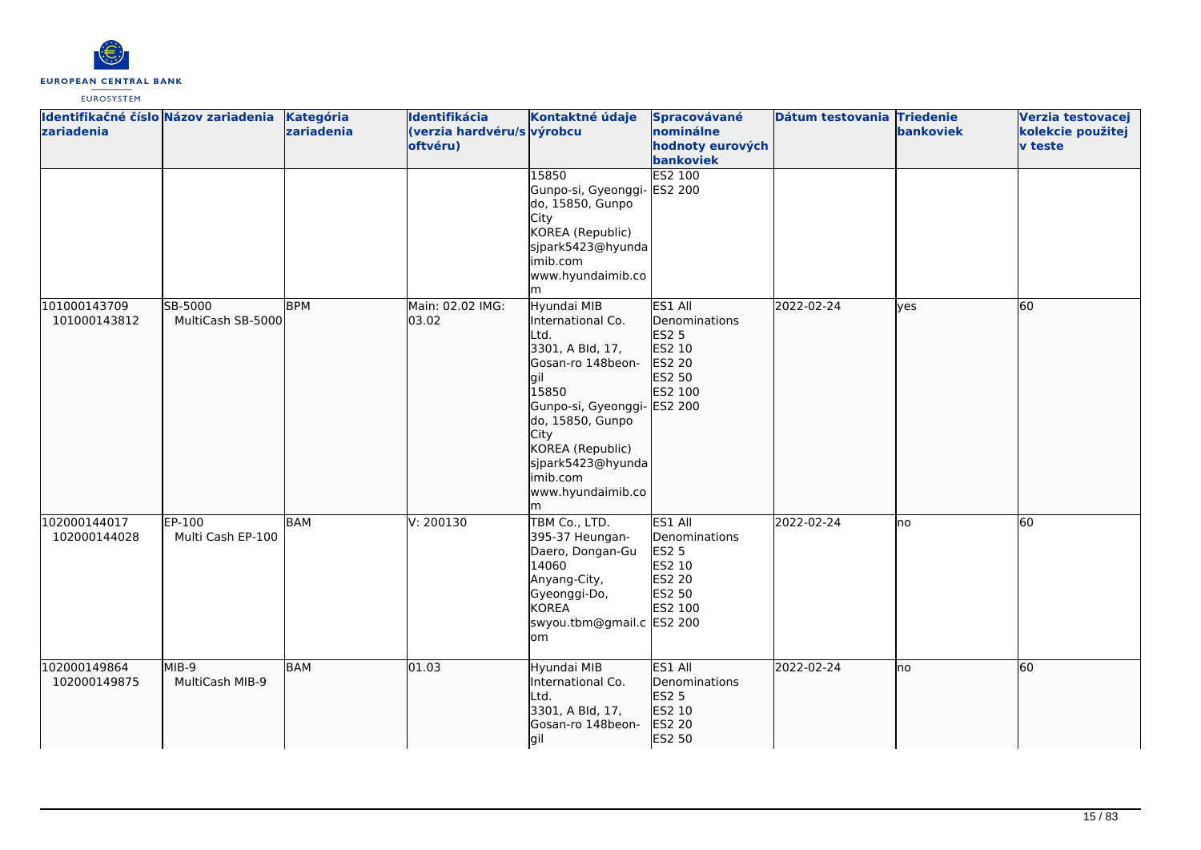| Identifikačné číslo zariadenia | Názov zariadenia | Kategória zariadenia | Identifikácia (verzia hardvéru/softvéru) | Kontaktné údaje výrobcu | Spracovávané nominálne hodnoty eurových bankoviek | Dátum testovania | Triedenie bankoviek | Verzia testovacej kolekcie použitej v teste |
|---|---|---|---|---|---|---|---|---|
| | | | | 15850<br>Gunpo-si, Gyeonggi-do, 15850, Gunpo City<br>KOREA (Republic)<br>sjpark5423@hyundaimib.com<br>www.hyundaimib.com | ES2 100<br>ES2 200 | | | |
| 101000143709<br>101000143812 | SB-5000<br>MultiCash SB-5000 | BPM | Main: 02.02 IMG: 03.02 | Hyundai MIB International Co. Ltd.<br>3301, A Bld, 17, Gosan-ro 148beon-gil<br>15850<br>Gunpo-si, Gyeonggi-do, 15850, Gunpo City<br>KOREA (Republic)<br>sjpark5423@hyundaimib.com<br>www.hyundaimib.com | ES1 All Denominations<br>ES2 5<br>ES2 10<br>ES2 20<br>ES2 50<br>ES2 100<br>ES2 200 | 2022-02-24 | yes | 60 |
| 102000144017<br>102000144028 | EP-100<br>Multi Cash EP-100 | BAM | V: 200130 | TBM Co., LTD.<br>395-37 Heungan-Daero, Dongan-Gu<br>14060<br>Anyang-City, Gyeonggi-Do, KOREA<br>swyou.tbm@gmail.com | ES1 All Denominations<br>ES2 5<br>ES2 10<br>ES2 20<br>ES2 50<br>ES2 100<br>ES2 200 | 2022-02-24 | no | 60 |
| 102000149864<br>102000149875 | MIB-9<br>MultiCash MIB-9 | BAM | 01.03 | Hyundai MIB International Co. Ltd.<br>3301, A Bld, 17, Gosan-ro 148beon-gil | ES1 All Denominations<br>ES2 5<br>ES2 10<br>ES2 20<br>ES2 50 | 2022-02-24 | no | 60 |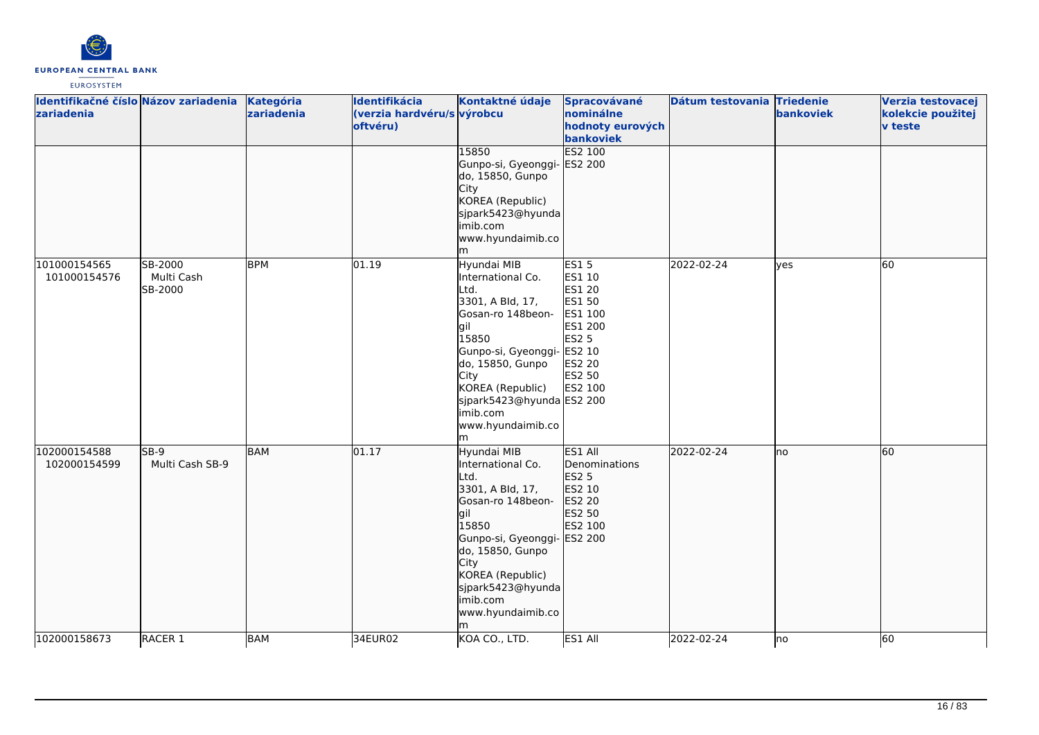| Identifikačné číslo zariadenia | Názov zariadenia | Kategória zariadenia | Identifikácia (verzia hardvéru/softvéru) | Kontaktné údaje výrobcu | Spracovávané nominálne hodnoty eurových bankoviek | Dátum testovania | Triedenie bankoviek | Verzia testovacej kolekcie použitej v teste |
|---|---|---|---|---|---|---|---|---|
| | | | | 15850<br>Gunpo-si, Gyeonggi-do, 15850, Gunpo City<br>KOREA (Republic)<br>sjpark5423@hyundaimib.com<br>www.hyundaimib.com | ES2 100<br>ES2 200 | | | |
| 101000154565<br>101000154576 | SB-2000<br>Multi Cash SB-2000 | BPM | 01.19 | Hyundai MIB International Co. Ltd.<br>3301, A Bld, 17, Gosan-ro 148beon-gil<br>15850<br>Gunpo-si, Gyeonggi-do, 15850, Gunpo City<br>KOREA (Republic)<br>sjpark5423@hyundaimib.com<br>www.hyundaimib.com | ES1 5<br>ES1 10<br>ES1 20<br>ES1 50<br>ES1 100<br>ES1 200<br>ES2 5<br>ES2 10<br>ES2 20<br>ES2 50<br>ES2 100<br>ES2 200 | 2022-02-24 | yes | 60 |
| 102000154588<br>102000154599 | SB-9<br>Multi Cash SB-9 | BAM | 01.17 | Hyundai MIB International Co. Ltd.<br>3301, A Bld, 17, Gosan-ro 148beon-gil<br>15850<br>Gunpo-si, Gyeonggi-do, 15850, Gunpo City<br>KOREA (Republic)<br>sjpark5423@hyundaimib.com<br>www.hyundaimib.com | ES1 All Denominations<br>ES2 5<br>ES2 10<br>ES2 20<br>ES2 50<br>ES2 100<br>ES2 200 | 2022-02-24 | no | 60 |
| 102000158673 | RACER 1 | BAM | 34EUR02 | KOA CO., LTD. | ES1 All | 2022-02-24 | no | 60 |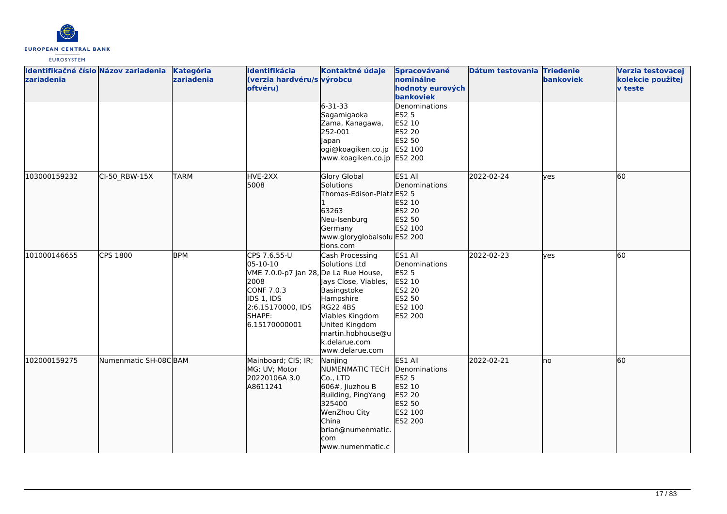| Identifikačné číslo zariadenia | Názov zariadenia | Kategória zariadenia | Identifikácia (verzia hardvéru/softvéru) | Kontaktné údaje výrobcu | Spracovávané nominálne hodnoty eurových bankoviek | Dátum testovania | Triedenie bankoviek | Verzia testovacej kolekcie použitej v teste |
|---|---|---|---|---|---|---|---|---|
| | | | | 6-31-33 Sagamigaoka Zama, Kanagawa, 252-001 Japan ogi@koagiken.co.jp www.koagiken.co.jp | Denominations ES2 5 ES2 10 ES2 20 ES2 50 ES2 100 ES2 200 | | | |
| 103000159232 | CI-50_RBW-15X | TARM | HVE-2XX 5008 | Glory Global Solutions Thomas-Edison-Platz 1 63263 Neu-Isenburg Germany www.gloryglobalsolutions.com | ES1 All Denominations ES2 5 ES2 10 ES2 20 ES2 50 ES2 100 ES2 200 | 2022-02-24 | yes | 60 |
| 101000146655 | CPS 1800 | BPM | CPS 7.6.55-U 05-10-10 VME 7.0.0-p7 Jan 28, 2008 CONF 7.0.3 IDS 1, IDS 2:6.15170000, IDS SHAPE: 6.15170000001 | Cash Processing Solutions Ltd De La Rue House, Jays Close, Viables, Basingstoke Hampshire RG22 4BS Viables Kingdom United Kingdom martin.hobhouse@uk.delarue.com www.delarue.com | ES1 All Denominations ES2 5 ES2 10 ES2 20 ES2 50 ES2 100 ES2 200 | 2022-02-23 | yes | 60 |
| 102000159275 | Numenmatic SH-08C | BAM | Mainboard; CIS; IR; MG; UV; Motor 20220106A 3.0 A8611241 | Nanjing NUMENMATIC TECH Co., LTD 606#, Jiuzhou B Building, PingYang 325400 WenZhou City China brian@numenmatic.com www.numenmatic.c | ES1 All Denominations ES2 5 ES2 10 ES2 20 ES2 50 ES2 100 ES2 200 | 2022-02-21 | no | 60 |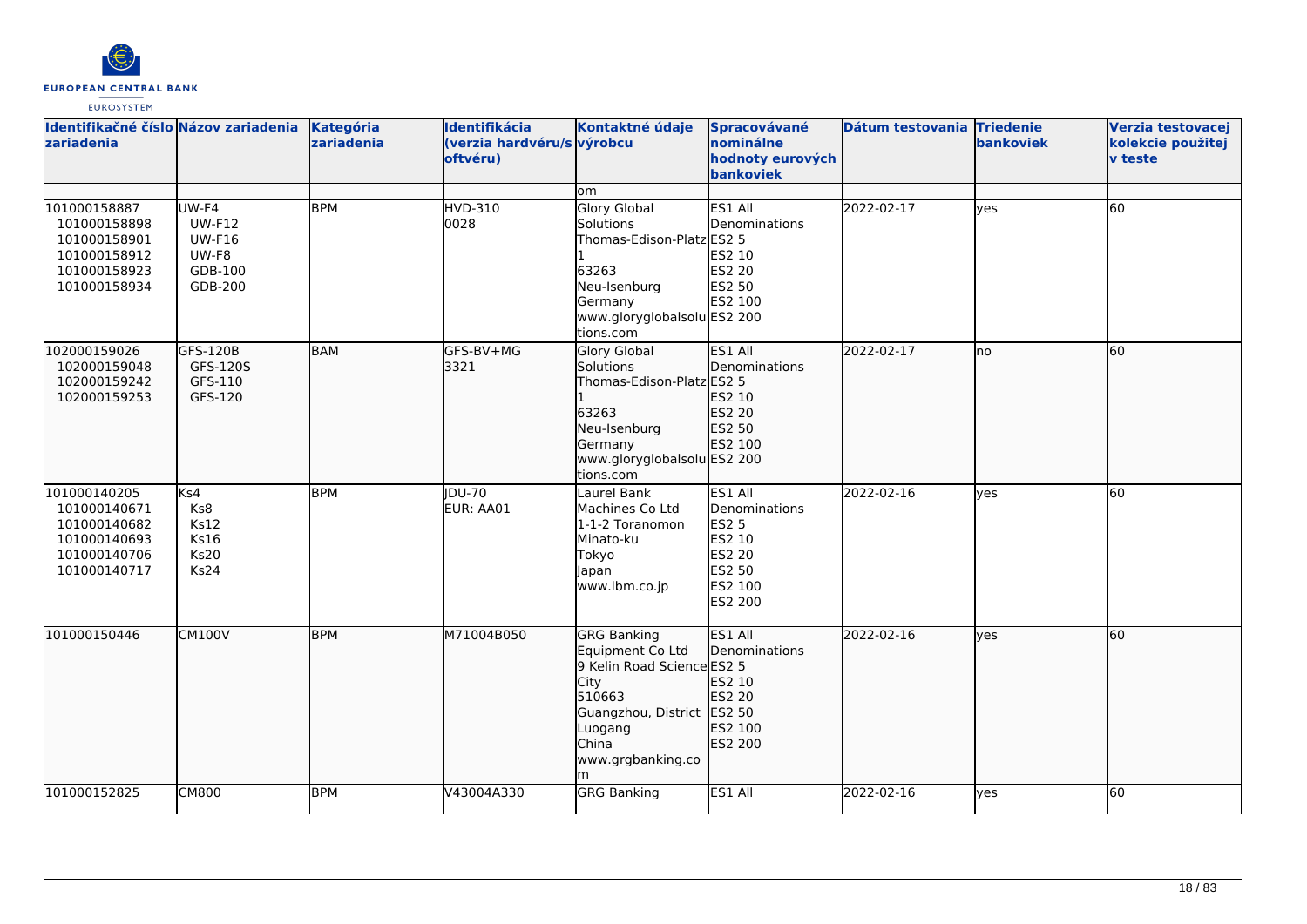| Identifikačné číslo zariadenia | Názov zariadenia | Kategória zariadenia | Identifikácia (verzia hardvéru/softvéru) | Kontaktné údaje výrobcu | Spracovávané nominálne hodnoty eurových bankoviek | Dátum testovania | Triedenie bankoviek | Verzia testovacej kolekcie použitej v teste |
|---|---|---|---|---|---|---|---|---|
| | | | | om | | | | |
| 101000158887<br>101000158898<br>101000158901<br>101000158912<br>101000158923<br>101000158934 | UW-F4<br>UW-F12<br>UW-F16<br>UW-F8<br>GDB-100<br>GDB-200 | BPM | HVD-310<br>0028 | Glory Global Solutions<br>Thomas-Edison-Platz 1<br>63263<br>Neu-Isenburg<br>Germany<br>www.gloryglobalsolutions.com | ES1 All Denominations<br>ES2 5<br>ES2 10<br>ES2 20<br>ES2 50<br>ES2 100<br>ES2 200 | 2022-02-17 | yes | 60 |
| 102000159026<br>102000159048<br>102000159242<br>102000159253 | GFS-120B<br>GFS-120S<br>GFS-110<br>GFS-120 | BAM | GFS-BV+MG<br>3321 | Glory Global Solutions<br>Thomas-Edison-Platz 1<br>63263<br>Neu-Isenburg<br>Germany<br>www.gloryglobalsolutions.com | ES1 All Denominations<br>ES2 5<br>ES2 10<br>ES2 20<br>ES2 50<br>ES2 100<br>ES2 200 | 2022-02-17 | no | 60 |
| 101000140205<br>101000140671<br>101000140682<br>101000140693<br>101000140706<br>101000140717 | Ks4<br>Ks8<br>Ks12<br>Ks16<br>Ks20<br>Ks24 | BPM | JDU-70<br>EUR: AA01 | Laurel Bank Machines Co Ltd<br>1-1-2 Toranomon<br>Minato-ku<br>Tokyo<br>Japan<br>www.lbm.co.jp | ES1 All Denominations<br>ES2 5<br>ES2 10<br>ES2 20<br>ES2 50<br>ES2 100<br>ES2 200 | 2022-02-16 | yes | 60 |
| 101000150446 | CM100V | BPM | M71004B050 | GRG Banking Equipment Co Ltd<br>9 Kelin Road Science City<br>510663<br>Guangzhou, District Luogang<br>China<br>www.grgbanking.com | ES1 All Denominations<br>ES2 5<br>ES2 10<br>ES2 20<br>ES2 50<br>ES2 100<br>ES2 200 | 2022-02-16 | yes | 60 |
| 101000152825 | CM800 | BPM | V43004A330 | GRG Banking | ES1 All | 2022-02-16 | yes | 60 |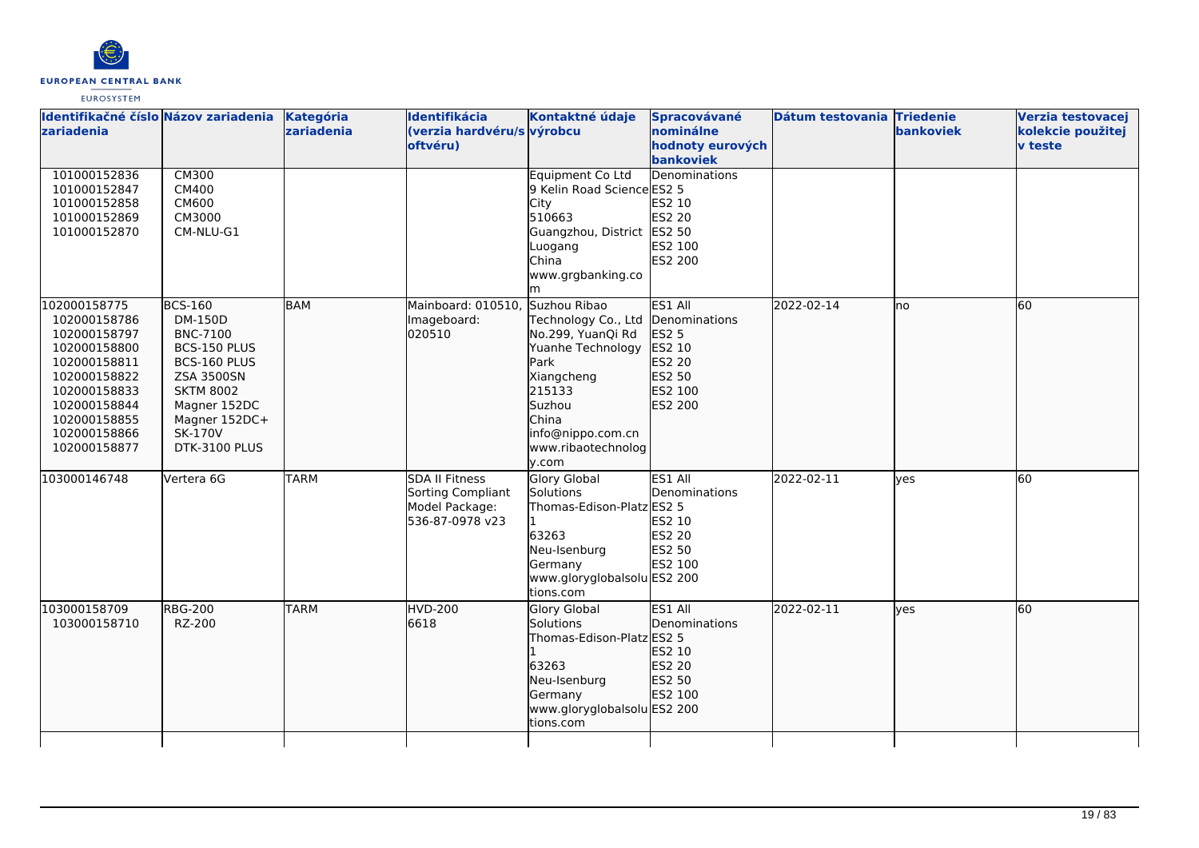| Identifikačné číslo zariadenia | Názov zariadenia | Kategória zariadenia | Identifikácia (verzia hardvéru/softvéru) | Kontaktné údaje výrobcu | Spracovávané nominálne hodnoty eurových bankoviek | Dátum testovania | Triedenie bankoviek | Verzia testovacej kolekcie použitej v teste |
|---|---|---|---|---|---|---|---|---|
| 101000152836<br>101000152847<br>101000152858<br>101000152869<br>101000152870 | CM300<br>CM400<br>CM600<br>CM3000<br>CM-NLU-G1 | | | Equipment Co Ltd<br>9 Kelin Road Science City<br>510663<br>Guangzhou, District Luogang<br>China<br>www.grgbanking.com | Denominations<br>ES2 5<br>ES2 10<br>ES2 20<br>ES2 50<br>ES2 100<br>ES2 200 | | | |
| 102000158775<br>102000158786<br>102000158797<br>102000158800<br>102000158811<br>102000158822<br>102000158833<br>102000158844<br>102000158855<br>102000158866<br>102000158877 | BCS-160<br>DM-150D<br>BNC-7100<br>BCS-150 PLUS<br>BCS-160 PLUS<br>ZSA 3500SN<br>SKTM 8002<br>Magner 152DC<br>Magner 152DC+<br>SK-170V<br>DTK-3100 PLUS | BAM | Mainboard: 010510, Imageboard: 020510 | Suzhou Ribao Technology Co., Ltd<br>No.299, YuanQi Rd<br>Yuanhe Technology Park<br>Xiangcheng<br>215133<br>Suzhou<br>China<br>info@nippo.com.cn<br>www.ribaotechnology.com | ES1 All Denominations<br>ES2 5<br>ES2 10<br>ES2 20<br>ES2 50<br>ES2 100<br>ES2 200 | 2022-02-14 | no | 60 |
| 103000146748 | Vertera 6G | TARM | SDA II Fitness Sorting Compliant Model Package: 536-87-0978 v23 | Glory Global Solutions<br>Thomas-Edison-Platz 1<br>63263<br>Neu-Isenburg<br>Germany<br>www.gloryglobalsolutions.com | ES1 All Denominations<br>ES2 5<br>ES2 10<br>ES2 20<br>ES2 50<br>ES2 100<br>ES2 200 | 2022-02-11 | yes | 60 |
| 103000158709<br>103000158710 | RBG-200<br>RZ-200 | TARM | HVD-200<br>6618 | Glory Global Solutions<br>Thomas-Edison-Platz 1<br>63263<br>Neu-Isenburg<br>Germany<br>www.gloryglobalsolutions.com | ES1 All Denominations<br>ES2 5<br>ES2 10<br>ES2 20<br>ES2 50<br>ES2 100<br>ES2 200 | 2022-02-11 | yes | 60 |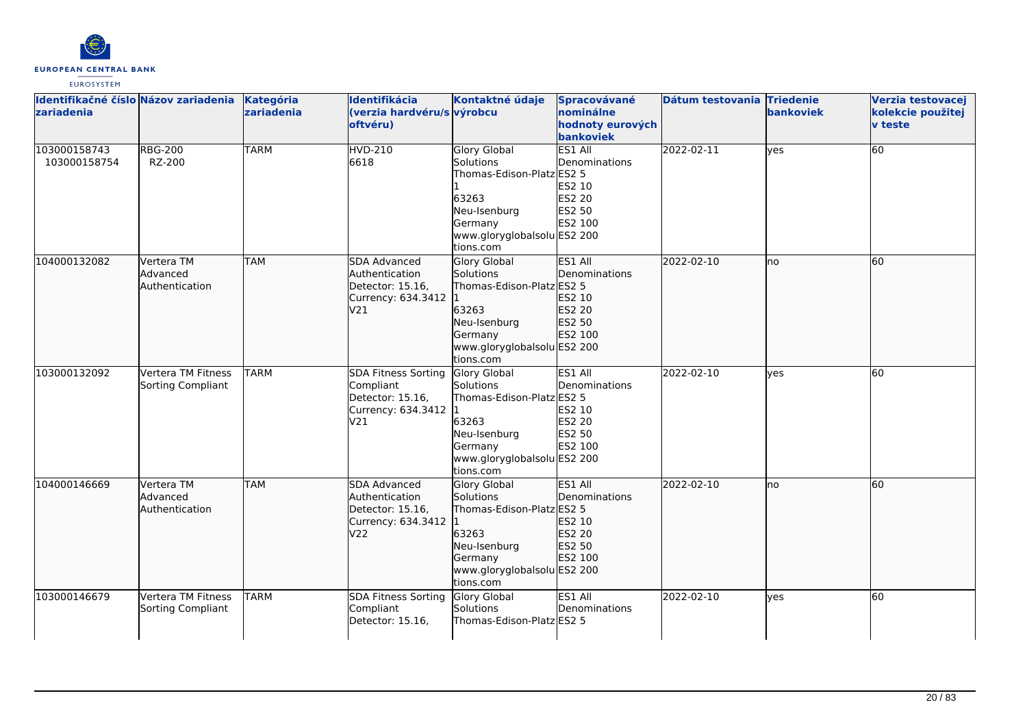| Identifikačné číslo zariadenia | Názov zariadenia | Kategória zariadenia | Identifikácia (verzia hardvéru/softvéru) | Kontaktné údaje výrobcu | Spracovávané nominálne hodnoty eurových bankoviek | Dátum testovania | Triedenie bankoviek | Verzia testovacej kolekcie použitej v teste |
|---|---|---|---|---|---|---|---|---|
| 103000158743 103000158754 | RBG-200 RZ-200 | TARM | HVD-210 6618 | Glory Global Solutions Thomas-Edison-Platz 1 63263 Neu-Isenburg Germany www.gloryglobalsolutions.com | ES1 All Denominations ES2 5 ES2 10 ES2 20 ES2 50 ES2 100 ES2 200 | 2022-02-11 | yes | 60 |
| 104000132082 | Vertera TM Advanced Authentication | TAM | SDA Advanced Authentication Detector: 15.16, Currency: 634.3412 V21 | Glory Global Solutions Thomas-Edison-Platz 1 63263 Neu-Isenburg Germany www.gloryglobalsolutions.com | ES1 All Denominations ES2 5 ES2 10 ES2 20 ES2 50 ES2 100 ES2 200 | 2022-02-10 | no | 60 |
| 103000132092 | Vertera TM Fitness Sorting Compliant | TARM | SDA Fitness Sorting Compliant Detector: 15.16, Currency: 634.3412 V21 | Glory Global Solutions Thomas-Edison-Platz 1 63263 Neu-Isenburg Germany www.gloryglobalsolutions.com | ES1 All Denominations ES2 5 ES2 10 ES2 20 ES2 50 ES2 100 ES2 200 | 2022-02-10 | yes | 60 |
| 104000146669 | Vertera TM Advanced Authentication | TAM | SDA Advanced Authentication Detector: 15.16, Currency: 634.3412 V22 | Glory Global Solutions Thomas-Edison-Platz 1 63263 Neu-Isenburg Germany www.gloryglobalsolutions.com | ES1 All Denominations ES2 5 ES2 10 ES2 20 ES2 50 ES2 100 ES2 200 | 2022-02-10 | no | 60 |
| 103000146679 | Vertera TM Fitness Sorting Compliant | TARM | SDA Fitness Sorting Compliant Detector: 15.16, | Glory Global Solutions Thomas-Edison-Platz | ES1 All Denominations ES2 5 | 2022-02-10 | yes | 60 |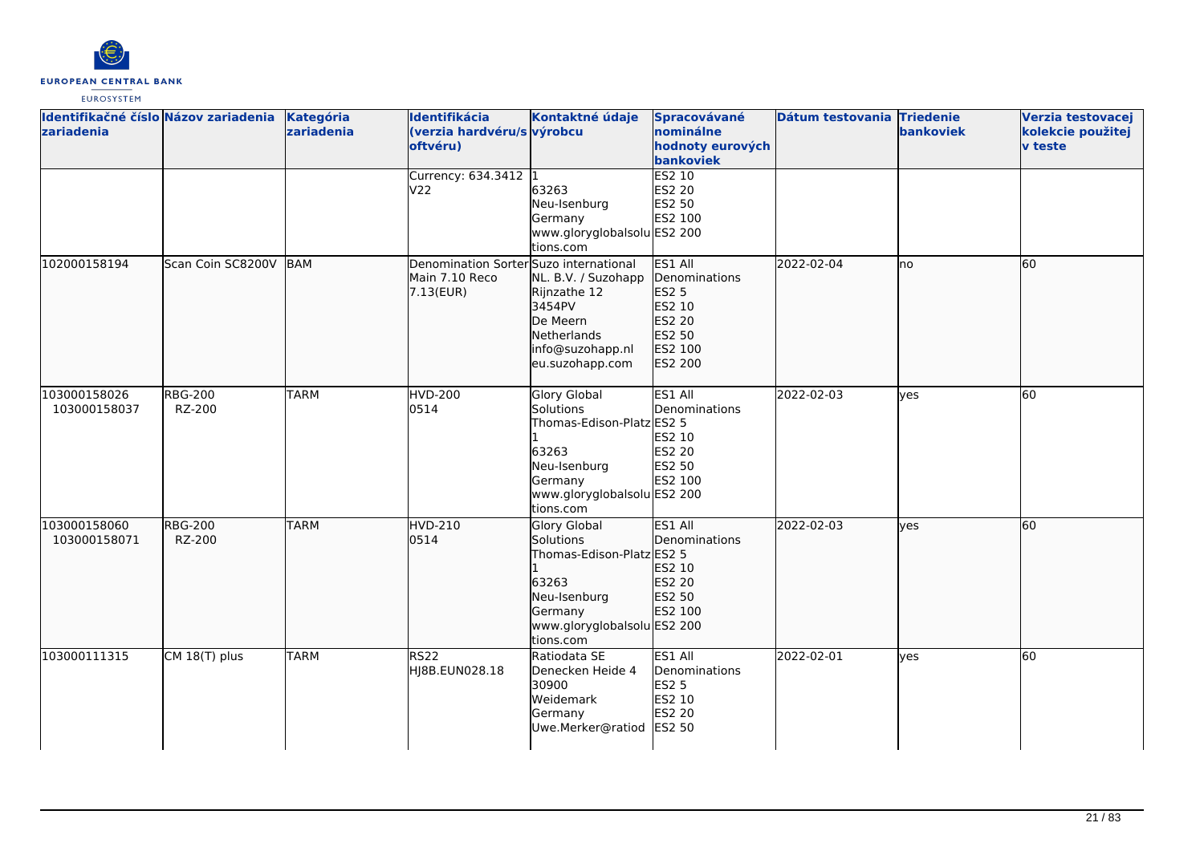| Identifikačné číslo zariadenia | Názov zariadenia | Kategória zariadenia | Identifikácia (verzia hardvéru/softvéru) | Kontaktné údaje výrobcu | Spracovávané nominálne hodnoty eurových bankoviek | Dátum testovania | Triedenie bankoviek | Verzia testovacej kolekcie použitej v teste |
|---|---|---|---|---|---|---|---|---|
| | | | Currency: 634.3412 V22 | 1<br>63263<br>Neu-Isenburg<br>Germany<br>www.gloryglobalsolutions.com | ES2 10<br>ES2 20<br>ES2 50<br>ES2 100<br>ES2 200 | | | |
| 102000158194 | Scan Coin SC8200V | BAM | Denomination Sorter Main 7.10 Reco 7.13(EUR) | Suzo international NL. B.V. / Suzohapp<br>Rijnzathe 12<br>3454PV<br>De Meern<br>Netherlands<br>info@suzohapp.nl<br>eu.suzohapp.com | ES1 All Denominations<br>ES2 5<br>ES2 10<br>ES2 20<br>ES2 50<br>ES2 100<br>ES2 200 | 2022-02-04 | no | 60 |
| 103000158026<br>103000158037 | RBG-200<br>RZ-200 | TARM | HVD-200<br>0514 | Glory Global Solutions<br>Thomas-Edison-Platz 1<br>63263<br>Neu-Isenburg<br>Germany<br>www.gloryglobalsolutions.com | ES1 All Denominations<br>ES2 5<br>ES2 10<br>ES2 20<br>ES2 50<br>ES2 100<br>ES2 200 | 2022-02-03 | yes | 60 |
| 103000158060<br>103000158071 | RBG-200<br>RZ-200 | TARM | HVD-210<br>0514 | Glory Global Solutions<br>Thomas-Edison-Platz 1<br>63263<br>Neu-Isenburg<br>Germany<br>www.gloryglobalsolutions.com | ES1 All Denominations<br>ES2 5<br>ES2 10<br>ES2 20<br>ES2 50<br>ES2 100<br>ES2 200 | 2022-02-03 | yes | 60 |
| 103000111315 | CM 18(T) plus | TARM | RS22<br>HJ8B.EUN028.18 | Ratiodata SE<br>Denecken Heide 4<br>30900<br>Weidemark<br>Germany<br>Uwe.Merker@ratiod | ES1 All Denominations<br>ES2 5<br>ES2 10<br>ES2 20<br>ES2 50 | 2022-02-01 | yes | 60 |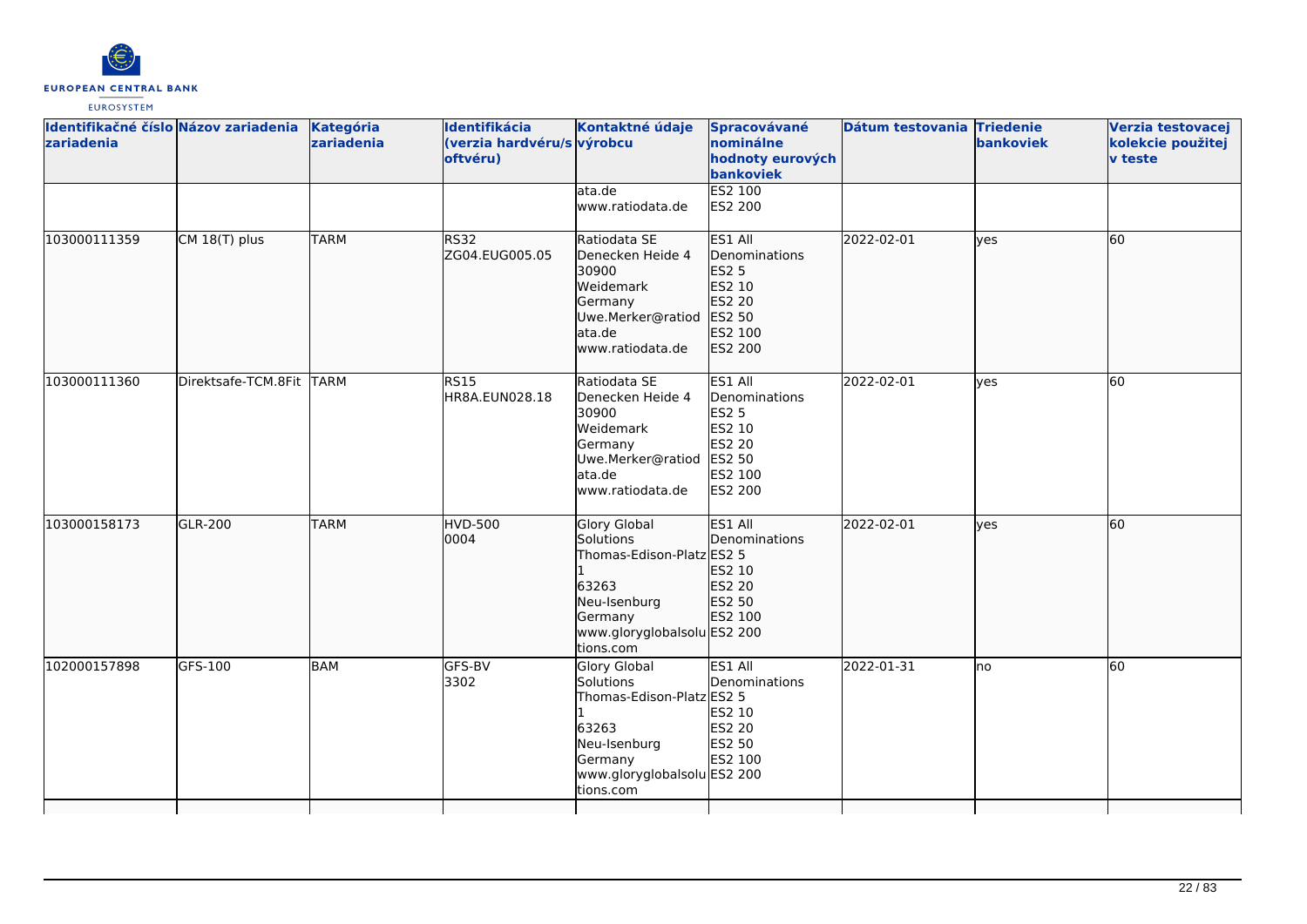| Identifikačné číslo zariadenia | Názov zariadenia | Kategória zariadenia | Identifikácia (verzia hardvéru/softvéru) | Kontaktné údaje výrobcu | Spracovávané nominálne hodnoty eurových bankoviek | Dátum testovania | Triedenie bankoviek | Verzia testovacej kolekcie použitej v teste |
|---|---|---|---|---|---|---|---|---|
| | | | | ata.de www.ratiodata.de | ES2 100 ES2 200 | | | |
| 103000111359 | CM 18(T) plus | TARM | RS32 ZG04.EUG005.05 | Ratiodata SE Denecken Heide 4 30900 Weidemark Germany Uwe.Merker@ratiodata.de www.ratiodata.de | ES1 All Denominations ES2 5 ES2 10 ES2 20 ES2 50 ES2 100 ES2 200 | 2022-02-01 | yes | 60 |
| 103000111360 | Direktsafe-TCM.8Fit | TARM | RS15 HR8A.EUN028.18 | Ratiodata SE Denecken Heide 4 30900 Weidemark Germany Uwe.Merker@ratiodata.de www.ratiodata.de | ES1 All Denominations ES2 5 ES2 10 ES2 20 ES2 50 ES2 100 ES2 200 | 2022-02-01 | yes | 60 |
| 103000158173 | GLR-200 | TARM | HVD-500 0004 | Glory Global Solutions Thomas-Edison-Platz 1 63263 Neu-Isenburg Germany www.gloryglobalsolutions.com | ES1 All Denominations ES2 5 ES2 10 ES2 20 ES2 50 ES2 100 ES2 200 | 2022-02-01 | yes | 60 |
| 102000157898 | GFS-100 | BAM | GFS-BV 3302 | Glory Global Solutions Thomas-Edison-Platz 1 63263 Neu-Isenburg Germany www.gloryglobalsolutions.com | ES1 All Denominations ES2 5 ES2 10 ES2 20 ES2 50 ES2 100 ES2 200 | 2022-01-31 | no | 60 |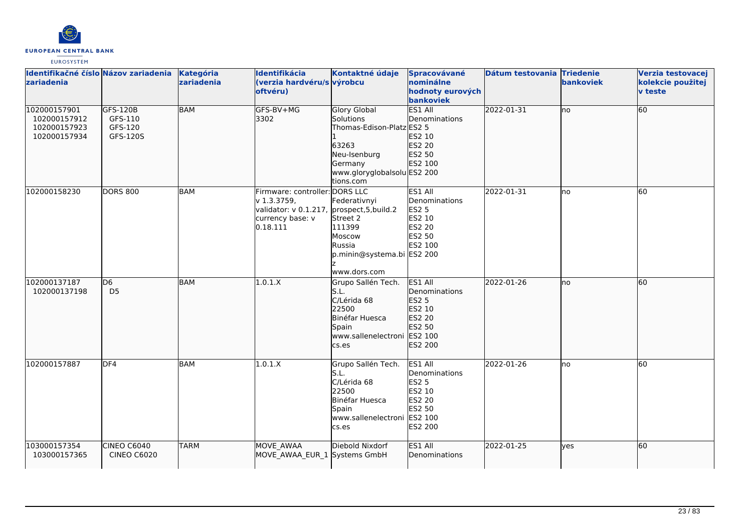| Identifikačné číslo zariadenia | Názov zariadenia | Kategória zariadenia | Identifikácia (verzia hardvéru/softvéru) | Kontaktné údaje výrobcu | Spracovávané nominálne hodnoty eurových bankoviek | Dátum testovania | Triedenie bankoviek | Verzia testovacej kolekcie použitej v teste |
|---|---|---|---|---|---|---|---|---|
| 102000157901<br>102000157912<br>102000157923<br>102000157934 | GFS-120B<br>GFS-110<br>GFS-120<br>GFS-120S | BAM | GFS-BV+MG<br>3302 | Glory Global Solutions<br>Thomas-Edison-Platz 1<br>63263<br>Neu-Isenburg<br>Germany<br>www.gloryglobalsolutions.com | ES1 All Denominations<br>ES2 5<br>ES2 10<br>ES2 20<br>ES2 50<br>ES2 100<br>ES2 200 | 2022-01-31 | no | 60 |
| 102000158230 | DORS 800 | BAM | Firmware: controller: v 1.3.3759,<br>validator: v 0.1.217,<br>currency base: v 0.18.111 | DORS LLC<br>Federativnyi prospect,5,build.2<br>Street 2<br>111399<br>Moscow<br>Russia<br>p.minin@systema.biz<br>www.dors.com | ES1 All Denominations<br>ES2 5<br>ES2 10<br>ES2 20<br>ES2 50<br>ES2 100<br>ES2 200 | 2022-01-31 | no | 60 |
| 102000137187<br>102000137198 | D6<br>D5 | BAM | 1.0.1.X | Grupo Sallén Tech. S.L.<br>C/Lérida 68<br>22500<br>Binéfar Huesca<br>Spain<br>www.sallenelectronics.es | ES1 All Denominations<br>ES2 5<br>ES2 10<br>ES2 20<br>ES2 50<br>ES2 100<br>ES2 200 | 2022-01-26 | no | 60 |
| 102000157887 | DF4 | BAM | 1.0.1.X | Grupo Sallén Tech. S.L.<br>C/Lérida 68<br>22500<br>Binéfar Huesca<br>Spain<br>www.sallenelectronics.es | ES1 All Denominations<br>ES2 5<br>ES2 10<br>ES2 20<br>ES2 50<br>ES2 100<br>ES2 200 | 2022-01-26 | no | 60 |
| 103000157354<br>103000157365 | CINEO C6040<br>CINEO C6020 | TARM | MOVE_AWAA<br>MOVE_AWAA_EUR_1 | Diebold Nixdorf Systems GmbH | ES1 All Denominations | 2022-01-25 | yes | 60 |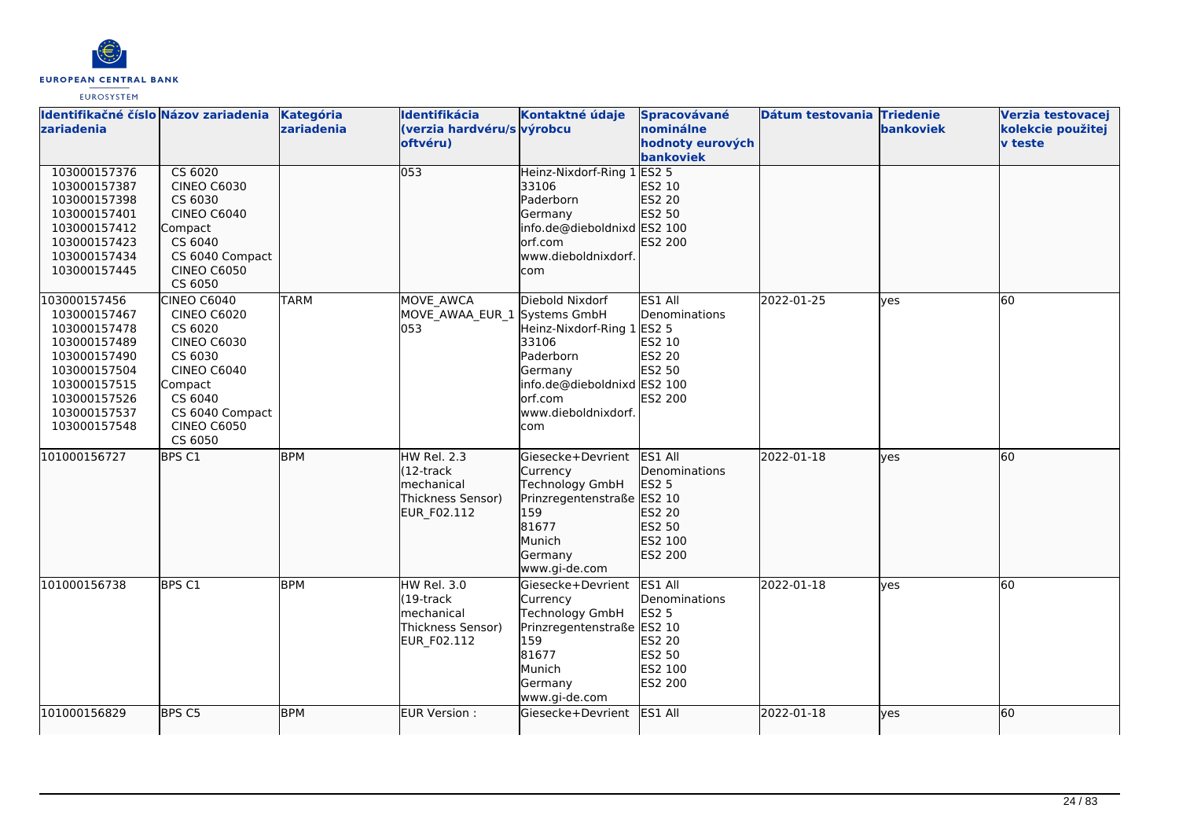| Identifikačné číslo zariadenia | Názov zariadenia | Kategória zariadenia | Identifikácia (verzia hardvéru/softvéru) | Kontaktné údaje výrobcu | Spracovávané nominálne hodnoty eurových bankoviek | Dátum testovania | Triedenie bankoviek | Verzia testovacej kolekcie použitej v teste |
|---|---|---|---|---|---|---|---|---|
| 103000157376<br>103000157387<br>103000157398<br>103000157401<br>103000157412<br>103000157423<br>103000157434<br>103000157445 | CS 6020<br>CINEO C6030<br>CS 6030<br>CINEO C6040<br>Compact<br>CS 6040<br>CS 6040 Compact<br>CINEO C6050<br>CS 6050 | | 053 | Heinz-Nixdorf-Ring 1<br>33106<br>Paderborn<br>Germany<br>info.de@dieboldnixdorf.com<br>www.dieboldnixdorf.com | ES2 5<br>ES2 10<br>ES2 20<br>ES2 50<br>ES2 100<br>ES2 200 | | | |
| 103000157456<br>103000157467<br>103000157478<br>103000157489<br>103000157490<br>103000157504<br>103000157515<br>103000157526<br>103000157537<br>103000157548 | CINEO C6040<br>CINEO C6020<br>CS 6020<br>CINEO C6030<br>CS 6030<br>CINEO C6040<br>Compact<br>CS 6040<br>CS 6040 Compact<br>CINEO C6050<br>CS 6050 | TARM | MOVE_AWCA<br>MOVE_AWAA_EUR_1<br>053 | Diebold Nixdorf Systems GmbH<br>Heinz-Nixdorf-Ring 1<br>33106<br>Paderborn<br>Germany<br>info.de@dieboldnixdorf.com<br>www.dieboldnixdorf.com | ES1 All Denominations<br>ES2 5<br>ES2 10<br>ES2 20<br>ES2 50<br>ES2 100<br>ES2 200 | 2022-01-25 | yes | 60 |
| 101000156727 | BPS C1 | BPM | HW Rel. 2.3<br>(12-track mechanical Thickness Sensor)<br>EUR_F02.112 | Giesecke+Devrient Currency Technology GmbH<br>Prinzregentenstraße 159<br>81677<br>Munich<br>Germany<br>www.gi-de.com | ES1 All Denominations<br>ES2 5<br>ES2 10<br>ES2 20<br>ES2 50<br>ES2 100<br>ES2 200 | 2022-01-18 | yes | 60 |
| 101000156738 | BPS C1 | BPM | HW Rel. 3.0<br>(19-track mechanical Thickness Sensor)<br>EUR_F02.112 | Giesecke+Devrient Currency Technology GmbH<br>Prinzregentenstraße 159<br>81677<br>Munich<br>Germany<br>www.gi-de.com | ES1 All Denominations<br>ES2 5<br>ES2 10<br>ES2 20<br>ES2 50<br>ES2 100<br>ES2 200 | 2022-01-18 | yes | 60 |
| 101000156829 | BPS C5 | BPM | EUR Version : | Giesecke+Devrient | ES1 All | 2022-01-18 | yes | 60 |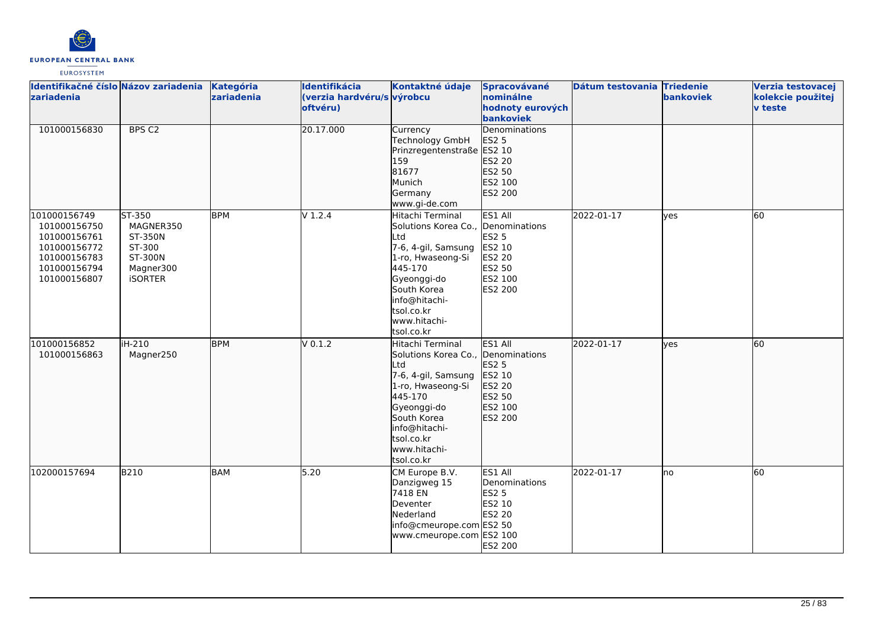| Identifikačné číslo zariadenia | Názov zariadenia | Kategória zariadenia | Identifikácia (verzia hardvéru/softvéru) | Kontaktné údaje výrobcu | Spracovávané nominálne hodnoty eurových bankoviek | Dátum testovania | Triedenie bankoviek | Verzia testovacej kolekcie použitej v teste |
|---|---|---|---|---|---|---|---|---|
| 101000156830 | BPS C2 | | 20.17.000 | Currency Technology GmbH Prinzregentenstraße 159 81677 Munich Germany www.gi-de.com | Denominations ES2 5 ES2 10 ES2 20 ES2 50 ES2 100 ES2 200 | | | |
| 101000156749 101000156750 101000156761 101000156772 101000156783 101000156794 101000156807 | ST-350 MAGNER350 ST-350N ST-300 ST-300N Magner300 iSORTER | BPM | V 1.2.4 | Hitachi Terminal Solutions Korea Co., Ltd 7-6, 4-gil, Samsung 1-ro, Hwaseong-Si 445-170 Gyeonggi-do South Korea info@hitachi-tsol.co.kr www.hitachi-tsol.co.kr | ES1 All Denominations ES2 5 ES2 10 ES2 20 ES2 50 ES2 100 ES2 200 | 2022-01-17 | yes | 60 |
| 101000156852 101000156863 | iH-210 Magner250 | BPM | V 0.1.2 | Hitachi Terminal Solutions Korea Co., Ltd 7-6, 4-gil, Samsung 1-ro, Hwaseong-Si 445-170 Gyeonggi-do South Korea info@hitachi-tsol.co.kr www.hitachi-tsol.co.kr | ES1 All Denominations ES2 5 ES2 10 ES2 20 ES2 50 ES2 100 ES2 200 | 2022-01-17 | yes | 60 |
| 102000157694 | B210 | BAM | 5.20 | CM Europe B.V. Danzigweg 15 7418 EN Deventer Nederland info@cmeurope.com www.cmeurope.com | ES1 All Denominations ES2 5 ES2 10 ES2 20 ES2 50 ES2 100 ES2 200 | 2022-01-17 | no | 60 |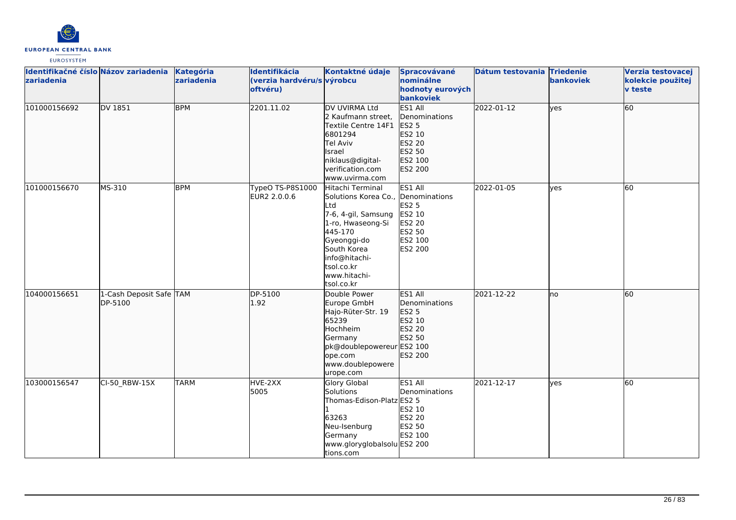| Identifikačné číslo zariadenia | Názov zariadenia | Kategória zariadenia | Identifikácia (verzia hardvéru/softvéru) | Kontaktné údaje výrobcu | Spracovávané nominálne hodnoty eurových bankoviek | Dátum testovania | Triedenie bankoviek | Verzia testovacej kolekcie použitej v teste |
|---|---|---|---|---|---|---|---|---|
| 101000156692 | DV 1851 | BPM | 2201.11.02 | DV UVIRMA Ltd<br>2 Kaufmann street, Textile Centre 14F1<br>6801294<br>Tel Aviv<br>Israel<br>niklaus@digital-verification.com<br>www.uvirma.com | ES1 All Denominations<br>ES2 5<br>ES2 10<br>ES2 20<br>ES2 50<br>ES2 100<br>ES2 200 | 2022-01-12 | yes | 60 |
| 101000156670 | MS-310 | BPM | TypeO TS-P8S1000 EUR2 2.0.0.6 | Hitachi Terminal Solutions Korea Co., Ltd<br>7-6, 4-gil, Samsung 1-ro, Hwaseong-Si<br>445-170<br>Gyeonggi-do<br>South Korea<br>info@hitachi-tsol.co.kr<br>www.hitachi-tsol.co.kr | ES1 All Denominations<br>ES2 5<br>ES2 10<br>ES2 20<br>ES2 50<br>ES2 100<br>ES2 200 | 2022-01-05 | yes | 60 |
| 104000156651 | 1-Cash Deposit Safe DP-5100 | TAM | DP-5100<br>1.92 | Double Power Europe GmbH<br>Hajo-Rüter-Str. 19<br>65239<br>Hochheim<br>Germany<br>pk@doublepowereurope.com<br>www.doublepowereurope.com | ES1 All Denominations<br>ES2 5<br>ES2 10<br>ES2 20<br>ES2 50<br>ES2 100<br>ES2 200 | 2021-12-22 | no | 60 |
| 103000156547 | CI-50_RBW-15X | TARM | HVE-2XX<br>5005 | Glory Global Solutions<br>Thomas-Edison-Platz 1<br>63263<br>Neu-Isenburg<br>Germany<br>www.gloryglobalsolutions.com | ES1 All Denominations<br>ES2 5<br>ES2 10<br>ES2 20<br>ES2 50<br>ES2 100<br>ES2 200 | 2021-12-17 | yes | 60 |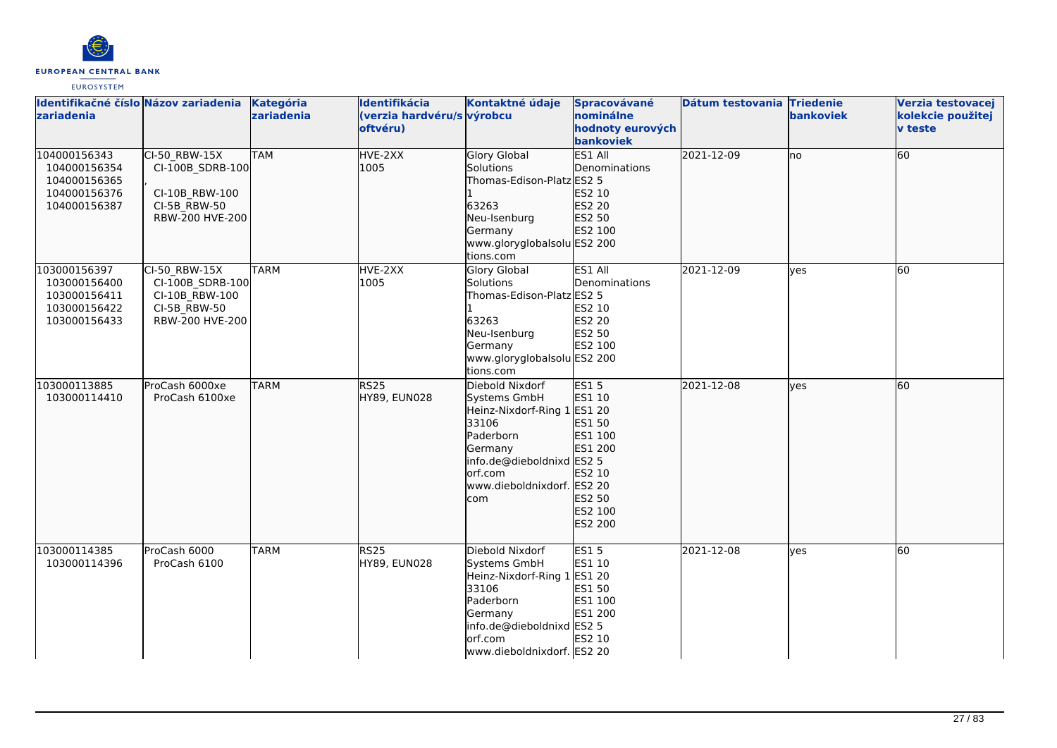| Identifikačné číslo zariadenia | Názov zariadenia | Kategória zariadenia | Identifikácia (verzia hardvéru/softvéru) | Kontaktné údaje výrobcu | Spracovávané nominálne hodnoty eurových bankoviek | Dátum testovania | Triedenie bankoviek | Verzia testovacej kolekcie použitej v teste |
|---|---|---|---|---|---|---|---|---|
| 104000156343<br>104000156354<br>104000156365<br>104000156376<br>104000156387 | CI-50_RBW-15X<br>CI-100B_SDRB-100,<br>CI-10B_RBW-100<br>CI-5B_RBW-50<br>RBW-200 HVE-200 | TAM | HVE-2XX<br>1005 | Glory Global Solutions<br>Thomas-Edison-Platz 1<br>63263<br>Neu-Isenburg<br>Germany<br>www.gloryglobalsolutions.com | ES1 All Denominations<br>ES2 5<br>ES2 10<br>ES2 20<br>ES2 50<br>ES2 100<br>ES2 200 | 2021-12-09 | no | 60 |
| 103000156397<br>103000156400<br>103000156411<br>103000156422<br>103000156433 | CI-50_RBW-15X<br>CI-100B_SDRB-100<br>CI-10B_RBW-100<br>CI-5B_RBW-50<br>RBW-200 HVE-200 | TARM | HVE-2XX<br>1005 | Glory Global Solutions<br>Thomas-Edison-Platz 1<br>63263<br>Neu-Isenburg<br>Germany<br>www.gloryglobalsolutions.com | ES1 All Denominations<br>ES2 5<br>ES2 10<br>ES2 20<br>ES2 50<br>ES2 100<br>ES2 200 | 2021-12-09 | yes | 60 |
| 103000113885<br>103000114410 | ProCash 6000xe<br>ProCash 6100xe | TARM | RS25<br>HY89, EUN028 | Diebold Nixdorf Systems GmbH<br>Heinz-Nixdorf-Ring 1<br>33106<br>Paderborn<br>Germany<br>info.de@dieboldnixdorf.com<br>www.dieboldnixdorf.com | ES1 5<br>ES1 10<br>ES1 20<br>ES1 50<br>ES1 100<br>ES1 200<br>ES2 5<br>ES2 10<br>ES2 20<br>ES2 50<br>ES2 100<br>ES2 200 | 2021-12-08 | yes | 60 |
| 103000114385<br>103000114396 | ProCash 6000<br>ProCash 6100 | TARM | RS25<br>HY89, EUN028 | Diebold Nixdorf Systems GmbH<br>Heinz-Nixdorf-Ring 1<br>33106<br>Paderborn<br>Germany<br>info.de@dieboldnixdorf.com<br>www.dieboldnixdorf. | ES1 5<br>ES1 10<br>ES1 20<br>ES1 50<br>ES1 100<br>ES1 200<br>ES2 5<br>ES2 10<br>ES2 20 | 2021-12-08 | yes | 60 |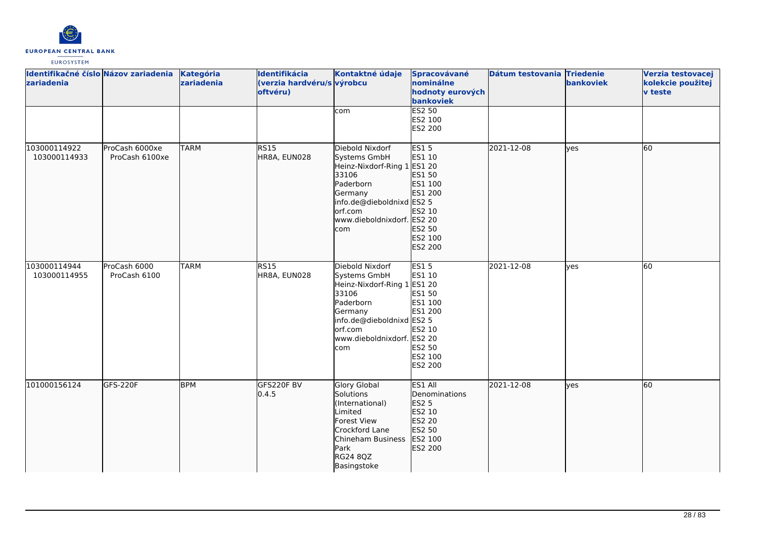| Identifikačné číslo zariadenia | Názov zariadenia | Kategória zariadenia | Identifikácia (verzia hardvéru/softvéru) | Kontaktné údaje výrobcu | Spracovávané nominálne hodnoty eurových bankoviek | Dátum testovania | Triedenie bankoviek | Verzia testovacej kolekcie použitej v teste |
|---|---|---|---|---|---|---|---|---|
| | | | | com | ES2 50<br>ES2 100<br>ES2 200 | | | |
| 103000114922<br>103000114933 | ProCash 6000xe<br>ProCash 6100xe | TARM | RS15<br>HR8A, EUN028 | Diebold Nixdorf Systems GmbH<br>Heinz-Nixdorf-Ring 1<br>33106<br>Paderborn<br>Germany<br>info.de@dieboldnixdorf.com<br>www.dieboldnixdorf.com | ES1 5<br>ES1 10<br>ES1 20<br>ES1 50<br>ES1 100<br>ES1 200<br>ES2 5<br>ES2 10<br>ES2 20<br>ES2 50<br>ES2 100<br>ES2 200 | 2021-12-08 | yes | 60 |
| 103000114944<br>103000114955 | ProCash 6000<br>ProCash 6100 | TARM | RS15<br>HR8A, EUN028 | Diebold Nixdorf Systems GmbH<br>Heinz-Nixdorf-Ring 1<br>33106<br>Paderborn<br>Germany<br>info.de@dieboldnixdorf.com<br>www.dieboldnixdorf.com | ES1 5<br>ES1 10<br>ES1 20<br>ES1 50<br>ES1 100<br>ES1 200<br>ES2 5<br>ES2 10<br>ES2 20<br>ES2 50<br>ES2 100<br>ES2 200 | 2021-12-08 | yes | 60 |
| 101000156124 | GFS-220F | BPM | GFS220F BV<br>0.4.5 | Glory Global Solutions (International) Limited<br>Forest View<br>Crockford Lane<br>Chineham Business Park<br>RG24 8QZ<br>Basingstoke | ES1 All Denominations<br>ES2 5<br>ES2 10<br>ES2 20<br>ES2 50<br>ES2 100<br>ES2 200 | 2021-12-08 | yes | 60 |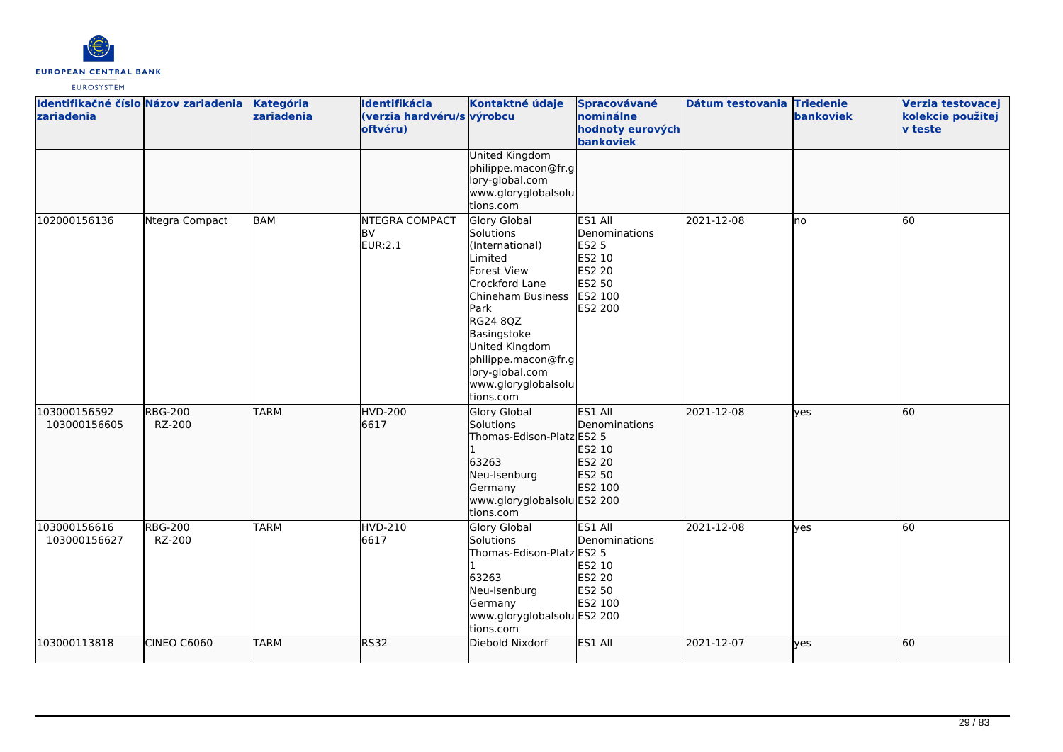| Identifikačné číslo zariadenia | Názov zariadenia | Kategória zariadenia | Identifikácia (verzia hardvéru/softvéru) | Kontaktné údaje výrobcu | Spracovávané nominálne hodnoty eurových bankoviek | Dátum testovania | Triedenie bankoviek | Verzia testovacej kolekcie použitej v teste |
|---|---|---|---|---|---|---|---|---|
| | | | | United Kingdom philippe.macon@fr.glory-global.com www.gloryglobalsolutions.com | | | | |
| 102000156136 | Ntegra Compact | BAM | NTEGRA COMPACT BV EUR:2.1 | Glory Global Solutions (International) Limited Forest View Crockford Lane Chineham Business Park RG24 8QZ Basingstoke United Kingdom philippe.macon@fr.glory-global.com www.gloryglobalsolutions.com | ES1 All Denominations ES2 5 ES2 10 ES2 20 ES2 50 ES2 100 ES2 200 | 2021-12-08 | no | 60 |
| 103000156592 103000156605 | RBG-200 RZ-200 | TARM | HVD-200 6617 | Glory Global Solutions Thomas-Edison-Platz 1 63263 Neu-Isenburg Germany www.gloryglobalsolutions.com | ES1 All Denominations ES2 5 ES2 10 ES2 20 ES2 50 ES2 100 ES2 200 | 2021-12-08 | yes | 60 |
| 103000156616 103000156627 | RBG-200 RZ-200 | TARM | HVD-210 6617 | Glory Global Solutions Thomas-Edison-Platz 1 63263 Neu-Isenburg Germany www.gloryglobalsolutions.com | ES1 All Denominations ES2 5 ES2 10 ES2 20 ES2 50 ES2 100 ES2 200 | 2021-12-08 | yes | 60 |
| 103000113818 | CINEO C6060 | TARM | RS32 | Diebold Nixdorf | ES1 All | 2021-12-07 | yes | 60 |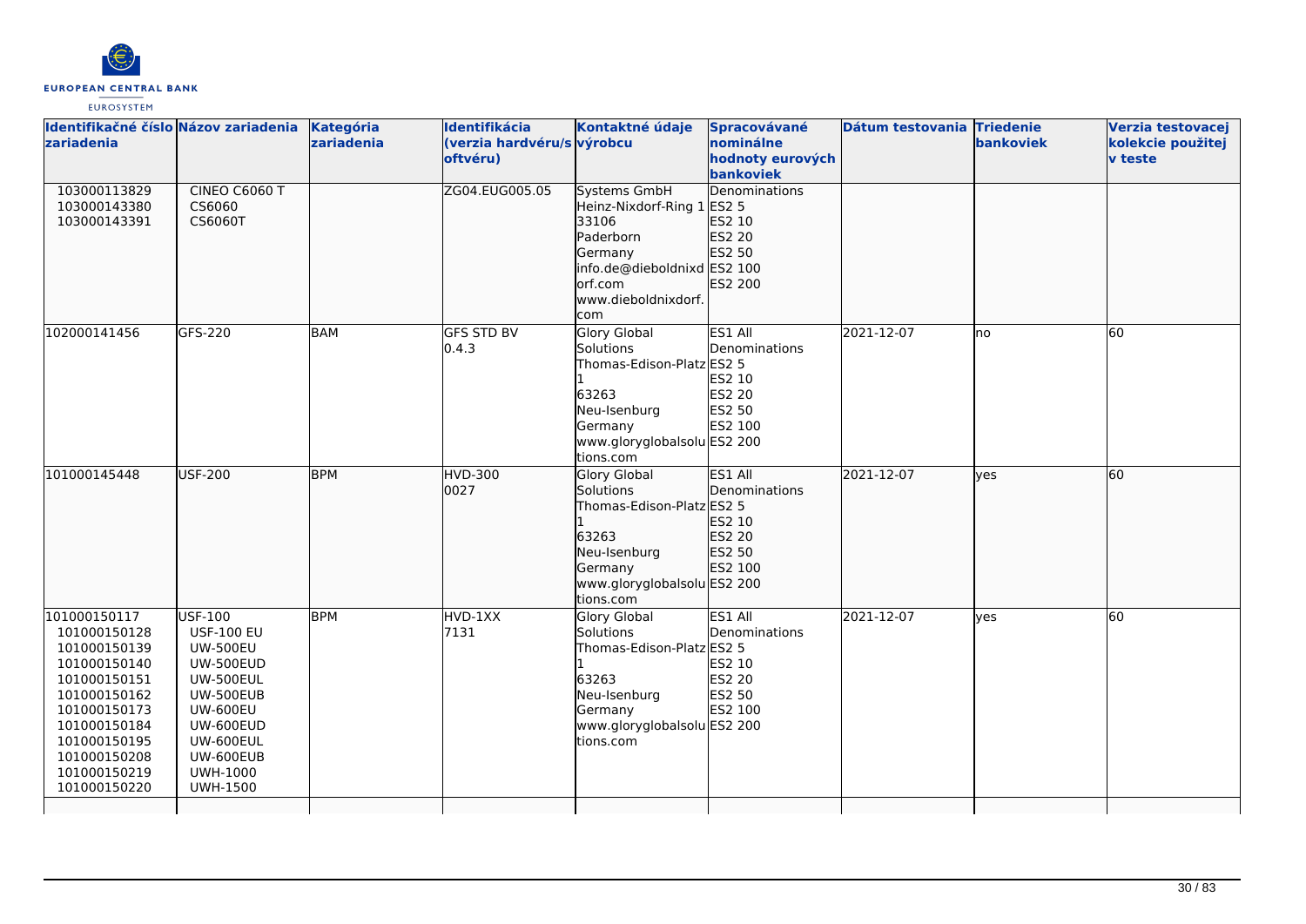| Identifikačné číslo zariadenia | Názov zariadenia | Kategória zariadenia | Identifikácia (verzia hardvéru/softvéru) | Kontaktné údaje výrobcu | Spracovávané nominálne hodnoty eurových bankoviek | Dátum testovania | Triedenie bankoviek | Verzia testovacej kolekcie použitej v teste |
|---|---|---|---|---|---|---|---|---|
| 103000113829<br>103000143380<br>103000143391 | CINEO C6060 T<br>CS6060<br>CS6060T | | ZG04.EUG005.05 | Systems GmbH<br>Heinz-Nixdorf-Ring 1<br>33106<br>Paderborn<br>Germany<br>info.de@dieboldnixdorf.com<br>www.dieboldnixdorf.com | Denominations<br>ES2 5<br>ES2 10<br>ES2 20<br>ES2 50<br>ES2 100<br>ES2 200 | | | |
| 102000141456 | GFS-220 | BAM | GFS STD BV<br>0.4.3 | Glory Global Solutions<br>Thomas-Edison-Platz 1<br>63263<br>Neu-Isenburg<br>Germany<br>www.gloryglobalsolutions.com | ES1 All Denominations<br>ES2 5<br>ES2 10<br>ES2 20<br>ES2 50<br>ES2 100<br>ES2 200 | 2021-12-07 | no | 60 |
| 101000145448 | USF-200 | BPM | HVD-300<br>0027 | Glory Global Solutions<br>Thomas-Edison-Platz 1<br>63263<br>Neu-Isenburg<br>Germany<br>www.gloryglobalsolutions.com | ES1 All Denominations<br>ES2 5<br>ES2 10<br>ES2 20<br>ES2 50<br>ES2 100<br>ES2 200 | 2021-12-07 | yes | 60 |
| 101000150117<br>101000150128<br>101000150139<br>101000150140<br>101000150151<br>101000150162<br>101000150173<br>101000150184<br>101000150195<br>101000150208<br>101000150219<br>101000150220 | USF-100<br>USF-100 EU<br>UW-500EU<br>UW-500EUD<br>UW-500EUL<br>UW-500EUB<br>UW-600EU<br>UW-600EUD<br>UW-600EUL<br>UW-600EUB<br>UWH-1000<br>UWH-1500 | BPM | HVD-1XX<br>7131 | Glory Global Solutions<br>Thomas-Edison-Platz 1<br>63263<br>Neu-Isenburg<br>Germany<br>www.gloryglobalsolutions.com | ES1 All Denominations<br>ES2 5<br>ES2 10<br>ES2 20<br>ES2 50<br>ES2 100<br>ES2 200 | 2021-12-07 | yes | 60 |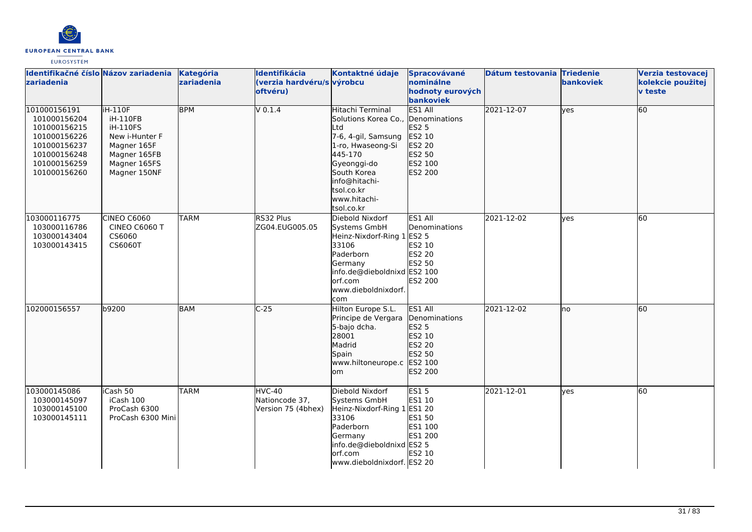| Identifikačné číslo zariadenia | Názov zariadenia | Kategória zariadenia | Identifikácia (verzia hardvéru/softvéru) | Kontaktné údaje výrobcu | Spracovávané nominálne hodnoty eurových bankoviek | Dátum testovania | Triedenie bankoviek | Verzia testovacej kolekcie použitej v teste |
|---|---|---|---|---|---|---|---|---|
| 101000156191<br>101000156204<br>101000156215<br>101000156226<br>101000156237<br>101000156248<br>101000156259<br>101000156260 | iH-110F<br>iH-110FB<br>iH-110FS<br>New i-Hunter F<br>Magner 165F<br>Magner 165FB<br>Magner 165FS<br>Magner 150NF | BPM | V 0.1.4 | Hitachi Terminal Solutions Korea Co., Ltd<br>7-6, 4-gil, Samsung 1-ro, Hwaseong-Si 445-170<br>Gyeonggi-do<br>South Korea<br>info@hitachi-tsol.co.kr<br>www.hitachi-tsol.co.kr | ES1 All Denominations<br>ES2 5<br>ES2 10<br>ES2 20<br>ES2 50<br>ES2 100<br>ES2 200 | 2021-12-07 | yes | 60 |
| 103000116775<br>103000116786<br>103000143404<br>103000143415 | CINEO C6060<br>CINEO C6060 T<br>CS6060<br>CS6060T | TARM | RS32 Plus<br>ZG04.EUG005.05 | Diebold Nixdorf Systems GmbH<br>Heinz-Nixdorf-Ring 1<br>33106<br>Paderborn<br>Germany<br>info.de@dieboldnixdorf.com<br>www.dieboldnixdorf.com | ES1 All Denominations<br>ES2 5<br>ES2 10<br>ES2 20<br>ES2 50<br>ES2 100<br>ES2 200 | 2021-12-02 | yes | 60 |
| 102000156557 | b9200 | BAM | C-25 | Hilton Europe S.L.<br>Principe de Vergara 5-bajo dcha.<br>28001<br>Madrid<br>Spain<br>www.hiltoneurope.com | ES1 All Denominations<br>ES2 5<br>ES2 10<br>ES2 20<br>ES2 50<br>ES2 100<br>ES2 200 | 2021-12-02 | no | 60 |
| 103000145086<br>103000145097<br>103000145100<br>103000145111 | iCash 50<br>iCash 100<br>ProCash 6300<br>ProCash 6300 Mini | TARM | HVC-40<br>Nationcode 37,<br>Version 75 (4bhex) | Diebold Nixdorf Systems GmbH<br>Heinz-Nixdorf-Ring 1<br>33106<br>Paderborn<br>Germany<br>info.de@dieboldnixdorf.com<br>www.dieboldnixdorf. | ES1 5<br>ES1 10<br>ES1 20<br>ES1 50<br>ES1 100<br>ES1 200<br>ES2 5<br>ES2 10<br>ES2 20 | 2021-12-01 | yes | 60 |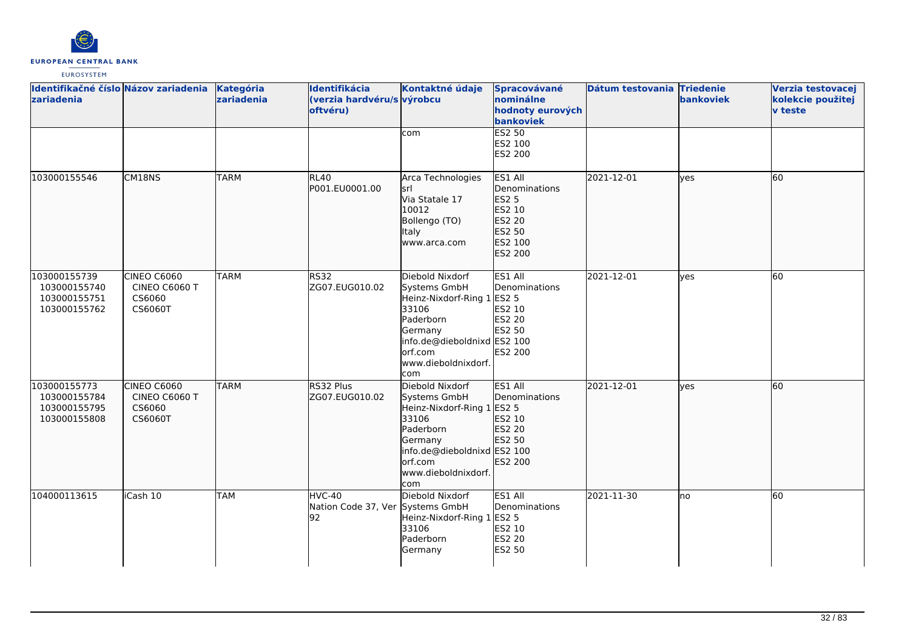| Identifikačné číslo zariadenia | Názov zariadenia | Kategória zariadenia | Identifikácia (verzia hardvéru/softvéru) | Kontaktné údaje výrobcu | Spracovávané nominálne hodnoty eurových bankoviek | Dátum testovania | Triedenie bankoviek | Verzia testovacej kolekcie použitej v teste |
|---|---|---|---|---|---|---|---|---|
| | | | | com | ES2 50<br>ES2 100<br>ES2 200 | | | |
| 103000155546 | CM18NS | TARM | RL40<br>P001.EU0001.00 | Arca Technologies srl<br>Via Statale 17<br>10012<br>Bollengo (TO)<br>Italy<br>www.arca.com | ES1 All Denominations<br>ES2 5<br>ES2 10<br>ES2 20<br>ES2 50<br>ES2 100<br>ES2 200 | 2021-12-01 | yes | 60 |
| 103000155739<br>103000155740<br>103000155751<br>103000155762 | CINEO C6060<br>CINEO C6060 T<br>CS6060<br>CS6060T | TARM | RS32<br>ZG07.EUG010.02 | Diebold Nixdorf Systems GmbH<br>Heinz-Nixdorf-Ring 1<br>33106<br>Paderborn<br>Germany<br>info.de@dieboldnixdorf.com<br>www.dieboldnixdorf.com | ES1 All Denominations<br>ES2 5<br>ES2 10<br>ES2 20<br>ES2 50<br>ES2 100<br>ES2 200 | 2021-12-01 | yes | 60 |
| 103000155773<br>103000155784<br>103000155795<br>103000155808 | CINEO C6060<br>CINEO C6060 T<br>CS6060<br>CS6060T | TARM | RS32 Plus<br>ZG07.EUG010.02 | Diebold Nixdorf Systems GmbH<br>Heinz-Nixdorf-Ring 1<br>33106<br>Paderborn<br>Germany<br>info.de@dieboldnixdorf.com<br>www.dieboldnixdorf.com | ES1 All Denominations<br>ES2 5<br>ES2 10<br>ES2 20<br>ES2 50<br>ES2 100<br>ES2 200 | 2021-12-01 | yes | 60 |
| 104000113615 | iCash 10 | TAM | HVC-40<br>Nation Code 37, Ver 92 | Diebold Nixdorf Systems GmbH<br>Heinz-Nixdorf-Ring 1<br>33106<br>Paderborn<br>Germany | ES1 All Denominations<br>ES2 5<br>ES2 10<br>ES2 20<br>ES2 50 | 2021-11-30 | no | 60 |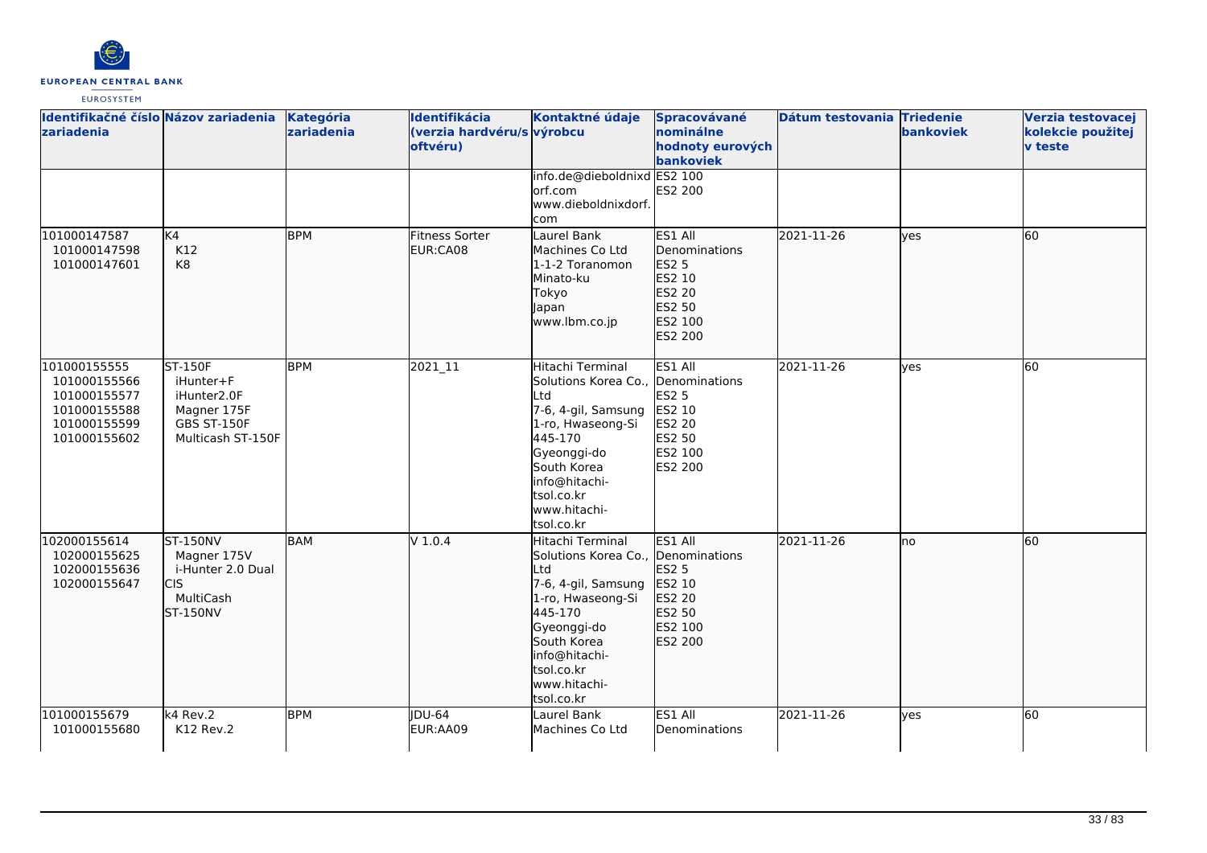| Identifikačné číslo zariadenia | Názov zariadenia | Kategória zariadenia | Identifikácia (verzia hardvéru/softvéru) | Kontaktné údaje výrobcu | Spracovávané nominálne hodnoty eurových bankoviek | Dátum testovania | Triedenie bankoviek | Verzia testovacej kolekcie použitej v teste |
|---|---|---|---|---|---|---|---|---|
| | | | | info.de@dieboldnixdorf.com<br>www.dieboldnixdorf.com | ES2 100<br>ES2 200 | | | |
| 101000147587<br>101000147598<br>101000147601 | K4<br>K12<br>K8 | BPM | Fitness Sorter<br>EUR:CA08 | Laurel Bank Machines Co Ltd<br>1-1-2 Toranomon<br>Minato-ku<br>Tokyo<br>Japan<br>www.lbm.co.jp | ES1 All Denominations<br>ES2 5<br>ES2 10<br>ES2 20<br>ES2 50<br>ES2 100<br>ES2 200 | 2021-11-26 | yes | 60 |
| 101000155555<br>101000155566<br>101000155577<br>101000155588<br>101000155599<br>101000155602 | ST-150F<br>iHunter+F<br>iHunter2.0F<br>Magner 175F<br>GBS ST-150F<br>Multicash ST-150F | BPM | 2021_11 | Hitachi Terminal Solutions Korea Co., Ltd<br>7-6, 4-gil, Samsung 1-ro, Hwaseong-Si<br>445-170<br>Gyeonggi-do<br>South Korea<br>info@hitachi-tsol.co.kr<br>www.hitachi-tsol.co.kr | ES1 All Denominations<br>ES2 5<br>ES2 10<br>ES2 20<br>ES2 50<br>ES2 100<br>ES2 200 | 2021-11-26 | yes | 60 |
| 102000155614<br>102000155625<br>102000155636<br>102000155647 | ST-150NV<br>Magner 175V<br>i-Hunter 2.0 Dual CIS<br>MultiCash ST-150NV | BAM | V 1.0.4 | Hitachi Terminal Solutions Korea Co., Ltd<br>7-6, 4-gil, Samsung 1-ro, Hwaseong-Si<br>445-170<br>Gyeonggi-do<br>South Korea<br>info@hitachi-tsol.co.kr<br>www.hitachi-tsol.co.kr | ES1 All Denominations<br>ES2 5<br>ES2 10<br>ES2 20<br>ES2 50<br>ES2 100<br>ES2 200 | 2021-11-26 | no | 60 |
| 101000155679<br>101000155680 | k4 Rev.2<br>K12 Rev.2 | BPM | JDU-64<br>EUR:AA09 | Laurel Bank Machines Co Ltd | ES1 All Denominations | 2021-11-26 | yes | 60 |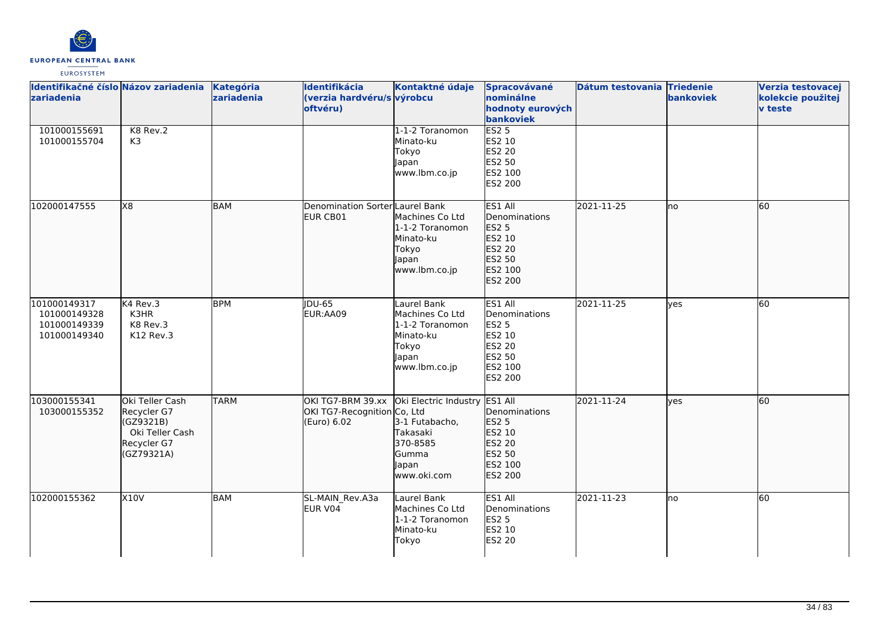| Identifikačné číslo zariadenia | Názov zariadenia | Kategória zariadenia | Identifikácia (verzia hardvéru/softvéru) | Kontaktné údaje výrobcu | Spracovávané nominálne hodnoty eurových bankoviek | Dátum testovania | Triedenie bankoviek | Verzia testovacej kolekcie použitej v teste |
|---|---|---|---|---|---|---|---|---|
| 101000155691<br>101000155704 | K8 Rev.2<br>K3 | | | 1-1-2 Toranomon<br>Minato-ku<br>Tokyo<br>Japan<br>www.lbm.co.jp | ES2 5<br>ES2 10<br>ES2 20<br>ES2 50<br>ES2 100<br>ES2 200 | | | |
| 102000147555 | X8 | BAM | Denomination Sorter EUR CB01 | Laurel Bank Machines Co Ltd<br>1-1-2 Toranomon<br>Minato-ku<br>Tokyo<br>Japan<br>www.lbm.co.jp | ES1 All Denominations<br>ES2 5<br>ES2 10<br>ES2 20<br>ES2 50<br>ES2 100<br>ES2 200 | 2021-11-25 | no | 60 |
| 101000149317<br>101000149328<br>101000149339<br>101000149340 | K4 Rev.3<br>K3HR<br>K8 Rev.3<br>K12 Rev.3 | BPM | JDU-65<br>EUR:AA09 | Laurel Bank Machines Co Ltd<br>1-1-2 Toranomon<br>Minato-ku<br>Tokyo<br>Japan<br>www.lbm.co.jp | ES1 All Denominations<br>ES2 5<br>ES2 10<br>ES2 20<br>ES2 50<br>ES2 100<br>ES2 200 | 2021-11-25 | yes | 60 |
| 103000155341<br>103000155352 | Oki Teller Cash Recycler G7 (GZ9321B)<br>Oki Teller Cash Recycler G7 (GZ79321A) | TARM | OKI TG7-BRM 39.xx<br>OKI TG7-Recognition (Euro) 6.02 | Oki Electric Industry Co, Ltd<br>3-1 Futabacho,<br>Takasaki<br>370-8585<br>Gumma<br>Japan<br>www.oki.com | ES1 All Denominations<br>ES2 5<br>ES2 10<br>ES2 20<br>ES2 50<br>ES2 100<br>ES2 200 | 2021-11-24 | yes | 60 |
| 102000155362 | X10V | BAM | SL-MAIN_Rev.A3a<br>EUR V04 | Laurel Bank Machines Co Ltd<br>1-1-2 Toranomon<br>Minato-ku<br>Tokyo | ES1 All Denominations<br>ES2 5<br>ES2 10<br>ES2 20 | 2021-11-23 | no | 60 |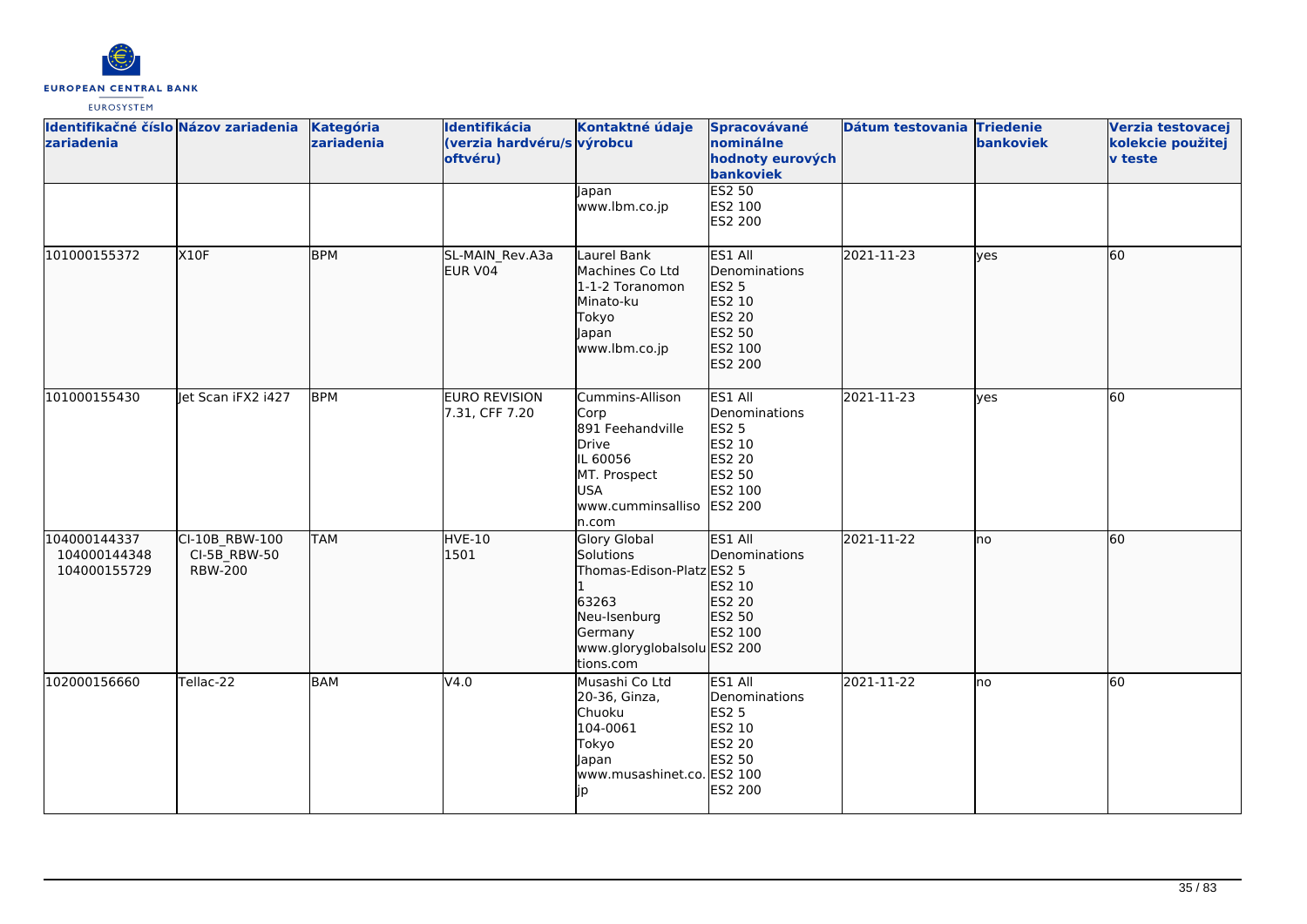| Identifikačné číslo zariadenia | Názov zariadenia | Kategória zariadenia | Identifikácia (verzia hardvéru/softvéru) | Kontaktné údaje výrobcu | Spracovávané nominálne hodnoty eurových bankoviek | Dátum testovania | Triedenie bankoviek | Verzia testovacej kolekcie použitej v teste |
|---|---|---|---|---|---|---|---|---|
| | | | | Japan<br>www.lbm.co.jp | ES2 50<br>ES2 100<br>ES2 200 | | | |
| 101000155372 | X10F | BPM | SL-MAIN_Rev.A3a EUR V04 | Laurel Bank Machines Co Ltd<br>1-1-2 Toranomon<br>Minato-ku<br>Tokyo<br>Japan<br>www.lbm.co.jp | ES1 All Denominations<br>ES2 5<br>ES2 10<br>ES2 20<br>ES2 50<br>ES2 100<br>ES2 200 | 2021-11-23 | yes | 60 |
| 101000155430 | Jet Scan iFX2 i427 | BPM | EURO REVISION 7.31, CFF 7.20 | Cummins-Allison Corp<br>891 Feehandville Drive<br>IL 60056<br>MT. Prospect<br>USA<br>www.cumminsallison.com | ES1 All Denominations<br>ES2 5<br>ES2 10<br>ES2 20<br>ES2 50<br>ES2 100<br>ES2 200 | 2021-11-23 | yes | 60 |
| 104000144337<br>104000144348<br>104000155729 | CI-10B_RBW-100<br>CI-5B_RBW-50<br>RBW-200 | TAM | HVE-10<br>1501 | Glory Global Solutions<br>Thomas-Edison-Platz 1<br>63263<br>Neu-Isenburg<br>Germany<br>www.gloryglobalsolutions.com | ES1 All Denominations<br>ES2 5<br>ES2 10<br>ES2 20<br>ES2 50<br>ES2 100<br>ES2 200 | 2021-11-22 | no | 60 |
| 102000156660 | Tellac-22 | BAM | V4.0 | Musashi Co Ltd<br>20-36, Ginza, Chuoku<br>104-0061<br>Tokyo<br>Japan<br>www.musashinet.co.jp | ES1 All Denominations<br>ES2 5<br>ES2 10<br>ES2 20<br>ES2 50<br>ES2 100<br>ES2 200 | 2021-11-22 | no | 60 |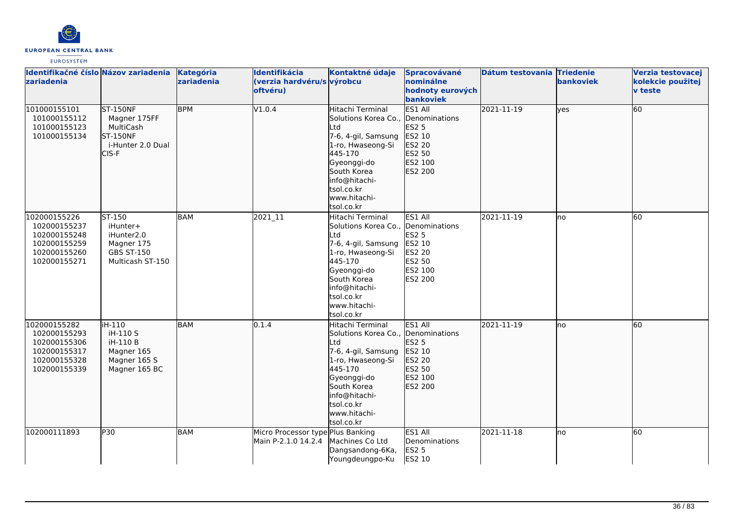| Identifikačné číslo zariadenia | Názov zariadenia | Kategória zariadenia | Identifikácia (verzia hardvéru/softvéru) | Kontaktné údaje výrobcu | Spracovávané nominálne hodnoty eurových bankoviek | Dátum testovania | Triedenie bankoviek | Verzia testovacej kolekcie použitej v teste |
|---|---|---|---|---|---|---|---|---|
| 101000155101<br>101000155112<br>101000155123<br>101000155134 | ST-150NF<br>Magner 175FF<br>MultiCash<br>ST-150NF<br>i-Hunter 2.0 Dual<br>CIS-F | BPM | V1.0.4 | Hitachi Terminal Solutions Korea Co., Ltd<br>7-6, 4-gil, Samsung 1-ro, Hwaseong-Si 445-170<br>Gyeonggi-do<br>South Korea<br>info@hitachi-tsol.co.kr<br>www.hitachi-tsol.co.kr | ES1 All Denominations<br>ES2 5<br>ES2 10<br>ES2 20<br>ES2 50<br>ES2 100<br>ES2 200 | 2021-11-19 | yes | 60 |
| 102000155226<br>102000155237<br>102000155248<br>102000155259<br>102000155260<br>102000155271 | ST-150<br>iHunter+<br>iHunter2.0<br>Magner 175<br>GBS ST-150<br>Multicash ST-150 | BAM | 2021_11 | Hitachi Terminal Solutions Korea Co., Ltd<br>7-6, 4-gil, Samsung 1-ro, Hwaseong-Si 445-170<br>Gyeonggi-do<br>South Korea<br>info@hitachi-tsol.co.kr<br>www.hitachi-tsol.co.kr | ES1 All Denominations<br>ES2 5<br>ES2 10<br>ES2 20<br>ES2 50<br>ES2 100<br>ES2 200 | 2021-11-19 | no | 60 |
| 102000155282<br>102000155293<br>102000155306<br>102000155317<br>102000155328<br>102000155339 | iH-110<br>iH-110 S<br>iH-110 B<br>Magner 165<br>Magner 165 S<br>Magner 165 BC | BAM | 0.1.4 | Hitachi Terminal Solutions Korea Co., Ltd<br>7-6, 4-gil, Samsung 1-ro, Hwaseong-Si 445-170<br>Gyeonggi-do<br>South Korea<br>info@hitachi-tsol.co.kr<br>www.hitachi-tsol.co.kr | ES1 All Denominations<br>ES2 5<br>ES2 10<br>ES2 20<br>ES2 50<br>ES2 100<br>ES2 200 | 2021-11-19 | no | 60 |
| 102000111893 | P30 | BAM | Micro Processor type Main P-2.1.0 14.2.4 | Plus Banking Machines Co Ltd<br>Dangsandong-6Ka, Youngdeungpo-Ku | ES1 All Denominations<br>ES2 5<br>ES2 10 | 2021-11-18 | no | 60 |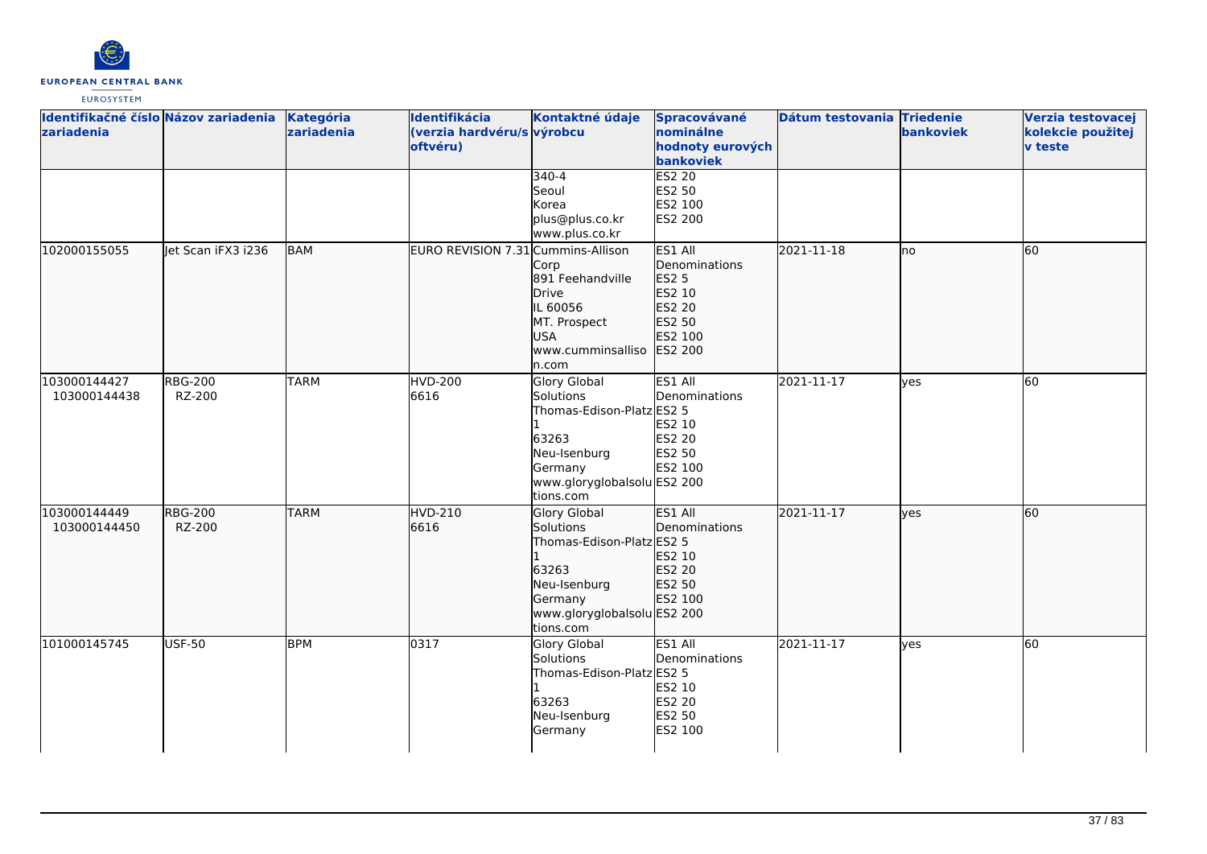| Identifikačné číslo zariadenia | Názov zariadenia | Kategória zariadenia | Identifikácia (verzia hardvéru/softvéru) | Kontaktné údaje výrobcu | Spracovávané nominálne hodnoty eurových bankoviek | Dátum testovania | Triedenie bankoviek | Verzia testovacej kolekcie použitej v teste |
|---|---|---|---|---|---|---|---|---|
| | | | | 340-4 Seoul Korea plus@plus.co.kr www.plus.co.kr | ES2 20 ES2 50 ES2 100 ES2 200 | | | |
| 102000155055 | Jet Scan iFX3 i236 | BAM | EURO REVISION 7.31 | Cummins-Allison Corp 891 Feehandville Drive IL 60056 MT. Prospect USA www.cumminsallison.com | ES1 All Denominations ES2 5 ES2 10 ES2 20 ES2 50 ES2 100 ES2 200 | 2021-11-18 | no | 60 |
| 103000144427 103000144438 | RBG-200 RZ-200 | TARM | HVD-200 6616 | Glory Global Solutions Thomas-Edison-Platz 1 63263 Neu-Isenburg Germany www.gloryglobalsolutions.com | ES1 All Denominations ES2 5 ES2 10 ES2 20 ES2 50 ES2 100 ES2 200 | 2021-11-17 | yes | 60 |
| 103000144449 103000144450 | RBG-200 RZ-200 | TARM | HVD-210 6616 | Glory Global Solutions Thomas-Edison-Platz 1 63263 Neu-Isenburg Germany www.gloryglobalsolutions.com | ES1 All Denominations ES2 5 ES2 10 ES2 20 ES2 50 ES2 100 ES2 200 | 2021-11-17 | yes | 60 |
| 101000145745 | USF-50 | BPM | 0317 | Glory Global Solutions Thomas-Edison-Platz 1 63263 Neu-Isenburg Germany | ES1 All Denominations ES2 5 ES2 10 ES2 20 ES2 50 ES2 100 | 2021-11-17 | yes | 60 |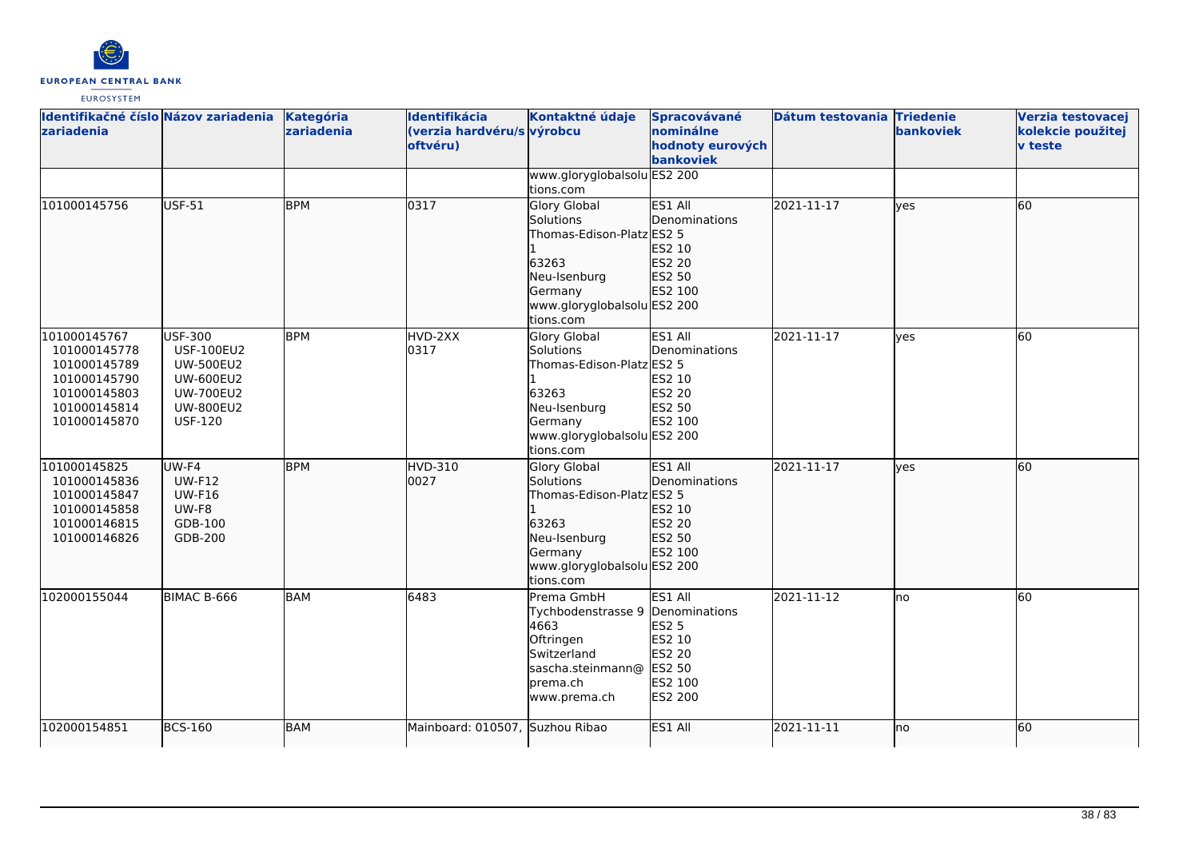| Identifikačné číslo zariadenia | Názov zariadenia | Kategória zariadenia | Identifikácia (verzia hardvéru/softvéru) | Kontaktné údaje výrobcu | Spracovávané nominálne hodnoty eurových bankoviek | Dátum testovania | Triedenie bankoviek | Verzia testovacej kolekcie použitej v teste |
|---|---|---|---|---|---|---|---|---|
| | | | | www.gloryglobalsolutions.com | ES2 200 | | | |
| 101000145756 | USF-51 | BPM | 0317 | Glory Global Solutions Thomas-Edison-Platz 1 63263 Neu-Isenburg Germany www.gloryglobalsolutions.com | ES1 All Denominations ES2 5 ES2 10 ES2 20 ES2 50 ES2 100 ES2 200 | 2021-11-17 | yes | 60 |
| 101000145767 101000145778 101000145789 101000145790 101000145803 101000145814 101000145870 | USF-300 USF-100EU2 UW-500EU2 UW-600EU2 UW-700EU2 UW-800EU2 USF-120 | BPM | HVD-2XX 0317 | Glory Global Solutions Thomas-Edison-Platz 1 63263 Neu-Isenburg Germany www.gloryglobalsolutions.com | ES1 All Denominations ES2 5 ES2 10 ES2 20 ES2 50 ES2 100 ES2 200 | 2021-11-17 | yes | 60 |
| 101000145825 101000145836 101000145847 101000145858 101000146815 101000146826 | UW-F4 UW-F12 UW-F16 UW-F8 GDB-100 GDB-200 | BPM | HVD-310 0027 | Glory Global Solutions Thomas-Edison-Platz 1 63263 Neu-Isenburg Germany www.gloryglobalsolutions.com | ES1 All Denominations ES2 5 ES2 10 ES2 20 ES2 50 ES2 100 ES2 200 | 2021-11-17 | yes | 60 |
| 102000155044 | BIMAC B-666 | BAM | 6483 | Prema GmbH Tychbodenstrasse 9 4663 Oftringen Switzerland sascha.steinmann@prema.ch www.prema.ch | ES1 All Denominations ES2 5 ES2 10 ES2 20 ES2 50 ES2 100 ES2 200 | 2021-11-12 | no | 60 |
| 102000154851 | BCS-160 | BAM | Mainboard: 010507, | Suzhou Ribao | ES1 All | 2021-11-11 | no | 60 |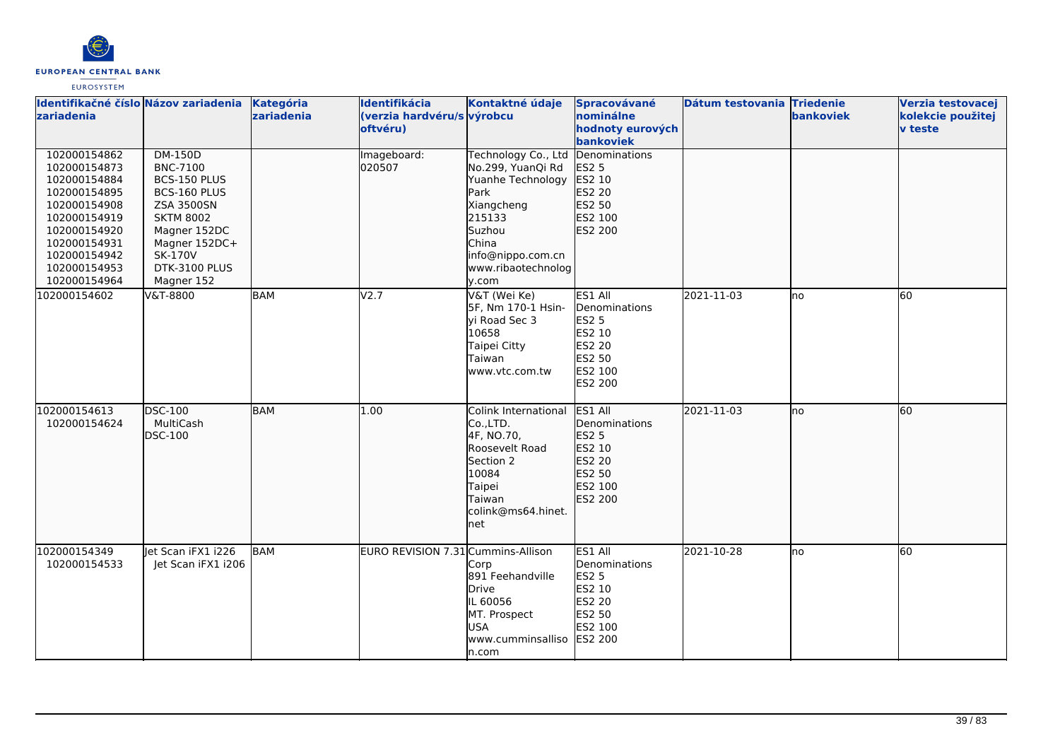| Identifikačné číslo zariadenia | Názov zariadenia | Kategória zariadenia | Identifikácia (verzia hardvéru/softvéru) | Kontaktné údaje výrobcu | Spracovávané nominálne hodnoty eurových bankoviek | Dátum testovania | Triedenie bankoviek | Verzia testovacej kolekcie použitej v teste |
|---|---|---|---|---|---|---|---|---|
| 102000154862<br>102000154873<br>102000154884<br>102000154895<br>102000154908<br>102000154919<br>102000154920<br>102000154931<br>102000154942<br>102000154953<br>102000154964 | DM-150D<br>BNC-7100<br>BCS-150 PLUS<br>BCS-160 PLUS<br>ZSA 3500SN<br>SKTM 8002<br>Magner 152DC<br>Magner 152DC+<br>SK-170V<br>DTK-3100 PLUS<br>Magner 152 | | Imageboard: 020507 | Technology Co., Ltd<br>No.299, YuanQi Rd<br>Yuanhe Technology Park<br>Xiangcheng<br>215133<br>Suzhou<br>China<br>info@nippo.com.cn<br>www.ribaotechnology.com | Denominations<br>ES2 5<br>ES2 10<br>ES2 20<br>ES2 50<br>ES2 100<br>ES2 200 | | | |
| 102000154602 | V&T-8800 | BAM | V2.7 | V&T (Wei Ke)<br>5F, Nm 170-1 Hsin-yi Road Sec 3<br>10658<br>Taipei Citty<br>Taiwan<br>www.vtc.com.tw | ES1 All Denominations<br>ES2 5<br>ES2 10<br>ES2 20<br>ES2 50<br>ES2 100<br>ES2 200 | 2021-11-03 | no | 60 |
| 102000154613<br>102000154624 | DSC-100<br>MultiCash<br>DSC-100 | BAM | 1.00 | Colink International Co.,LTD.<br>4F, NO.70, Roosevelt Road Section 2<br>10084<br>Taipei<br>Taiwan<br>colink@ms64.hinet.net | ES1 All Denominations<br>ES2 5<br>ES2 10<br>ES2 20<br>ES2 50<br>ES2 100<br>ES2 200 | 2021-11-03 | no | 60 |
| 102000154349<br>102000154533 | Jet Scan iFX1 i226<br>Jet Scan iFX1 i206 | BAM | EURO REVISION 7.31 | Cummins-Allison Corp<br>891 Feehandville Drive<br>IL 60056<br>MT. Prospect<br>USA<br>www.cumminsallison.com | ES1 All Denominations<br>ES2 5<br>ES2 10<br>ES2 20<br>ES2 50<br>ES2 100<br>ES2 200 | 2021-10-28 | no | 60 |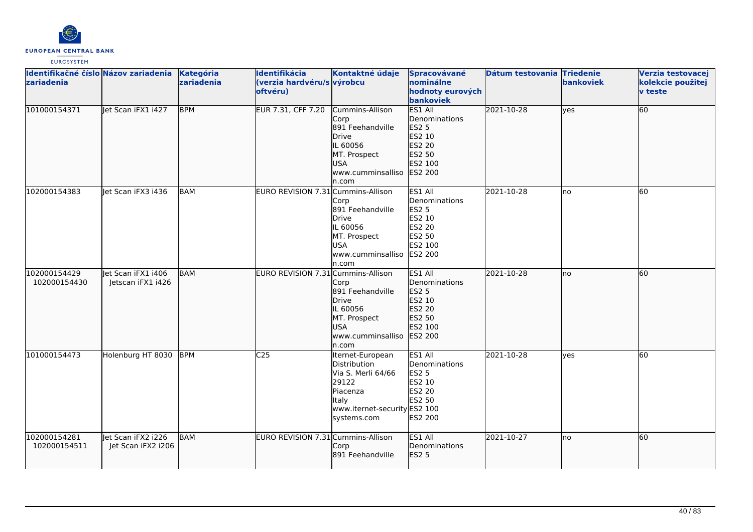| Identifikačné číslo zariadenia | Názov zariadenia | Kategória zariadenia | Identifikácia (verzia hardvéru/softvéru) | Kontaktné údaje výrobcu | Spracovávané nominálne hodnoty eurových bankoviek | Dátum testovania | Triedenie bankoviek | Verzia testovacej kolekcie použitej v teste |
|---|---|---|---|---|---|---|---|---|
| 101000154371 | Jet Scan iFX1 i427 | BPM | EUR 7.31, CFF 7.20 | Cummins-Allison Corp 891 Feehandville Drive IL 60056 MT. Prospect USA www.cumminsallison.com | ES1 All Denominations ES2 5 ES2 10 ES2 20 ES2 50 ES2 100 ES2 200 | 2021-10-28 | yes | 60 |
| 102000154383 | Jet Scan iFX3 i436 | BAM | EURO REVISION 7.31 | Cummins-Allison Corp 891 Feehandville Drive IL 60056 MT. Prospect USA www.cumminsallison.com | ES1 All Denominations ES2 5 ES2 10 ES2 20 ES2 50 ES2 100 ES2 200 | 2021-10-28 | no | 60 |
| 102000154429 102000154430 | Jet Scan iFX1 i406 Jetscan iFX1 i426 | BAM | EURO REVISION 7.31 | Cummins-Allison Corp 891 Feehandville Drive IL 60056 MT. Prospect USA www.cumminsallison.com | ES1 All Denominations ES2 5 ES2 10 ES2 20 ES2 50 ES2 100 ES2 200 | 2021-10-28 | no | 60 |
| 101000154473 | Holenburg HT 8030 | BPM | C25 | Iternet-European Distribution Via S. Merli 64/66 29122 Piacenza Italy www.iternet-securitysystems.com | ES1 All Denominations ES2 5 ES2 10 ES2 20 ES2 50 ES2 100 ES2 200 | 2021-10-28 | yes | 60 |
| 102000154281 102000154511 | Jet Scan iFX2 i226 Jet Scan iFX2 i206 | BAM | EURO REVISION 7.31 | Cummins-Allison Corp 891 Feehandville | ES1 All Denominations ES2 5 | 2021-10-27 | no | 60 |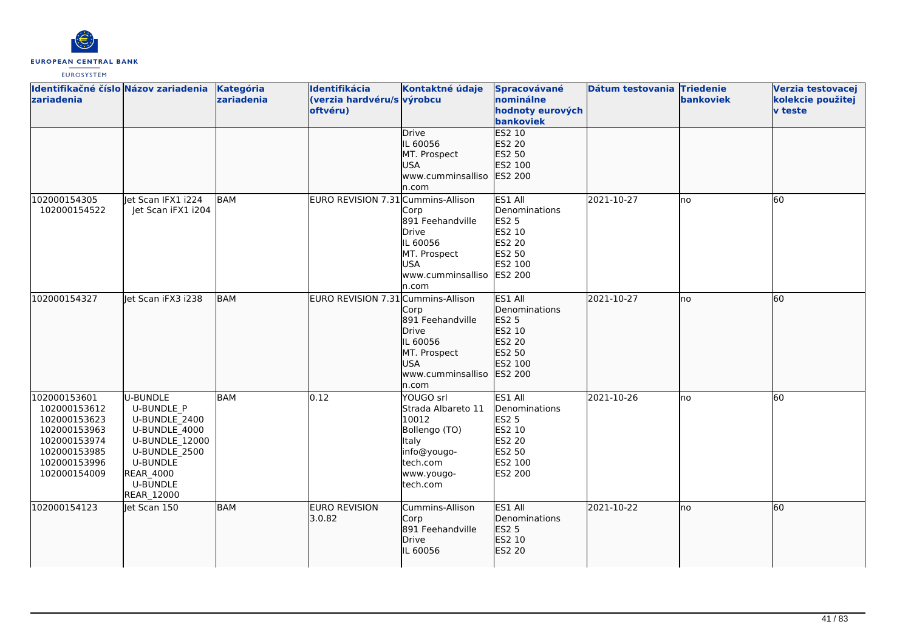| Identifikačné číslo zariadenia | Názov zariadenia | Kategória zariadenia | Identifikácia (verzia hardvéru/softvéru) | Kontaktné údaje výrobcu | Spracovávané nominálne hodnoty eurových bankoviek | Dátum testovania | Triedenie bankoviek | Verzia testovacej kolekcie použitej v teste |
|---|---|---|---|---|---|---|---|---|
| | | | | Drive<br>IL 60056<br>MT. Prospect<br>USA<br>www.cumminsallison.com | ES2 10<br>ES2 20<br>ES2 50<br>ES2 100<br>ES2 200 | | | |
| 102000154305<br>102000154522 | Jet Scan IFX1 i224<br>Jet Scan iFX1 i204 | BAM | EURO REVISION 7.31 | Cummins-Allison Corp<br>891 Feehandville Drive<br>IL 60056<br>MT. Prospect<br>USA<br>www.cumminsallison.com | ES1 All Denominations<br>ES2 5<br>ES2 10<br>ES2 20<br>ES2 50<br>ES2 100<br>ES2 200 | 2021-10-27 | no | 60 |
| 102000154327 | Jet Scan iFX3 i238 | BAM | EURO REVISION 7.31 | Cummins-Allison Corp<br>891 Feehandville Drive<br>IL 60056<br>MT. Prospect<br>USA<br>www.cumminsallison.com | ES1 All Denominations<br>ES2 5<br>ES2 10<br>ES2 20<br>ES2 50<br>ES2 100<br>ES2 200 | 2021-10-27 | no | 60 |
| 102000153601<br>102000153612<br>102000153623<br>102000153963<br>102000153974<br>102000153985<br>102000153996<br>102000154009 | U-BUNDLE<br>U-BUNDLE_P<br>U-BUNDLE_2400<br>U-BUNDLE_4000<br>U-BUNDLE_12000<br>U-BUNDLE_2500<br>U-BUNDLE REAR_4000<br>U-BUNDLE REAR_12000 | BAM | 0.12 | YOUGO srl<br>Strada Albareto 11<br>10012<br>Bollengo (TO)<br>Italy<br>info@yougo-tech.com<br>www.yougo-tech.com | ES1 All Denominations<br>ES2 5<br>ES2 10<br>ES2 20<br>ES2 50<br>ES2 100<br>ES2 200 | 2021-10-26 | no | 60 |
| 102000154123 | Jet Scan 150 | BAM | EURO REVISION 3.0.82 | Cummins-Allison Corp<br>891 Feehandville Drive<br>IL 60056 | ES1 All Denominations<br>ES2 5<br>ES2 10<br>ES2 20 | 2021-10-22 | no | 60 |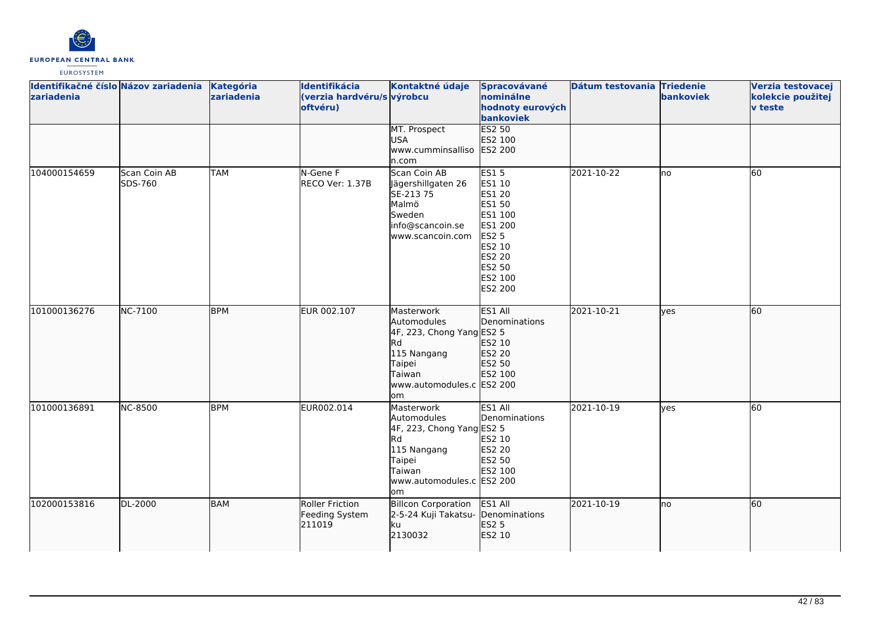| Identifikačné číslo zariadenia | Názov zariadenia | Kategória zariadenia | Identifikácia (verzia hardvéru/softvéru) | Kontaktné údaje výrobcu | Spracovávané nominálne hodnoty eurových bankoviek | Dátum testovania | Triedenie bankoviek | Verzia testovacej kolekcie použitej v teste |
| --- | --- | --- | --- | --- | --- | --- | --- | --- |
| | | | | MT. Prospect<br>USA<br>www.cumminsallison.com | ES2 50<br>ES2 100<br>ES2 200 | | | |
| 104000154659 | Scan Coin AB SDS-760 | TAM | N-Gene F<br>RECO Ver: 1.37B | Scan Coin AB<br>Jägershillgaten 26<br>SE-213 75<br>Malmö<br>Sweden<br>info@scancoin.se<br>www.scancoin.com | ES1 5<br>ES1 10<br>ES1 20<br>ES1 50<br>ES1 100<br>ES1 200<br>ES2 5<br>ES2 10<br>ES2 20<br>ES2 50<br>ES2 100<br>ES2 200 | 2021-10-22 | no | 60 |
| 101000136276 | NC-7100 | BPM | EUR 002.107 | Masterwork Automodules<br>4F, 223, Chong Yang Rd<br>115 Nangang<br>Taipei<br>Taiwan<br>www.automodules.com | ES1 All Denominations<br>ES2 5<br>ES2 10<br>ES2 20<br>ES2 50<br>ES2 100<br>ES2 200 | 2021-10-21 | yes | 60 |
| 101000136891 | NC-8500 | BPM | EUR002.014 | Masterwork Automodules<br>4F, 223, Chong Yang Rd<br>115 Nangang<br>Taipei<br>Taiwan<br>www.automodules.com | ES1 All Denominations<br>ES2 5<br>ES2 10<br>ES2 20<br>ES2 50<br>ES2 100<br>ES2 200 | 2021-10-19 | yes | 60 |
| 102000153816 | DL-2000 | BAM | Roller Friction Feeding System 211019 | Billcon Corporation<br>2-5-24 Kuji Takatsu-ku<br>2130032 | ES1 All Denominations<br>ES2 5<br>ES2 10 | 2021-10-19 | no | 60 |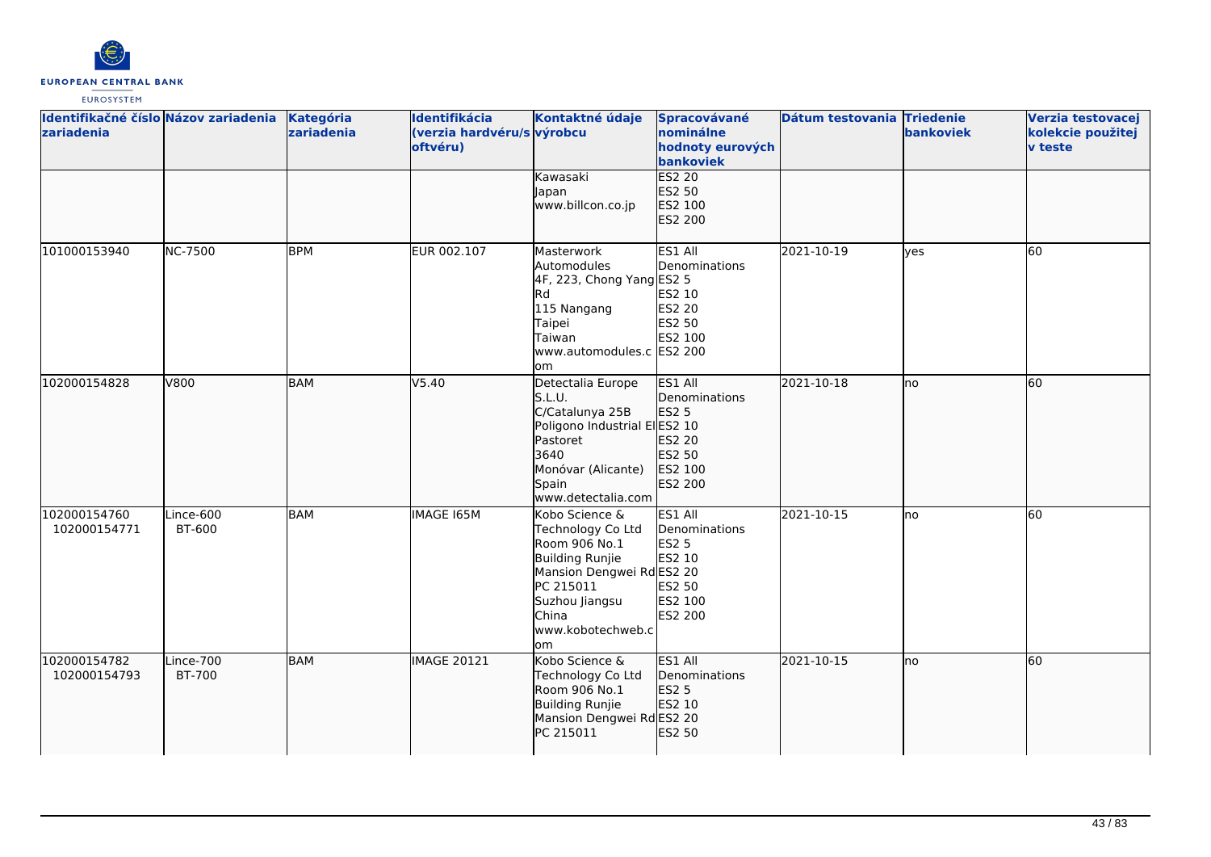| Identifikačné číslo zariadenia | Názov zariadenia | Kategória zariadenia | Identifikácia (verzia hardvéru/softvéru) | Kontaktné údaje výrobcu | Spracovávané nominálne hodnoty eurových bankoviek | Dátum testovania | Triedenie bankoviek | Verzia testovacej kolekcie použitej v teste |
|---|---|---|---|---|---|---|---|---|
| | | | | Kawasaki<br>Japan<br>www.billcon.co.jp | ES2 20<br>ES2 50<br>ES2 100<br>ES2 200 | | | |
| 101000153940 | NC-7500 | BPM | EUR 002.107 | Masterwork Automodules<br>4F, 223, Chong Yang Rd<br>115 Nangang<br>Taipei<br>Taiwan<br>www.automodules.com | ES1 All Denominations<br>ES2 5<br>ES2 10<br>ES2 20<br>ES2 50<br>ES2 100<br>ES2 200 | 2021-10-19 | yes | 60 |
| 102000154828 | V800 | BAM | V5.40 | Detectalia Europe S.L.U.<br>C/Catalunya 25B<br>Poligono Industrial El Pastoret<br>3640<br>Monóvar (Alicante)<br>Spain<br>www.detectalia.com | ES1 All Denominations<br>ES2 5<br>ES2 10<br>ES2 20<br>ES2 50<br>ES2 100<br>ES2 200 | 2021-10-18 | no | 60 |
| 102000154760<br>102000154771 | Lince-600<br>BT-600 | BAM | IMAGE I65M | Kobo Science & Technology Co Ltd<br>Room 906 No.1 Building Runjie Mansion Dengwei Rd<br>PC 215011<br>Suzhou Jiangsu<br>China<br>www.kobotechweb.com | ES1 All Denominations<br>ES2 5<br>ES2 10<br>ES2 20<br>ES2 50<br>ES2 100<br>ES2 200 | 2021-10-15 | no | 60 |
| 102000154782<br>102000154793 | Lince-700<br>BT-700 | BAM | IMAGE 20121 | Kobo Science & Technology Co Ltd<br>Room 906 No.1 Building Runjie Mansion Dengwei Rd<br>PC 215011 | ES1 All Denominations<br>ES2 5<br>ES2 10<br>ES2 20<br>ES2 50 | 2021-10-15 | no | 60 |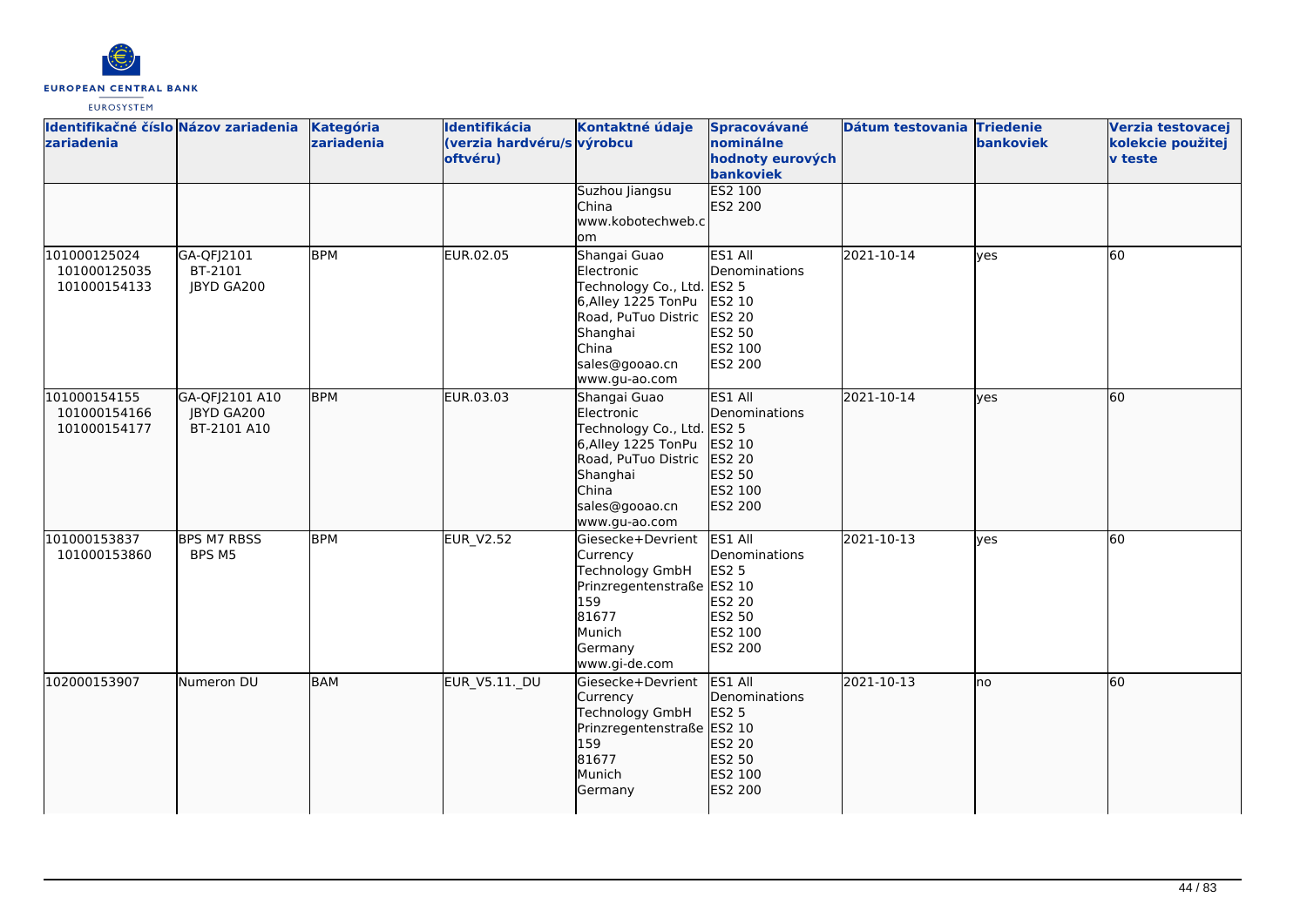| Identifikačné číslo zariadenia | Názov zariadenia | Kategória zariadenia | Identifikácia (verzia hardvéru/softvéru) | Kontaktné údaje výrobcu | Spracovávané nominálne hodnoty eurových bankoviek | Dátum testovania | Triedenie bankoviek | Verzia testovacej kolekcie použitej v teste |
|---|---|---|---|---|---|---|---|---|
| | | | | Suzhou Jiangsu<br>China<br>www.kobotechweb.com | ES2 100<br>ES2 200 | | | |
| 101000125024<br>101000125035<br>101000154133 | GA-QFJ2101<br>BT-2101<br>JBYD GA200 | BPM | EUR.02.05 | Shangai Guao Electronic Technology Co., Ltd.<br>6,Alley 1225 TonPu Road, PuTuo Distric<br>Shanghai<br>China<br>sales@gooao.cn<br>www.gu-ao.com | ES1 All Denominations<br>ES2 5<br>ES2 10<br>ES2 20<br>ES2 50<br>ES2 100<br>ES2 200 | 2021-10-14 | yes | 60 |
| 101000154155<br>101000154166<br>101000154177 | GA-QFJ2101 A10<br>JBYD GA200<br>BT-2101 A10 | BPM | EUR.03.03 | Shangai Guao Electronic Technology Co., Ltd.<br>6,Alley 1225 TonPu Road, PuTuo Distric<br>Shanghai<br>China<br>sales@gooao.cn<br>www.gu-ao.com | ES1 All Denominations<br>ES2 5<br>ES2 10<br>ES2 20<br>ES2 50<br>ES2 100<br>ES2 200 | 2021-10-14 | yes | 60 |
| 101000153837<br>101000153860 | BPS M7 RBSS<br>BPS M5 | BPM | EUR_V2.52 | Giesecke+Devrient Currency Technology GmbH<br>Prinzregentenstraße 159<br>81677<br>Munich<br>Germany<br>www.gi-de.com | ES1 All Denominations<br>ES2 5<br>ES2 10<br>ES2 20<br>ES2 50<br>ES2 100<br>ES2 200 | 2021-10-13 | yes | 60 |
| 102000153907 | Numeron DU | BAM | EUR_V5.11._DU | Giesecke+Devrient Currency Technology GmbH<br>Prinzregentenstraße 159<br>81677<br>Munich<br>Germany | ES1 All Denominations<br>ES2 5<br>ES2 10<br>ES2 20<br>ES2 50<br>ES2 100<br>ES2 200 | 2021-10-13 | no | 60 |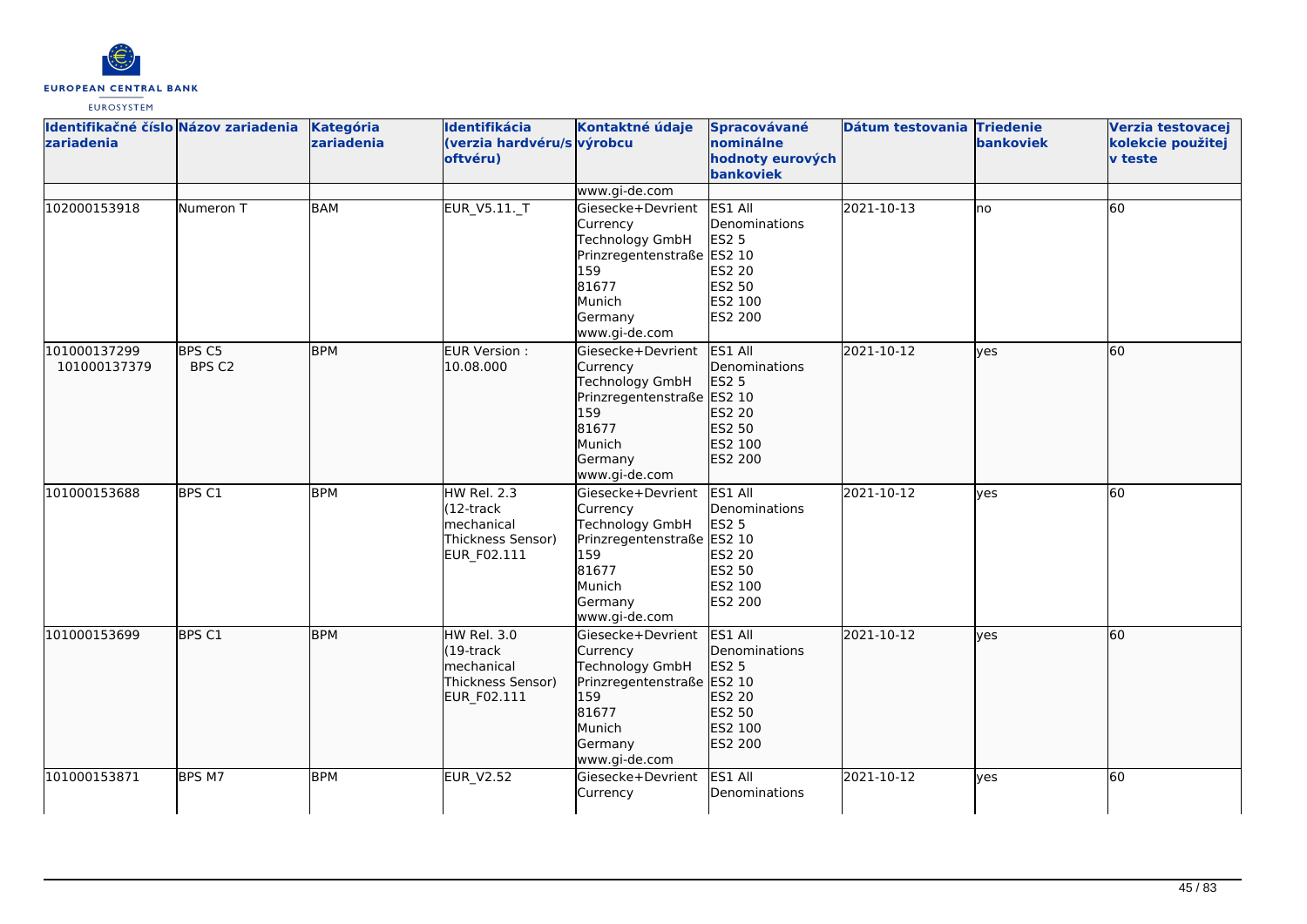| Identifikačné číslo zariadenia | Názov zariadenia | Kategória zariadenia | Identifikácia (verzia hardvéru/softvéru) | Kontaktné údaje výrobcu | Spracovávané nominálne hodnoty eurových bankoviek | Dátum testovania | Triedenie bankoviek | Verzia testovacej kolekcie použitej v teste |
|---|---|---|---|---|---|---|---|---|
| | | | | www.gi-de.com | | | | |
| 102000153918 | Numeron T | BAM | EUR_V5.11._T | Giesecke+Devrient Currency Technology GmbH Prinzregentenstraße 159 81677 Munich Germany www.gi-de.com | ES1 All Denominations ES2 5 ES2 10 ES2 20 ES2 50 ES2 100 ES2 200 | 2021-10-13 | no | 60 |
| 101000137299 101000137379 | BPS C5 BPS C2 | BPM | EUR Version : 10.08.000 | Giesecke+Devrient Currency Technology GmbH Prinzregentenstraße 159 81677 Munich Germany www.gi-de.com | ES1 All Denominations ES2 5 ES2 10 ES2 20 ES2 50 ES2 100 ES2 200 | 2021-10-12 | yes | 60 |
| 101000153688 | BPS C1 | BPM | HW Rel. 2.3 (12-track mechanical Thickness Sensor) EUR_F02.111 | Giesecke+Devrient Currency Technology GmbH Prinzregentenstraße 159 81677 Munich Germany www.gi-de.com | ES1 All Denominations ES2 5 ES2 10 ES2 20 ES2 50 ES2 100 ES2 200 | 2021-10-12 | yes | 60 |
| 101000153699 | BPS C1 | BPM | HW Rel. 3.0 (19-track mechanical Thickness Sensor) EUR_F02.111 | Giesecke+Devrient Currency Technology GmbH Prinzregentenstraße 159 81677 Munich Germany www.gi-de.com | ES1 All Denominations ES2 5 ES2 10 ES2 20 ES2 50 ES2 100 ES2 200 | 2021-10-12 | yes | 60 |
| 101000153871 | BPS M7 | BPM | EUR_V2.52 | Giesecke+Devrient Currency | ES1 All Denominations | 2021-10-12 | yes | 60 |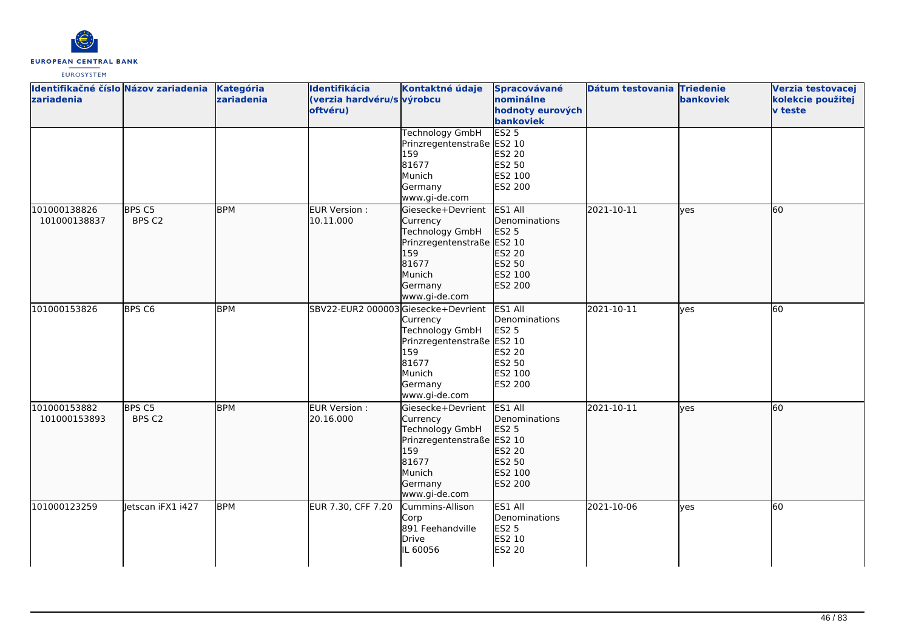| Identifikačné číslo zariadenia | Názov zariadenia | Kategória zariadenia | Identifikácia (verzia hardvéru/softvéru) | Kontaktné údaje výrobcu | Spracovávané nominálne hodnoty eurových bankoviek | Dátum testovania | Triedenie bankoviek | Verzia testovacej kolekcie použitej v teste |
|---|---|---|---|---|---|---|---|---|
| | | | | Technology GmbH Prinzregentenstraße 159 81677 Munich Germany www.gi-de.com | ES2 5 ES2 10 ES2 20 ES2 50 ES2 100 ES2 200 | | | |
| 101000138826 101000138837 | BPS C5 BPS C2 | BPM | EUR Version : 10.11.000 | Giesecke+Devrient Currency Technology GmbH Prinzregentenstraße 159 81677 Munich Germany www.gi-de.com | ES1 All Denominations ES2 5 ES2 10 ES2 20 ES2 50 ES2 100 ES2 200 | 2021-10-11 | yes | 60 |
| 101000153826 | BPS C6 | BPM | SBV22-EUR2 000003 | Giesecke+Devrient Currency Technology GmbH Prinzregentenstraße 159 81677 Munich Germany www.gi-de.com | ES1 All Denominations ES2 5 ES2 10 ES2 20 ES2 50 ES2 100 ES2 200 | 2021-10-11 | yes | 60 |
| 101000153882 101000153893 | BPS C5 BPS C2 | BPM | EUR Version : 20.16.000 | Giesecke+Devrient Currency Technology GmbH Prinzregentenstraße 159 81677 Munich Germany www.gi-de.com | ES1 All Denominations ES2 5 ES2 10 ES2 20 ES2 50 ES2 100 ES2 200 | 2021-10-11 | yes | 60 |
| 101000123259 | Jetscan iFX1 i427 | BPM | EUR 7.30, CFF 7.20 | Cummins-Allison Corp 891 Feehandville Drive IL 60056 | ES1 All Denominations ES2 5 ES2 10 ES2 20 | 2021-10-06 | yes | 60 |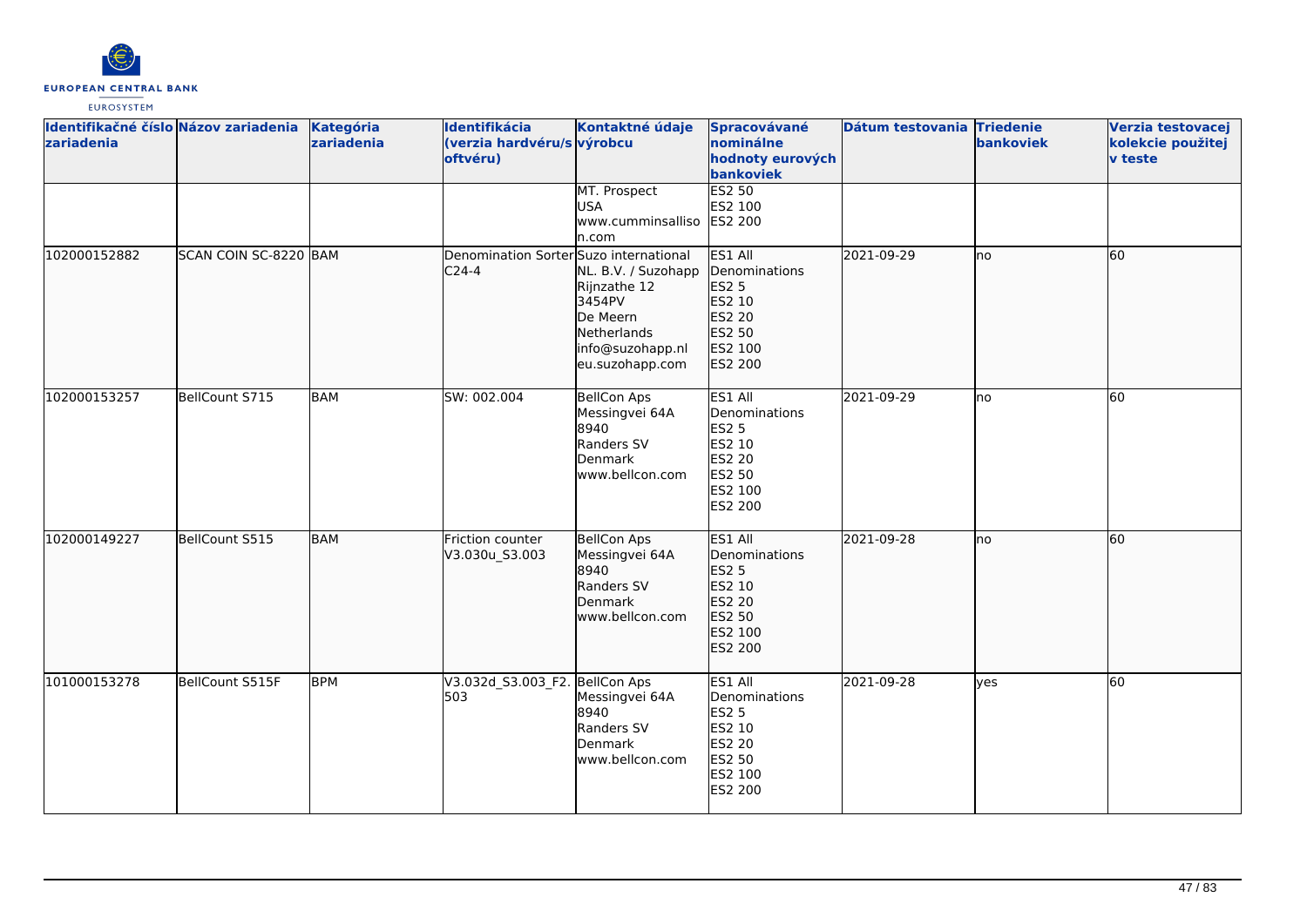| Identifikačné číslo zariadenia | Názov zariadenia | Kategória zariadenia | Identifikácia (verzia hardvéru/softvéru) | Kontaktné údaje výrobcu | Spracovávané nominálne hodnoty eurových bankoviek | Dátum testovania | Triedenie bankoviek | Verzia testovacej kolekcie použitej v teste |
|---|---|---|---|---|---|---|---|---|
| | | | | MT. Prospect USA www.cumminsallison.com | ES2 50 ES2 100 ES2 200 | | | |
| 102000152882 | SCAN COIN SC-8220 | BAM | Denomination Sorter C24-4 | Suzo international NL. B.V. / Suzohapp Rijnzathe 12 3454PV De Meern Netherlands info@suzohapp.nl eu.suzohapp.com | ES1 All Denominations ES2 5 ES2 10 ES2 20 ES2 50 ES2 100 ES2 200 | 2021-09-29 | no | 60 |
| 102000153257 | BellCount S715 | BAM | SW: 002.004 | BellCon Aps Messingvei 64A 8940 Randers SV Denmark www.bellcon.com | ES1 All Denominations ES2 5 ES2 10 ES2 20 ES2 50 ES2 100 ES2 200 | 2021-09-29 | no | 60 |
| 102000149227 | BellCount S515 | BAM | Friction counter V3.030u_S3.003 | BellCon Aps Messingvei 64A 8940 Randers SV Denmark www.bellcon.com | ES1 All Denominations ES2 5 ES2 10 ES2 20 ES2 50 ES2 100 ES2 200 | 2021-09-28 | no | 60 |
| 101000153278 | BellCount S515F | BPM | V3.032d_S3.003_F2.503 | BellCon Aps Messingvei 64A 8940 Randers SV Denmark www.bellcon.com | ES1 All Denominations ES2 5 ES2 10 ES2 20 ES2 50 ES2 100 ES2 200 | 2021-09-28 | yes | 60 |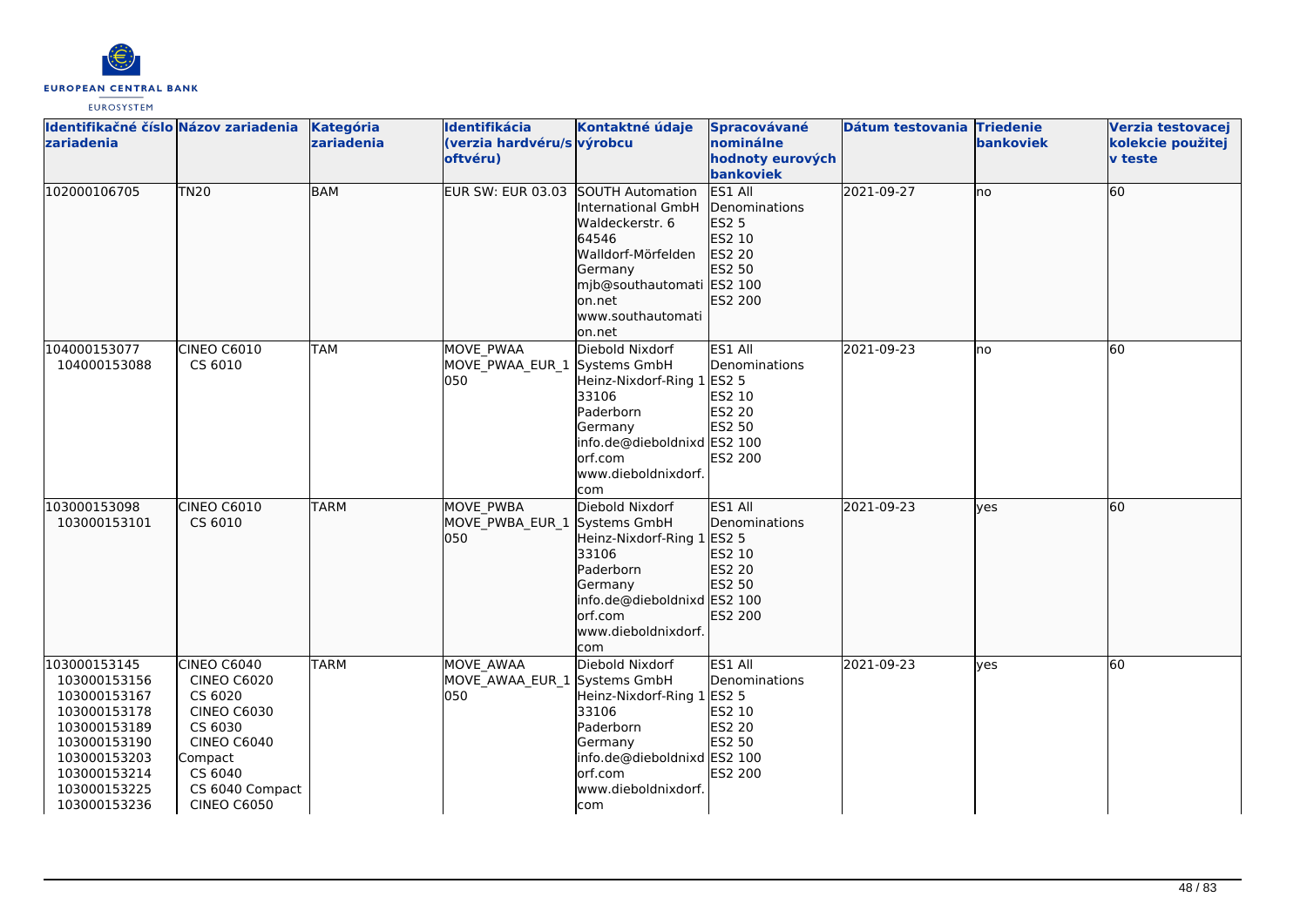| Identifikačné číslo zariadenia | Názov zariadenia | Kategória zariadenia | Identifikácia (verzia hardvéru/softvéru) | Kontaktné údaje výrobcu | Spracovávané nominálne hodnoty eurových bankoviek | Dátum testovania | Triedenie bankoviek | Verzia testovacej kolekcie použitej v teste |
|---|---|---|---|---|---|---|---|---|
| 102000106705 | TN20 | BAM | EUR SW: EUR 03.03 | SOUTH Automation International GmbH Waldeckerstr. 6 64546 Walldorf-Mörfelden Germany mjb@southautomation.net www.southautomation.net | ES1 All Denominations ES2 5 ES2 10 ES2 20 ES2 50 ES2 100 ES2 200 | 2021-09-27 | no | 60 |
| 104000153077 104000153088 | CINEO C6010 CS 6010 | TAM | MOVE_PWAA MOVE_PWAA_EUR_1050 | Diebold Nixdorf Systems GmbH Heinz-Nixdorf-Ring 1 33106 Paderborn Germany info.de@dieboldnixdorf.com www.dieboldnixdorf.com | ES1 All Denominations ES2 5 ES2 10 ES2 20 ES2 50 ES2 100 ES2 200 | 2021-09-23 | no | 60 |
| 103000153098 103000153101 | CINEO C6010 CS 6010 | TARM | MOVE_PWBA MOVE_PWBA_EUR_1050 | Diebold Nixdorf Systems GmbH Heinz-Nixdorf-Ring 1 33106 Paderborn Germany info.de@dieboldnixdorf.com www.dieboldnixdorf.com | ES1 All Denominations ES2 5 ES2 10 ES2 20 ES2 50 ES2 100 ES2 200 | 2021-09-23 | yes | 60 |
| 103000153145 103000153156 103000153167 103000153178 103000153189 103000153190 103000153203 103000153214 103000153225 103000153236 | CINEO C6040 CINEO C6020 CS 6020 CINEO C6030 CS 6030 CINEO C6040 Compact CS 6040 CS 6040 Compact CINEO C6050 | TARM | MOVE_AWAA MOVE_AWAA_EUR_1050 | Diebold Nixdorf Systems GmbH Heinz-Nixdorf-Ring 1 33106 Paderborn Germany info.de@dieboldnixdorf.com www.dieboldnixdorf.com | ES1 All Denominations ES2 5 ES2 10 ES2 20 ES2 50 ES2 100 ES2 200 | 2021-09-23 | yes | 60 |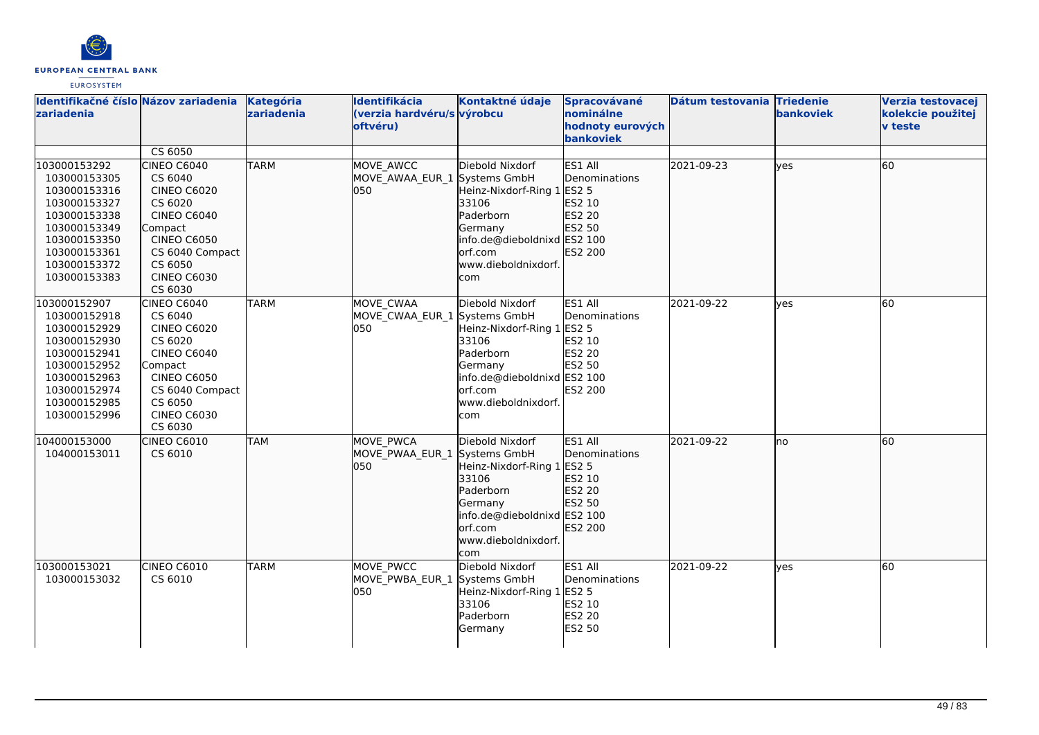| Identifikačné číslo zariadenia | Názov zariadenia | Kategória zariadenia | Identifikácia (verzia hardvéru/softvéru) | Kontaktné údaje výrobcu | Spracovávané nominálne hodnoty eurových bankoviek | Dátum testovania | Triedenie bankoviek | Verzia testovacej kolekcie použitej v teste |
|---|---|---|---|---|---|---|---|---|
| | CS 6050 | | | | | | | |
| 103000153292<br>103000153305<br>103000153316<br>103000153327<br>103000153338<br>103000153349<br>103000153350<br>103000153361<br>103000153372<br>103000153383 | CINEO C6040<br>CS 6040<br>CINEO C6020<br>CS 6020<br>CINEO C6040 Compact<br>CINEO C6050<br>CS 6040 Compact<br>CS 6050<br>CINEO C6030<br>CS 6030 | TARM | MOVE_AWCC<br>MOVE_AWAA_EUR_1050 | Diebold Nixdorf Systems GmbH<br>Heinz-Nixdorf-Ring 1<br>33106<br>Paderborn<br>Germany<br>info.de@dieboldnixdorf.com<br>www.dieboldnixdorf.com | ES1 All Denominations<br>ES2 5<br>ES2 10<br>ES2 20<br>ES2 50<br>ES2 100<br>ES2 200 | 2021-09-23 | yes | 60 |
| 103000152907<br>103000152918<br>103000152929<br>103000152930<br>103000152941<br>103000152952<br>103000152963<br>103000152974<br>103000152985<br>103000152996 | CINEO C6040<br>CS 6040<br>CINEO C6020<br>CS 6020<br>CINEO C6040 Compact<br>CINEO C6050<br>CS 6040 Compact<br>CS 6050<br>CINEO C6030<br>CS 6030 | TARM | MOVE_CWAA<br>MOVE_CWAA_EUR_1050 | Diebold Nixdorf Systems GmbH<br>Heinz-Nixdorf-Ring 1<br>33106<br>Paderborn<br>Germany<br>info.de@dieboldnixdorf.com<br>www.dieboldnixdorf.com | ES1 All Denominations<br>ES2 5<br>ES2 10<br>ES2 20<br>ES2 50<br>ES2 100<br>ES2 200 | 2021-09-22 | yes | 60 |
| 104000153000<br>104000153011 | CINEO C6010<br>CS 6010 | TAM | MOVE_PWCA<br>MOVE_PWAA_EUR_1050 | Diebold Nixdorf Systems GmbH<br>Heinz-Nixdorf-Ring 1<br>33106<br>Paderborn<br>Germany<br>info.de@dieboldnixdorf.com<br>www.dieboldnixdorf.com | ES1 All Denominations<br>ES2 5<br>ES2 10<br>ES2 20<br>ES2 50<br>ES2 100<br>ES2 200 | 2021-09-22 | no | 60 |
| 103000153021<br>103000153032 | CINEO C6010<br>CS 6010 | TARM | MOVE_PWCC<br>MOVE_PWBA_EUR_1050 | Diebold Nixdorf Systems GmbH<br>Heinz-Nixdorf-Ring 1<br>33106<br>Paderborn<br>Germany | ES1 All Denominations<br>ES2 5<br>ES2 10<br>ES2 20<br>ES2 50 | 2021-09-22 | yes | 60 |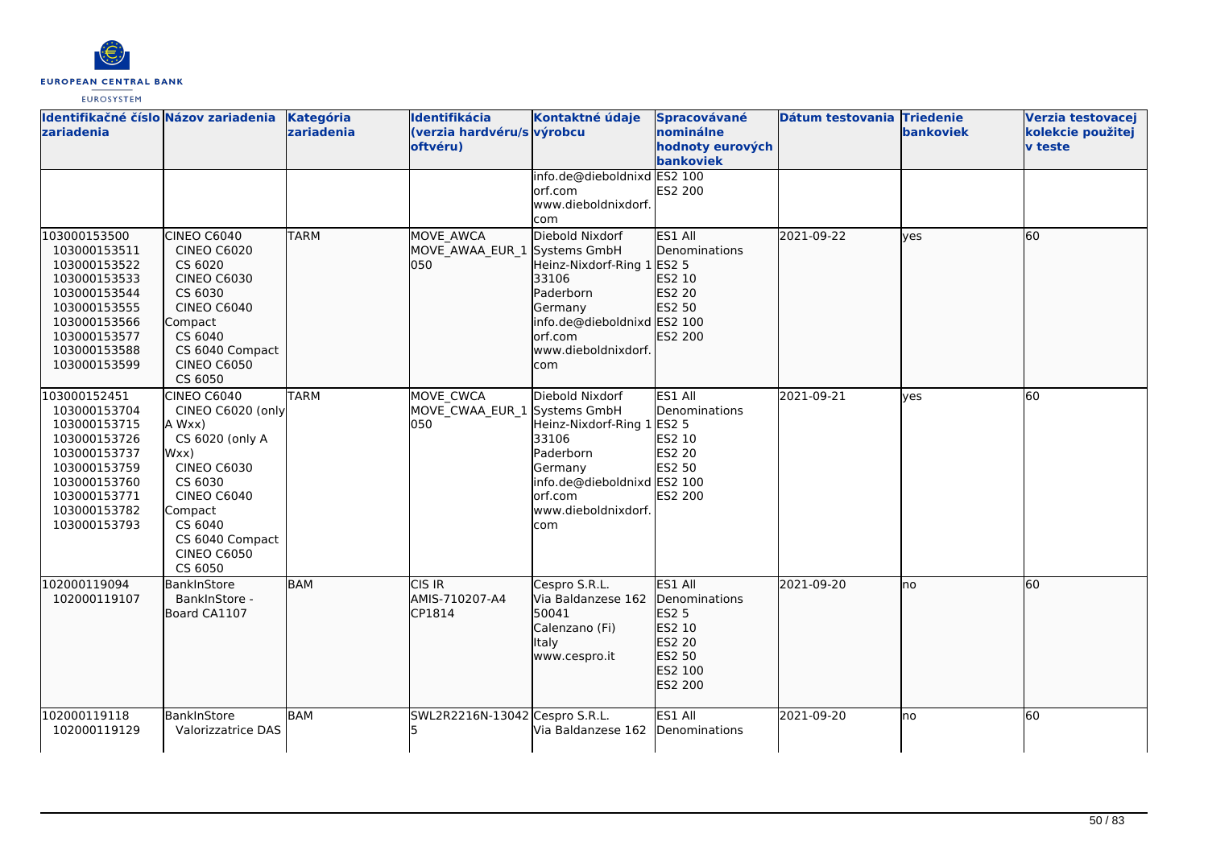| Identifikačné číslo zariadenia | Názov zariadenia | Kategória zariadenia | Identifikácia (verzia hardvéru/softvéru) | Kontaktné údaje výrobcu | Spracovávané nominálne hodnoty eurových bankoviek | Dátum testovania | Triedenie bankoviek | Verzia testovacej kolekcie použitej v teste |
|---|---|---|---|---|---|---|---|---|
| | | | | info.de@dieboldnixdorf.com<br>www.dieboldnixdorf.com | ES2 100<br>ES2 200 | | | |
| 103000153500<br>103000153511<br>103000153522<br>103000153533<br>103000153544<br>103000153555<br>103000153566<br>103000153577<br>103000153588<br>103000153599 | CINEO C6040<br>CINEO C6020<br>CS 6020<br>CINEO C6030<br>CS 6030<br>CINEO C6040 Compact<br>CS 6040<br>CS 6040 Compact<br>CINEO C6050<br>CS 6050 | TARM | MOVE_AWCA<br>MOVE_AWAA_EUR_1050 | Diebold Nixdorf Systems GmbH<br>Heinz-Nixdorf-Ring 1<br>33106<br>Paderborn<br>Germany<br>info.de@dieboldnixdorf.com<br>www.dieboldnixdorf.com | ES1 All Denominations<br>ES2 5<br>ES2 10<br>ES2 20<br>ES2 50<br>ES2 100<br>ES2 200 | 2021-09-22 | yes | 60 |
| 103000152451<br>103000153704<br>103000153715<br>103000153726<br>103000153737<br>103000153759<br>103000153760<br>103000153771<br>103000153782<br>103000153793 | CINEO C6040<br>CINEO C6020 (only A Wxx)<br>CS 6020 (only A Wxx)<br>CINEO C6030<br>CS 6030<br>CINEO C6040 Compact<br>CS 6040<br>CS 6040 Compact<br>CINEO C6050<br>CS 6050 | TARM | MOVE_CWCA<br>MOVE_CWCA_EUR_1050 | Diebold Nixdorf Systems GmbH<br>Heinz-Nixdorf-Ring 1<br>33106<br>Paderborn<br>Germany<br>info.de@dieboldnixdorf.com<br>www.dieboldnixdorf.com | ES1 All Denominations<br>ES2 5<br>ES2 10<br>ES2 20<br>ES2 50<br>ES2 100<br>ES2 200 | 2021-09-21 | yes | 60 |
| 102000119094<br>102000119107 | BankInStore<br>BankInStore - Board CA1107 | BAM | CIS IR<br>AMIS-710207-A4<br>CP1814 | Cespro S.R.L.<br>Via Baldanzese 162<br>50041<br>Calenzano (Fi)<br>Italy<br>www.cespro.it | ES1 All Denominations<br>ES2 5<br>ES2 10<br>ES2 20<br>ES2 50<br>ES2 100<br>ES2 200 | 2021-09-20 | no | 60 |
| 102000119118<br>102000119129 | BankInStore<br>Valorizzatrice DAS | BAM | SWL2R2216N-130425 | Cespro S.R.L.<br>Via Baldanzese 162 | ES1 All Denominations | 2021-09-20 | no | 60 |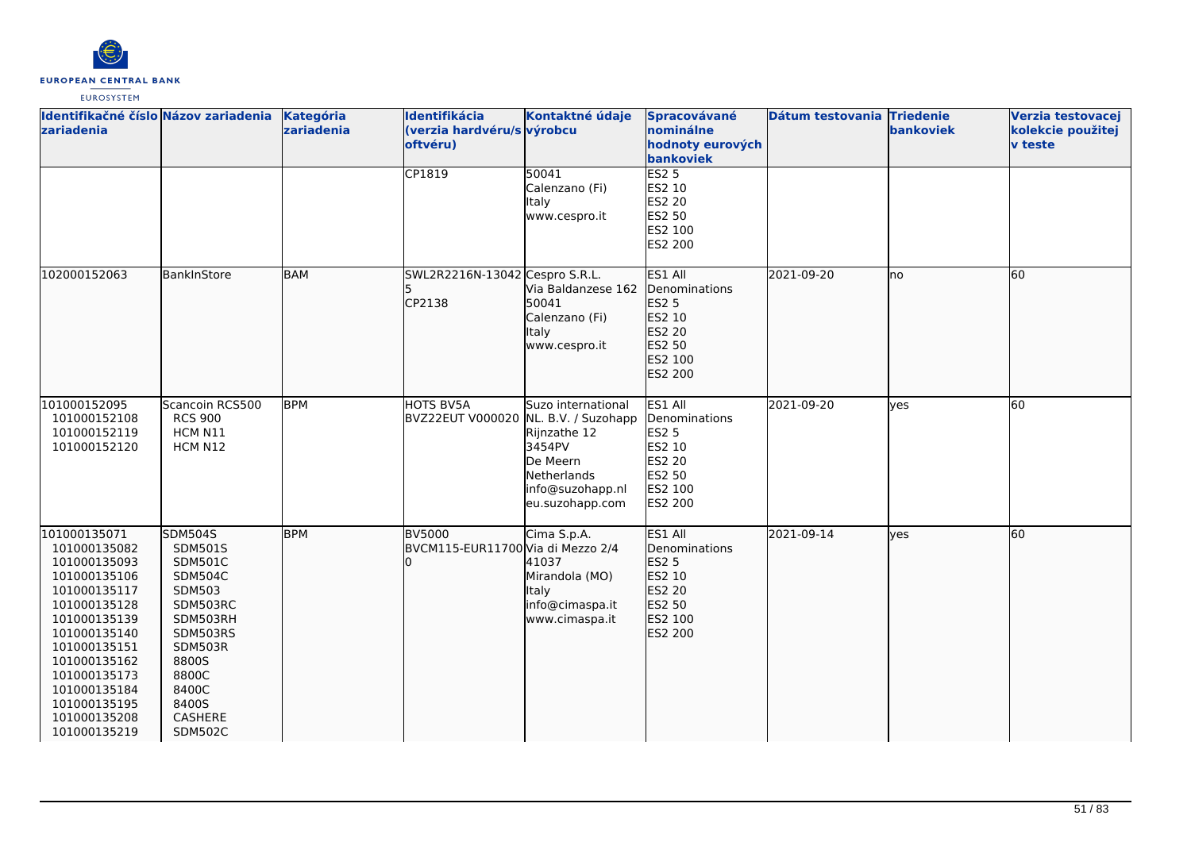| Identifikačné číslo zariadenia | Názov zariadenia | Kategória zariadenia | Identifikácia (verzia hardvéru/softvéru) | Kontaktné údaje výrobcu | Spracovávané nominálne hodnoty eurových bankoviek | Dátum testovania | Triedenie bankoviek | Verzia testovacej kolekcie použitej v teste |
|---|---|---|---|---|---|---|---|---|
| | | | CP1819 | 50041<br>Calenzano (Fi)<br>Italy<br>www.cespro.it | ES2 5<br>ES2 10<br>ES2 20<br>ES2 50<br>ES2 100<br>ES2 200 | | | |
| 102000152063 | BankInStore | BAM | SWL2R2216N-130425<br>CP2138 | Cespro S.R.L.<br>Via Baldanzese 162<br>50041<br>Calenzano (Fi)<br>Italy<br>www.cespro.it | ES1 All Denominations<br>ES2 5<br>ES2 10<br>ES2 20<br>ES2 50<br>ES2 100<br>ES2 200 | 2021-09-20 | no | 60 |
| 101000152095<br>101000152108<br>101000152119<br>101000152120 | Scancoin RCS500<br>RCS 900<br>HCM N11<br>HCM N12 | BPM | HOTS BV5A<br>BVZ22EUT V000020 | Suzo international NL. B.V. / Suzohapp<br>Rijnzathe 12<br>3454PV<br>De Meern<br>Netherlands<br>info@suzohapp.nl<br>eu.suzohapp.com | ES1 All Denominations<br>ES2 5<br>ES2 10<br>ES2 20<br>ES2 50<br>ES2 100<br>ES2 200 | 2021-09-20 | yes | 60 |
| 101000135071<br>101000135082<br>101000135093<br>101000135106<br>101000135117<br>101000135128<br>101000135139<br>101000135140<br>101000135151<br>101000135162<br>101000135173<br>101000135184<br>101000135195<br>101000135208<br>101000135219 | SDM504S<br>SDM501S<br>SDM501C<br>SDM504C<br>SDM503<br>SDM503RC<br>SDM503RH<br>SDM503RS<br>SDM503R<br>8800S<br>8800C<br>8400C<br>8400S<br>CASHERE<br>SDM502C | BPM | BV5000<br>BVCM115-EUR117000 | Cima S.p.A.<br>Via di Mezzo 2/4<br>41037<br>Mirandola (MO)<br>Italy<br>info@cimaspa.it<br>www.cimaspa.it | ES1 All Denominations<br>ES2 5<br>ES2 10<br>ES2 20<br>ES2 50<br>ES2 100<br>ES2 200 | 2021-09-14 | yes | 60 |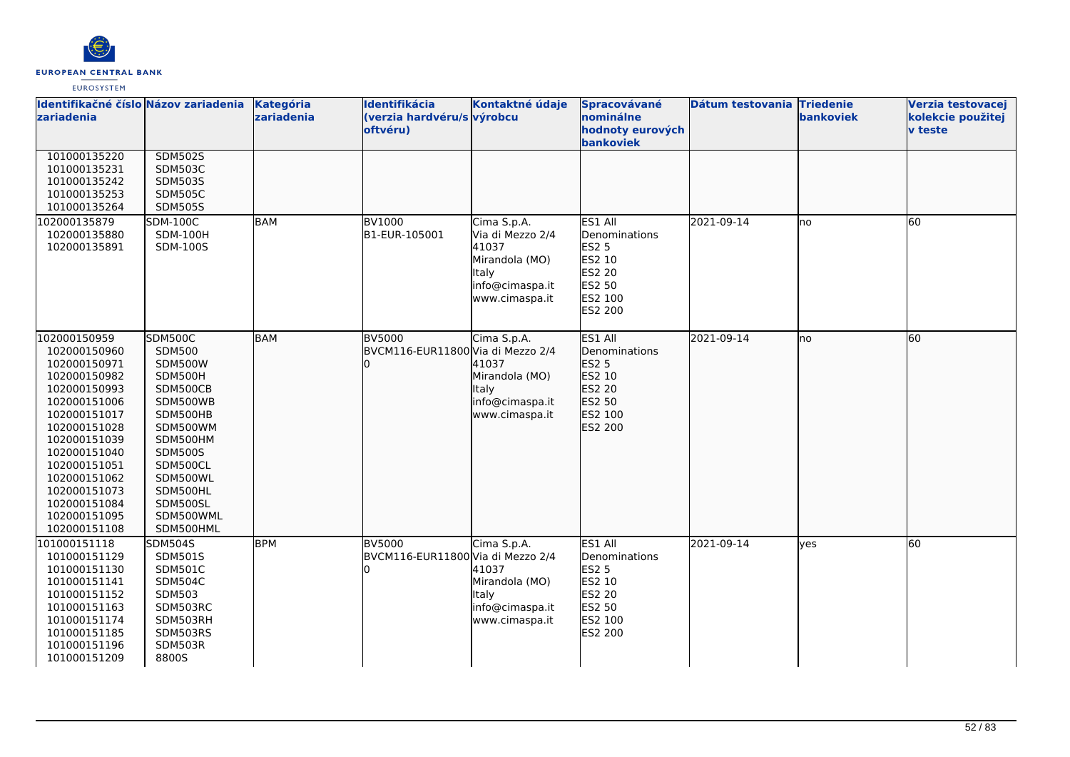| Identifikačné číslo zariadenia | Názov zariadenia | Kategória zariadenia | Identifikácia (verzia hardvéru/softvéru) | Kontaktné údaje výrobcu | Spracovávané nominálne hodnoty eurových bankoviek | Dátum testovania | Triedenie bankoviek | Verzia testovacej kolekcie použitej v teste |
|---|---|---|---|---|---|---|---|---|
| 101000135220<br>101000135231<br>101000135242<br>101000135253<br>101000135264 | SDM502S<br>SDM503C<br>SDM503S<br>SDM505C<br>SDM505S | | | | | | | |
| 102000135879<br>102000135880<br>102000135891 | SDM-100C<br>SDM-100H<br>SDM-100S | BAM | BV1000<br>B1-EUR-105001 | Cima S.p.A.<br>Via di Mezzo 2/4<br>41037<br>Mirandola (MO)<br>Italy<br>info@cimaspa.it<br>www.cimaspa.it | ES1 All Denominations<br>ES2 5<br>ES2 10<br>ES2 20<br>ES2 50<br>ES2 100<br>ES2 200 | 2021-09-14 | no | 60 |
| 102000150959<br>102000150960<br>102000150971<br>102000150982<br>102000150993<br>102000151006<br>102000151017<br>102000151028<br>102000151039<br>102000151040<br>102000151051<br>102000151062<br>102000151073<br>102000151084<br>102000151095<br>102000151108 | SDM500C<br>SDM500<br>SDM500W<br>SDM500H<br>SDM500CB<br>SDM500WB<br>SDM500HB<br>SDM500WM<br>SDM500HM<br>SDM500S<br>SDM500CL<br>SDM500WL<br>SDM500HL<br>SDM500SL<br>SDM500WML<br>SDM500HML | BAM | BV5000<br>BVCM116-EUR118000 | Cima S.p.A.<br>Via di Mezzo 2/4<br>41037<br>Mirandola (MO)<br>Italy<br>info@cimaspa.it<br>www.cimaspa.it | ES1 All Denominations<br>ES2 5<br>ES2 10<br>ES2 20<br>ES2 50<br>ES2 100<br>ES2 200 | 2021-09-14 | no | 60 |
| 101000151118<br>101000151129<br>101000151130<br>101000151141<br>101000151152<br>101000151163<br>101000151174<br>101000151185<br>101000151196<br>101000151209 | SDM504S<br>SDM501S<br>SDM501C<br>SDM504C<br>SDM503<br>SDM503RC<br>SDM503RH<br>SDM503RS<br>SDM503R<br>8800S | BPM | BV5000<br>BVCM116-EUR118000 | Cima S.p.A.<br>Via di Mezzo 2/4<br>41037<br>Mirandola (MO)<br>Italy<br>info@cimaspa.it<br>www.cimaspa.it | ES1 All Denominations<br>ES2 5<br>ES2 10<br>ES2 20<br>ES2 50<br>ES2 100<br>ES2 200 | 2021-09-14 | yes | 60 |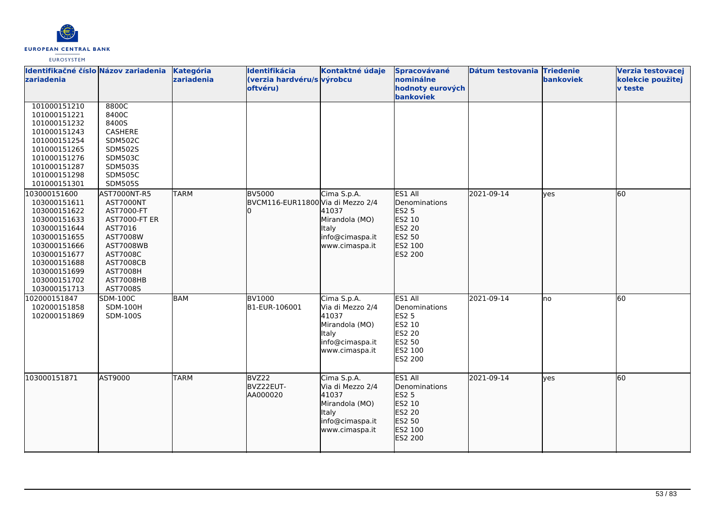| Identifikačné číslo zariadenia | Názov zariadenia | Kategória zariadenia | Identifikácia (verzia hardvéru/softvéru) | Kontaktné údaje výrobcu | Spracovávané nominálne hodnoty eurových bankoviek | Dátum testovania | Triedenie bankoviek | Verzia testovacej kolekcie použitej v teste |
|---|---|---|---|---|---|---|---|---|
| 101000151210<br>101000151221<br>101000151232<br>101000151243<br>101000151254<br>101000151265<br>101000151276<br>101000151287<br>101000151298<br>101000151301 | 8800C<br>8400C<br>8400S<br>CASHERE<br>SDM502C<br>SDM502S<br>SDM503C<br>SDM503S<br>SDM505C<br>SDM505S | | | | | | | |
| 103000151600<br>103000151611<br>103000151622<br>103000151633<br>103000151644<br>103000151655<br>103000151666<br>103000151677<br>103000151688<br>103000151699<br>103000151702<br>103000151713 | AST7000NT-R5<br>AST7000NT<br>AST7000-FT<br>AST7000-FT ER<br>AST7016<br>AST7008W<br>AST7008WB<br>AST7008C<br>AST7008CB<br>AST7008H<br>AST7008HB<br>AST7008S | TARM | BV5000<br>BVCM116-EUR118000 | Cima S.p.A.<br>Via di Mezzo 2/4<br>41037<br>Mirandola (MO)<br>Italy<br>info@cimaspa.it<br>www.cimaspa.it | ES1 All Denominations<br>ES2 5<br>ES2 10<br>ES2 20<br>ES2 50<br>ES2 100<br>ES2 200 | 2021-09-14 | yes | 60 |
| 102000151847<br>102000151858<br>102000151869 | SDM-100C<br>SDM-100H<br>SDM-100S | BAM | BV1000<br>B1-EUR-106001 | Cima S.p.A.<br>Via di Mezzo 2/4<br>41037<br>Mirandola (MO)<br>Italy<br>info@cimaspa.it<br>www.cimaspa.it | ES1 All Denominations<br>ES2 5<br>ES2 10<br>ES2 20<br>ES2 50<br>ES2 100<br>ES2 200 | 2021-09-14 | no | 60 |
| 103000151871 | AST9000 | TARM | BVZ22<br>BVZ22EUT-AA000020 | Cima S.p.A.<br>Via di Mezzo 2/4<br>41037<br>Mirandola (MO)<br>Italy<br>info@cimaspa.it<br>www.cimaspa.it | ES1 All Denominations<br>ES2 5<br>ES2 10<br>ES2 20<br>ES2 50<br>ES2 100<br>ES2 200 | 2021-09-14 | yes | 60 |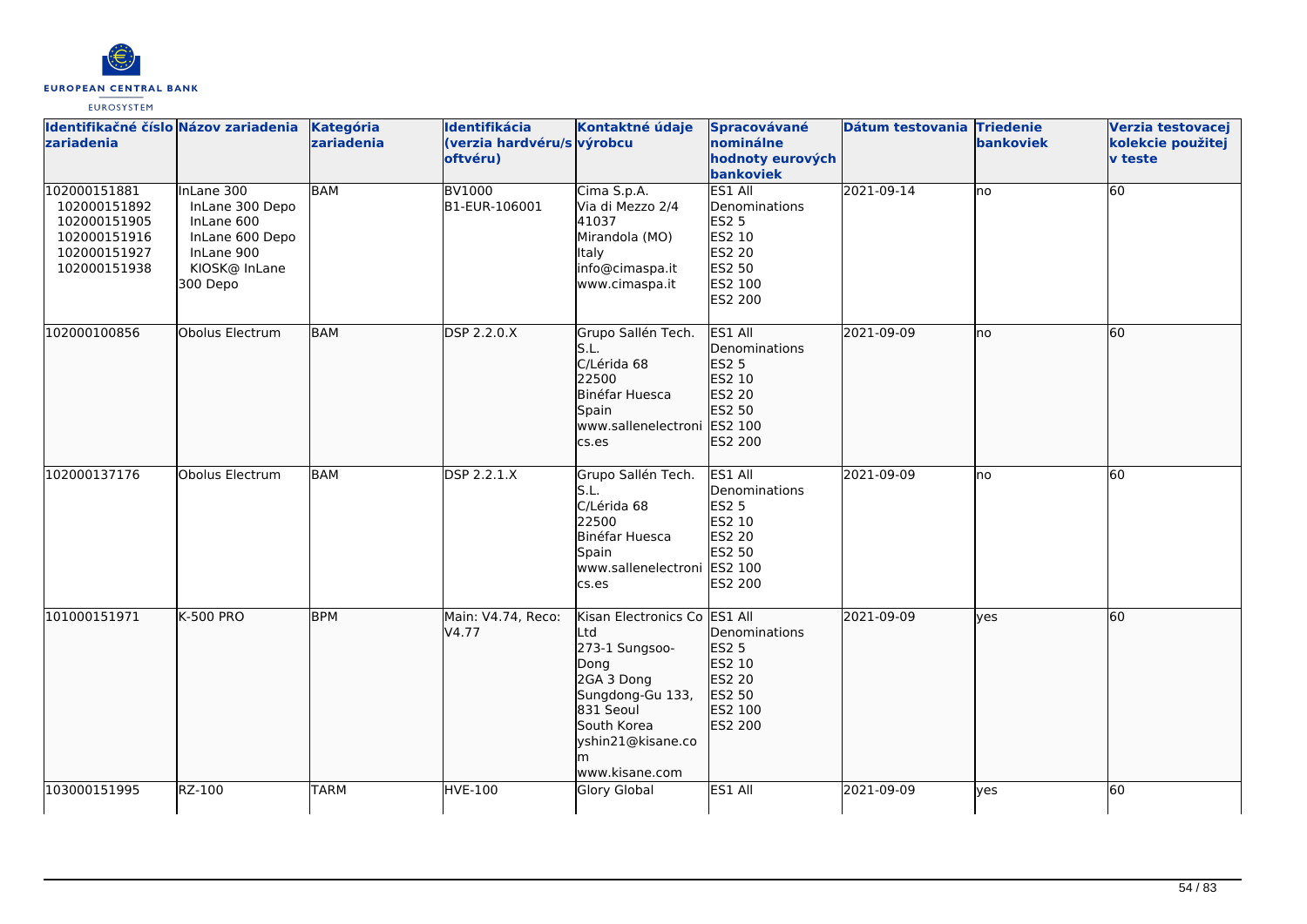| Identifikačné číslo zariadenia | Názov zariadenia | Kategória zariadenia | Identifikácia (verzia hardvéru/softvéru) | Kontaktné údaje výrobcu | Spracovávané nominálne hodnoty eurových bankoviek | Dátum testovania | Triedenie bankoviek | Verzia testovacej kolekcie použitej v teste |
| --- | --- | --- | --- | --- | --- | --- | --- | --- |
| 102000151881<br>102000151892<br>102000151905<br>102000151916<br>102000151927<br>102000151938 | InLane 300<br>InLane 300 Depo<br>InLane 600<br>InLane 600 Depo<br>InLane 900<br>KIOSK@ InLane 300 Depo | BAM | BV1000<br>B1-EUR-106001 | Cima S.p.A.<br>Via di Mezzo 2/4<br>41037<br>Mirandola (MO)<br>Italy<br>info@cimaspa.it<br>www.cimaspa.it | ES1 All Denominations<br>ES2 5<br>ES2 10<br>ES2 20<br>ES2 50<br>ES2 100<br>ES2 200 | 2021-09-14 | no | 60 |
| 102000100856 | Obolus Electrum | BAM | DSP 2.2.0.X | Grupo Sallén Tech. S.L.<br>C/Lérida 68<br>22500<br>Binéfar Huesca<br>Spain<br>www.sallenelectronics.es | ES1 All Denominations<br>ES2 5<br>ES2 10<br>ES2 20<br>ES2 50<br>ES2 100<br>ES2 200 | 2021-09-09 | no | 60 |
| 102000137176 | Obolus Electrum | BAM | DSP 2.2.1.X | Grupo Sallén Tech. S.L.<br>C/Lérida 68<br>22500<br>Binéfar Huesca<br>Spain<br>www.sallenelectronics.es | ES1 All Denominations<br>ES2 5<br>ES2 10<br>ES2 20<br>ES2 50<br>ES2 100<br>ES2 200 | 2021-09-09 | no | 60 |
| 101000151971 | K-500 PRO | BPM | Main: V4.74, Reco: V4.77 | Kisan Electronics Co Ltd<br>273-1 Sungsoo-Dong<br>2GA 3 Dong<br>Sungdong-Gu 133, 831 Seoul<br>South Korea<br>yshin21@kisane.com<br>www.kisane.com | ES1 All Denominations<br>ES2 5<br>ES2 10<br>ES2 20<br>ES2 50<br>ES2 100<br>ES2 200 | 2021-09-09 | yes | 60 |
| 103000151995 | RZ-100 | TARM | HVE-100 | Glory Global | ES1 All | 2021-09-09 | yes | 60 |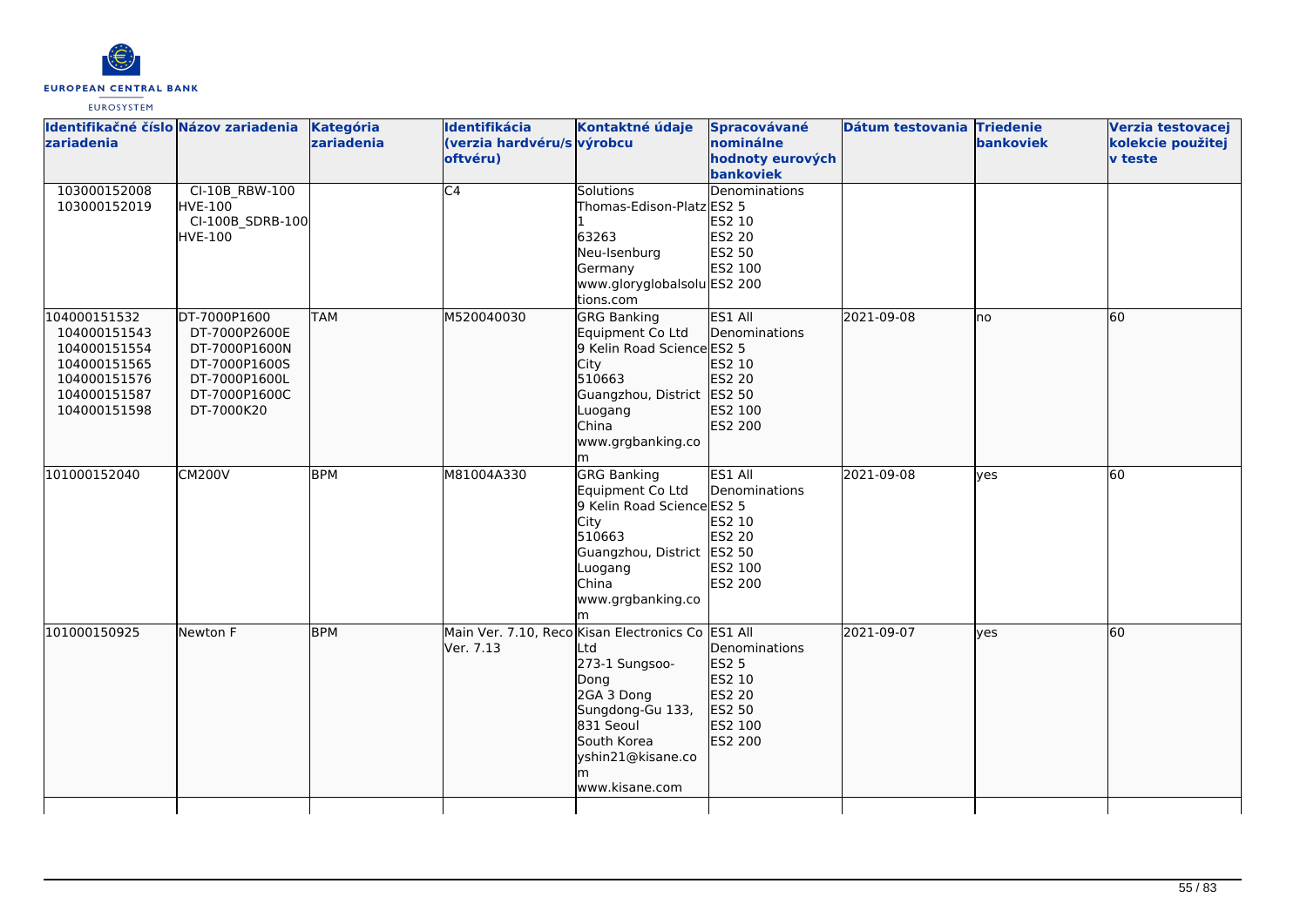| Identifikačné číslo zariadenia | Názov zariadenia | Kategória zariadenia | Identifikácia (verzia hardvéru/softvéru) | Kontaktné údaje výrobcu | Spracovávané nominálne hodnoty eurových bankoviek | Dátum testovania | Triedenie bankoviek | Verzia testovacej kolekcie použitej v teste |
|---|---|---|---|---|---|---|---|---|
| 103000152008<br>103000152019 | CI-10B_RBW-100 HVE-100<br>CI-100B_SDRB-100 HVE-100 | | C4 | Solutions<br>Thomas-Edison-Platz 1<br>63263<br>Neu-Isenburg<br>Germany<br>www.gloryglobalsolutions.com | Denominations<br>ES2 5<br>ES2 10<br>ES2 20<br>ES2 50<br>ES2 100<br>ES2 200 | | | |
| 104000151532<br>104000151543<br>104000151554<br>104000151565<br>104000151576<br>104000151587<br>104000151598 | DT-7000P1600<br>DT-7000P2600E<br>DT-7000P1600N<br>DT-7000P1600S<br>DT-7000P1600L<br>DT-7000P1600C<br>DT-7000K20 | TAM | M520040030 | GRG Banking Equipment Co Ltd<br>9 Kelin Road Science City<br>510663<br>Guangzhou, District Luogang<br>China<br>www.grgbanking.com | ES1 All Denominations<br>ES2 5<br>ES2 10<br>ES2 20<br>ES2 50<br>ES2 100<br>ES2 200 | 2021-09-08 | no | 60 |
| 101000152040 | CM200V | BPM | M81004A330 | GRG Banking Equipment Co Ltd<br>9 Kelin Road Science City<br>510663<br>Guangzhou, District Luogang<br>China<br>www.grgbanking.com | ES1 All Denominations<br>ES2 5<br>ES2 10<br>ES2 20<br>ES2 50<br>ES2 100<br>ES2 200 | 2021-09-08 | yes | 60 |
| 101000150925 | Newton F | BPM | Main Ver. 7.10, Reco Ver. 7.13 | Kisan Electronics Co Ltd<br>273-1 Sungsoo-Dong<br>2GA 3 Dong<br>Sungdong-Gu 133, 831 Seoul<br>South Korea<br>yshin21@kisane.com<br>www.kisane.com | ES1 All Denominations<br>ES2 5<br>ES2 10<br>ES2 20<br>ES2 50<br>ES2 100<br>ES2 200 | 2021-09-07 | yes | 60 |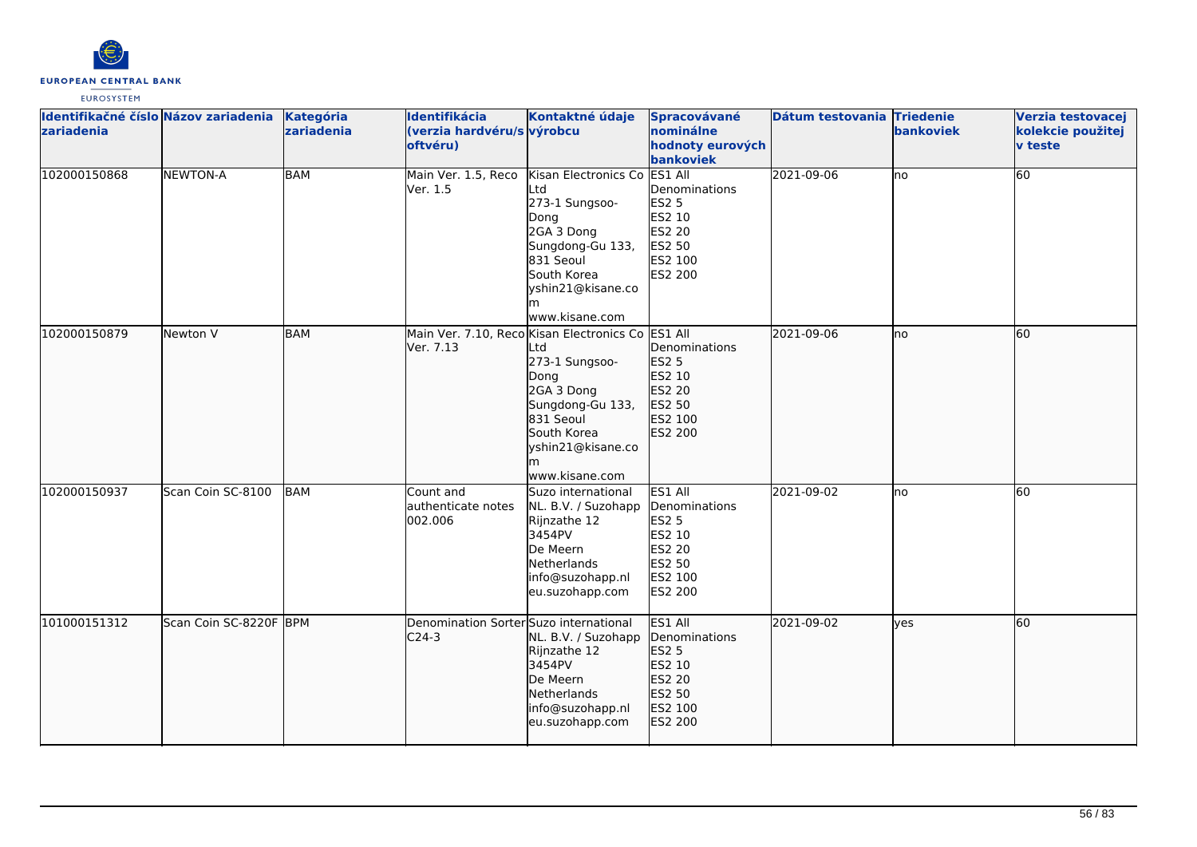| Identifikačné číslo zariadenia | Názov zariadenia | Kategória zariadenia | Identifikácia (verzia hardvéru/softvéru) | Kontaktné údaje výrobcu | Spracovávané nominálne hodnoty eurových bankoviek | Dátum testovania | Triedenie bankoviek | Verzia testovacej kolekcie použitej v teste |
|---|---|---|---|---|---|---|---|---|
| 102000150868 | NEWTON-A | BAM | Main Ver. 1.5, Reco Ver. 1.5 | Kisan Electronics Co Ltd<br>273-1 Sungsoo-Dong<br>2GA 3 Dong<br>Sungdong-Gu 133, 831 Seoul<br>South Korea<br>yshin21@kisane.com<br>www.kisane.com | ES1 All Denominations<br>ES2 5<br>ES2 10<br>ES2 20<br>ES2 50<br>ES2 100<br>ES2 200 | 2021-09-06 | no | 60 |
| 102000150879 | Newton V | BAM | Main Ver. 7.10, Reco Ver. 7.13 | Kisan Electronics Co Ltd<br>273-1 Sungsoo-Dong<br>2GA 3 Dong<br>Sungdong-Gu 133, 831 Seoul<br>South Korea<br>yshin21@kisane.com<br>www.kisane.com | ES1 All Denominations<br>ES2 5<br>ES2 10<br>ES2 20<br>ES2 50<br>ES2 100<br>ES2 200 | 2021-09-06 | no | 60 |
| 102000150937 | Scan Coin SC-8100 | BAM | Count and authenticate notes 002.006 | Suzo international NL. B.V. / Suzohapp<br>Rijnzathe 12<br>3454PV<br>De Meern<br>Netherlands<br>info@suzohapp.nl<br>eu.suzohapp.com | ES1 All Denominations<br>ES2 5<br>ES2 10<br>ES2 20<br>ES2 50<br>ES2 100<br>ES2 200 | 2021-09-02 | no | 60 |
| 101000151312 | Scan Coin SC-8220F | BPM | Denomination Sorter C24-3 | Suzo international NL. B.V. / Suzohapp<br>Rijnzathe 12<br>3454PV<br>De Meern<br>Netherlands<br>info@suzohapp.nl<br>eu.suzohapp.com | ES1 All Denominations<br>ES2 5<br>ES2 10<br>ES2 20<br>ES2 50<br>ES2 100<br>ES2 200 | 2021-09-02 | yes | 60 |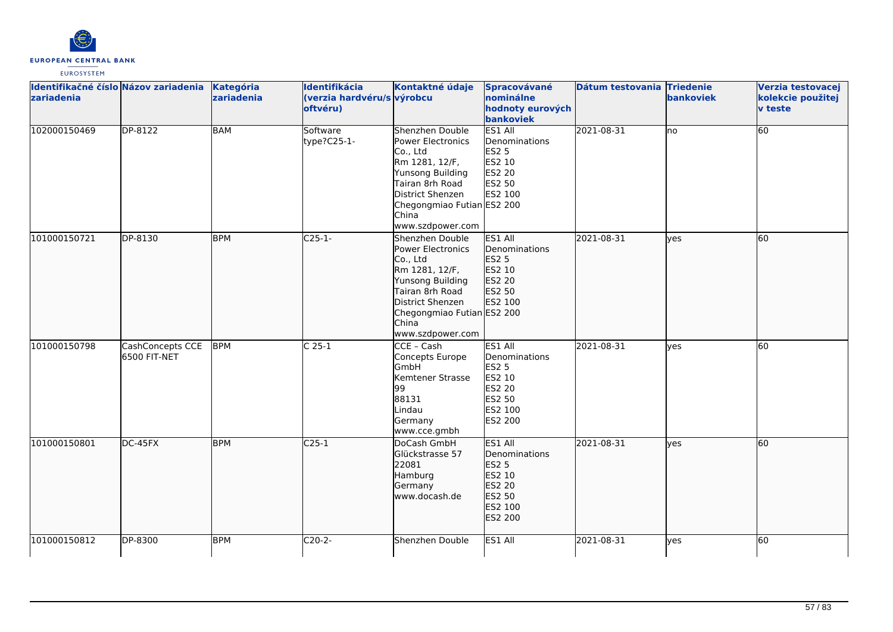| Identifikačné číslo zariadenia | Názov zariadenia | Kategória zariadenia | Identifikácia (verzia hardvéru/softvéru) | Kontaktné údaje výrobcu | Spracovávané nominálne hodnoty eurových bankoviek | Dátum testovania | Triedenie bankoviek | Verzia testovacej kolekcie použitej v teste |
|---|---|---|---|---|---|---|---|---|
| 102000150469 | DP-8122 | BAM | Software type?C25-1- | Shenzhen Double Power Electronics Co., Ltd<br>Rm 1281, 12/F, Yunsong Building Tairan 8rh Road District Shenzen Chegongmiao Futian China<br>www.szdpower.com | ES1 All Denominations<br>ES2 5<br>ES2 10<br>ES2 20<br>ES2 50<br>ES2 100<br>ES2 200 | 2021-08-31 | no | 60 |
| 101000150721 | DP-8130 | BPM | C25-1- | Shenzhen Double Power Electronics Co., Ltd<br>Rm 1281, 12/F, Yunsong Building Tairan 8rh Road District Shenzen Chegongmiao Futian China<br>www.szdpower.com | ES1 All Denominations<br>ES2 5<br>ES2 10<br>ES2 20<br>ES2 50<br>ES2 100<br>ES2 200 | 2021-08-31 | yes | 60 |
| 101000150798 | CashConcepts CCE 6500 FIT-NET | BPM | C 25-1 | CCE – Cash Concepts Europe GmbH<br>Kemtener Strasse 99<br>88131<br>Lindau<br>Germany<br>www.cce.gmbh | ES1 All Denominations<br>ES2 5<br>ES2 10<br>ES2 20<br>ES2 50<br>ES2 100<br>ES2 200 | 2021-08-31 | yes | 60 |
| 101000150801 | DC-45FX | BPM | C25-1 | DoCash GmbH<br>Glückstrasse 57<br>22081<br>Hamburg<br>Germany<br>www.docash.de | ES1 All Denominations<br>ES2 5<br>ES2 10<br>ES2 20<br>ES2 50<br>ES2 100<br>ES2 200 | 2021-08-31 | yes | 60 |
| 101000150812 | DP-8300 | BPM | C20-2- | Shenzhen Double | ES1 All | 2021-08-31 | yes | 60 |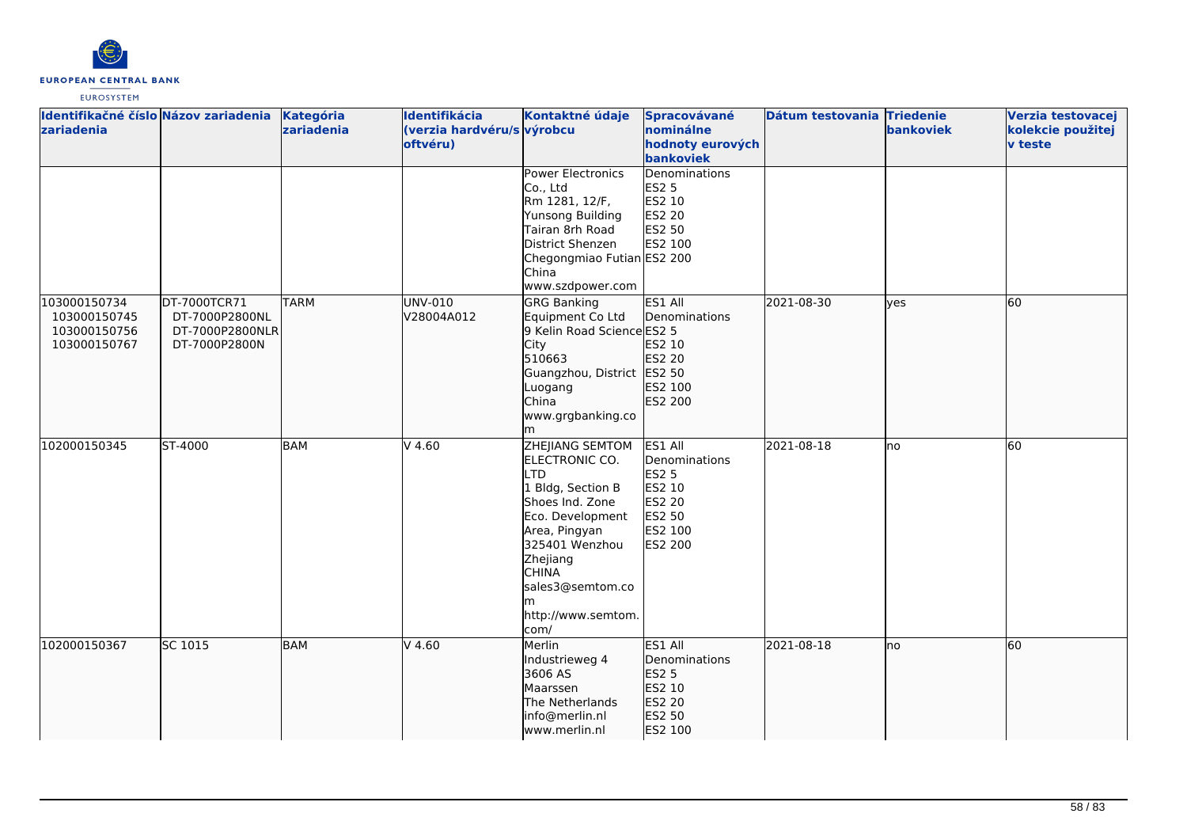| Identifikačné číslo zariadenia | Názov zariadenia | Kategória zariadenia | Identifikácia (verzia hardvéru/softvéru) | Kontaktné údaje výrobcu | Spracovávané nominálne hodnoty eurových bankoviek | Dátum testovania | Triedenie bankoviek | Verzia testovacej kolekcie použitej v teste |
|---|---|---|---|---|---|---|---|---|
| | | | | Power Electronics Co., Ltd<br>Rm 1281, 12/F, Yunsong Building<br>Tairan 8rh Road<br>District Shenzen<br>Chegongmiao Futian<br>China<br>www.szdpower.com | Denominations<br>ES2 5<br>ES2 10<br>ES2 20<br>ES2 50<br>ES2 100<br>ES2 200 | | | |
| 103000150734<br>103000150745<br>103000150756<br>103000150767 | DT-7000TCR71<br>DT-7000P2800NL<br>DT-7000P2800NLR<br>DT-7000P2800N | TARM | UNV-010<br>V28004A012 | GRG Banking Equipment Co Ltd<br>9 Kelin Road Science City<br>510663<br>Guangzhou, District Luogang<br>China<br>www.grgbanking.com | ES1 All Denominations<br>ES2 5<br>ES2 10<br>ES2 20<br>ES2 50<br>ES2 100<br>ES2 200 | 2021-08-30 | yes | 60 |
| 102000150345 | ST-4000 | BAM | V 4.60 | ZHEJIANG SEMTOM ELECTRONIC CO. LTD<br>1 Bldg, Section B Shoes Ind. Zone<br>Eco. Development Area, Pingyan<br>325401 Wenzhou<br>Zhejiang<br>CHINA<br>sales3@semtom.com<br>http://www.semtom.com/ | ES1 All Denominations<br>ES2 5<br>ES2 10<br>ES2 20<br>ES2 50<br>ES2 100<br>ES2 200 | 2021-08-18 | no | 60 |
| 102000150367 | SC 1015 | BAM | V 4.60 | Merlin<br>Industrieweg 4<br>3606 AS<br>Maarssen<br>The Netherlands<br>info@merlin.nl<br>www.merlin.nl | ES1 All Denominations<br>ES2 5<br>ES2 10<br>ES2 20<br>ES2 50<br>ES2 100 | 2021-08-18 | no | 60 |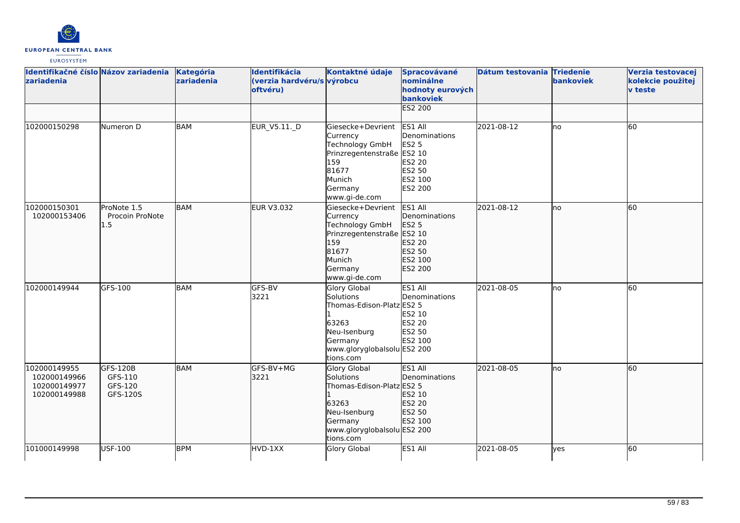| Identifikačné číslo zariadenia | Názov zariadenia | Kategória zariadenia | Identifikácia (verzia hardvéru/softvéru) | Kontaktné údaje výrobcu | Spracovávané nominálne hodnoty eurových bankoviek | Dátum testovania | Triedenie bankoviek | Verzia testovacej kolekcie použitej v teste |
|---|---|---|---|---|---|---|---|---|
| | | | | | ES2 200 | | | |
| 102000150298 | Numeron D | BAM | EUR_V5.11._D | Giesecke+Devrient Currency Technology GmbH Prinzregentenstraße 159 81677 Munich Germany www.gi-de.com | ES1 All Denominations ES2 5 ES2 10 ES2 20 ES2 50 ES2 100 ES2 200 | 2021-08-12 | no | 60 |
| 102000150301 102000153406 | ProNote 1.5 Procoin ProNote 1.5 | BAM | EUR V3.032 | Giesecke+Devrient Currency Technology GmbH Prinzregentenstraße 159 81677 Munich Germany www.gi-de.com | ES1 All Denominations ES2 5 ES2 10 ES2 20 ES2 50 ES2 100 ES2 200 | 2021-08-12 | no | 60 |
| 102000149944 | GFS-100 | BAM | GFS-BV 3221 | Glory Global Solutions Thomas-Edison-Platz 1 63263 Neu-Isenburg Germany www.gloryglobalsolutions.com | ES1 All Denominations ES2 5 ES2 10 ES2 20 ES2 50 ES2 100 ES2 200 | 2021-08-05 | no | 60 |
| 102000149955 102000149966 102000149977 102000149988 | GFS-120B GFS-110 GFS-120 GFS-120S | BAM | GFS-BV+MG 3221 | Glory Global Solutions Thomas-Edison-Platz 1 63263 Neu-Isenburg Germany www.gloryglobalsolutions.com | ES1 All Denominations ES2 5 ES2 10 ES2 20 ES2 50 ES2 100 ES2 200 | 2021-08-05 | no | 60 |
| 101000149998 | USF-100 | BPM | HVD-1XX | Glory Global | ES1 All | 2021-08-05 | yes | 60 |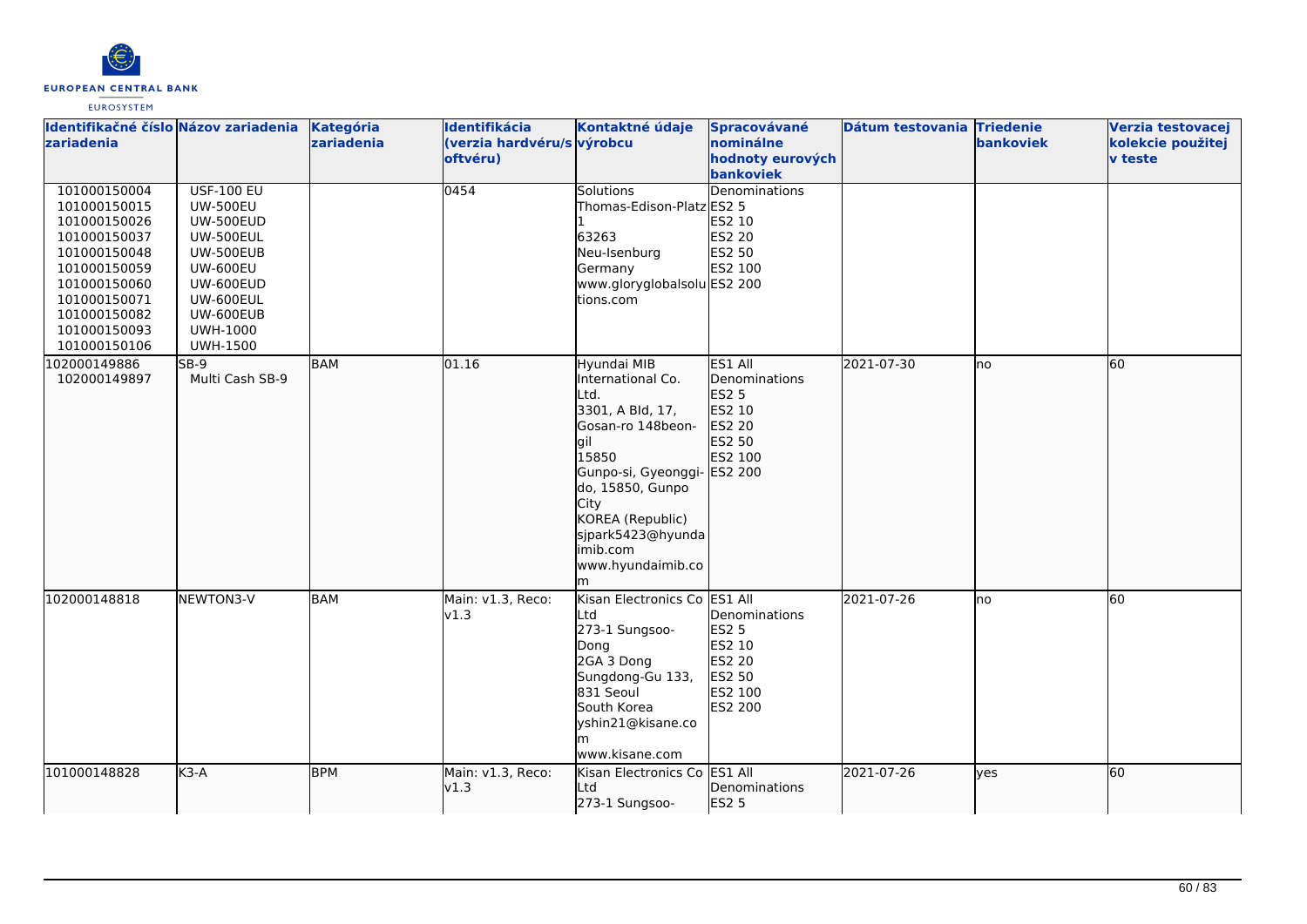| Identifikačné číslo zariadenia | Názov zariadenia | Kategória zariadenia | Identifikácia (verzia hardvéru/softvéru) | Kontaktné údaje výrobcu | Spracovávané nominálne hodnoty eurových bankoviek | Dátum testovania | Triedenie bankoviek | Verzia testovacej kolekcie použitej v teste |
|---|---|---|---|---|---|---|---|---|
| 101000150004<br>101000150015<br>101000150026<br>101000150037<br>101000150048<br>101000150059<br>101000150060<br>101000150071<br>101000150082<br>101000150093<br>101000150106 | USF-100 EU<br>UW-500EU<br>UW-500EUD<br>UW-500EUL<br>UW-500EUB<br>UW-600EU<br>UW-600EUD<br>UW-600EUL<br>UW-600EUB<br>UWH-1000<br>UWH-1500 | | 0454 | Solutions<br>Thomas-Edison-Platz 1<br>63263<br>Neu-Isenburg<br>Germany<br>www.gloryglobalsolutions.com | Denominations<br>ES2 5<br>ES2 10<br>ES2 20<br>ES2 50<br>ES2 100<br>ES2 200 | | | |
| 102000149886<br>102000149897 | SB-9<br>Multi Cash SB-9 | BAM | 01.16 | Hyundai MIB International Co. Ltd.<br>3301, A Bld, 17, Gosan-ro 148beon-gil<br>15850<br>Gunpo-si, Gyeonggi-do, 15850, Gunpo City<br>KOREA (Republic)<br>sjpark5423@hyundaimib.com<br>www.hyundaimib.com | ES1 All Denominations<br>ES2 5<br>ES2 10<br>ES2 20<br>ES2 50<br>ES2 100<br>ES2 200 | 2021-07-30 | no | 60 |
| 102000148818 | NEWTON3-V | BAM | Main: v1.3, Reco: v1.3 | Kisan Electronics Co Ltd<br>273-1 Sungsoo-Dong<br>2GA 3 Dong<br>Sungdong-Gu 133, 831 Seoul<br>South Korea<br>yshin21@kisane.com<br>www.kisane.com | ES1 All Denominations<br>ES2 5<br>ES2 10<br>ES2 20<br>ES2 50<br>ES2 100<br>ES2 200 | 2021-07-26 | no | 60 |
| 101000148828 | K3-A | BPM | Main: v1.3, Reco: v1.3 | Kisan Electronics Co Ltd<br>273-1 Sungsoo- | ES1 All Denominations<br>ES2 5 | 2021-07-26 | yes | 60 |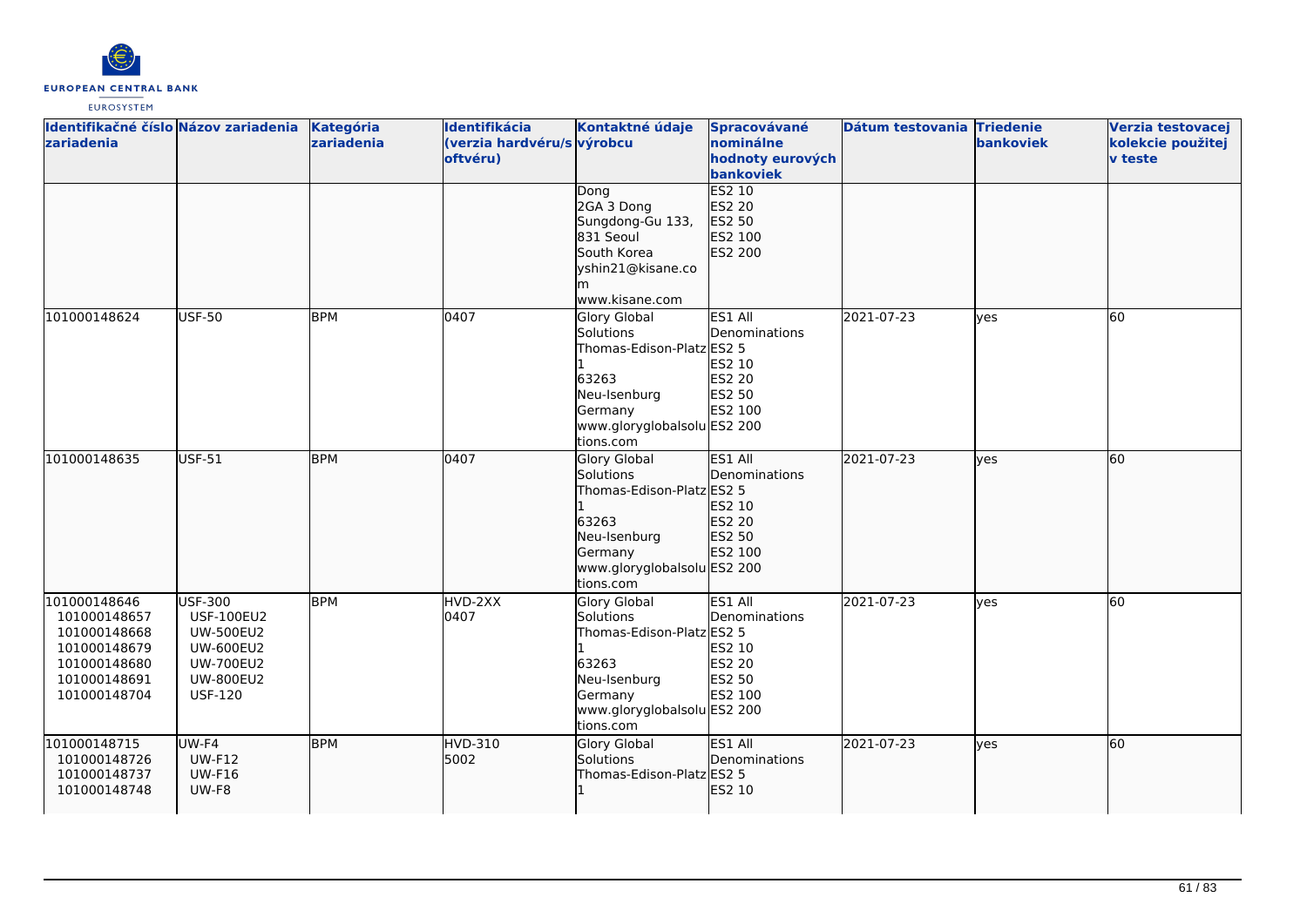| Identifikačné číslo zariadenia | Názov zariadenia | Kategória zariadenia | Identifikácia (verzia hardvéru/softvéru) | Kontaktné údaje výrobcu | Spracovávané nominálne hodnoty eurových bankoviek | Dátum testovania | Triedenie bankoviek | Verzia testovacej kolekcie použitej v teste |
|---|---|---|---|---|---|---|---|---|
| | | | | Dong<br>2GA 3 Dong<br>Sungdong-Gu 133,<br>831 Seoul<br>South Korea<br>yshin21@kisane.com<br>www.kisane.com | ES2 10<br>ES2 20<br>ES2 50<br>ES2 100<br>ES2 200 | | | |
| 101000148624 | USF-50 | BPM | 0407 | Glory Global Solutions<br>Thomas-Edison-Platz 1<br>63263<br>Neu-Isenburg<br>Germany<br>www.gloryglobalsolutions.com | ES1 All Denominations<br>ES2 5<br>ES2 10<br>ES2 20<br>ES2 50<br>ES2 100<br>ES2 200 | 2021-07-23 | yes | 60 |
| 101000148635 | USF-51 | BPM | 0407 | Glory Global Solutions<br>Thomas-Edison-Platz 1<br>63263<br>Neu-Isenburg<br>Germany<br>www.gloryglobalsolutions.com | ES1 All Denominations<br>ES2 5<br>ES2 10<br>ES2 20<br>ES2 50<br>ES2 100<br>ES2 200 | 2021-07-23 | yes | 60 |
| 101000148646<br>101000148657<br>101000148668<br>101000148679<br>101000148680<br>101000148691<br>101000148704 | USF-300<br>USF-100EU2<br>UW-500EU2<br>UW-600EU2<br>UW-700EU2<br>UW-800EU2<br>USF-120 | BPM | HVD-2XX<br>0407 | Glory Global Solutions<br>Thomas-Edison-Platz 1<br>63263<br>Neu-Isenburg<br>Germany<br>www.gloryglobalsolutions.com | ES1 All Denominations<br>ES2 5<br>ES2 10<br>ES2 20<br>ES2 50<br>ES2 100<br>ES2 200 | 2021-07-23 | yes | 60 |
| 101000148715<br>101000148726<br>101000148737<br>101000148748 | UW-F4<br>UW-F12<br>UW-F16<br>UW-F8 | BPM | HVD-310<br>5002 | Glory Global Solutions<br>Thomas-Edison-Platz 1 | ES1 All Denominations<br>ES2 5<br>ES2 10 | 2021-07-23 | yes | 60 |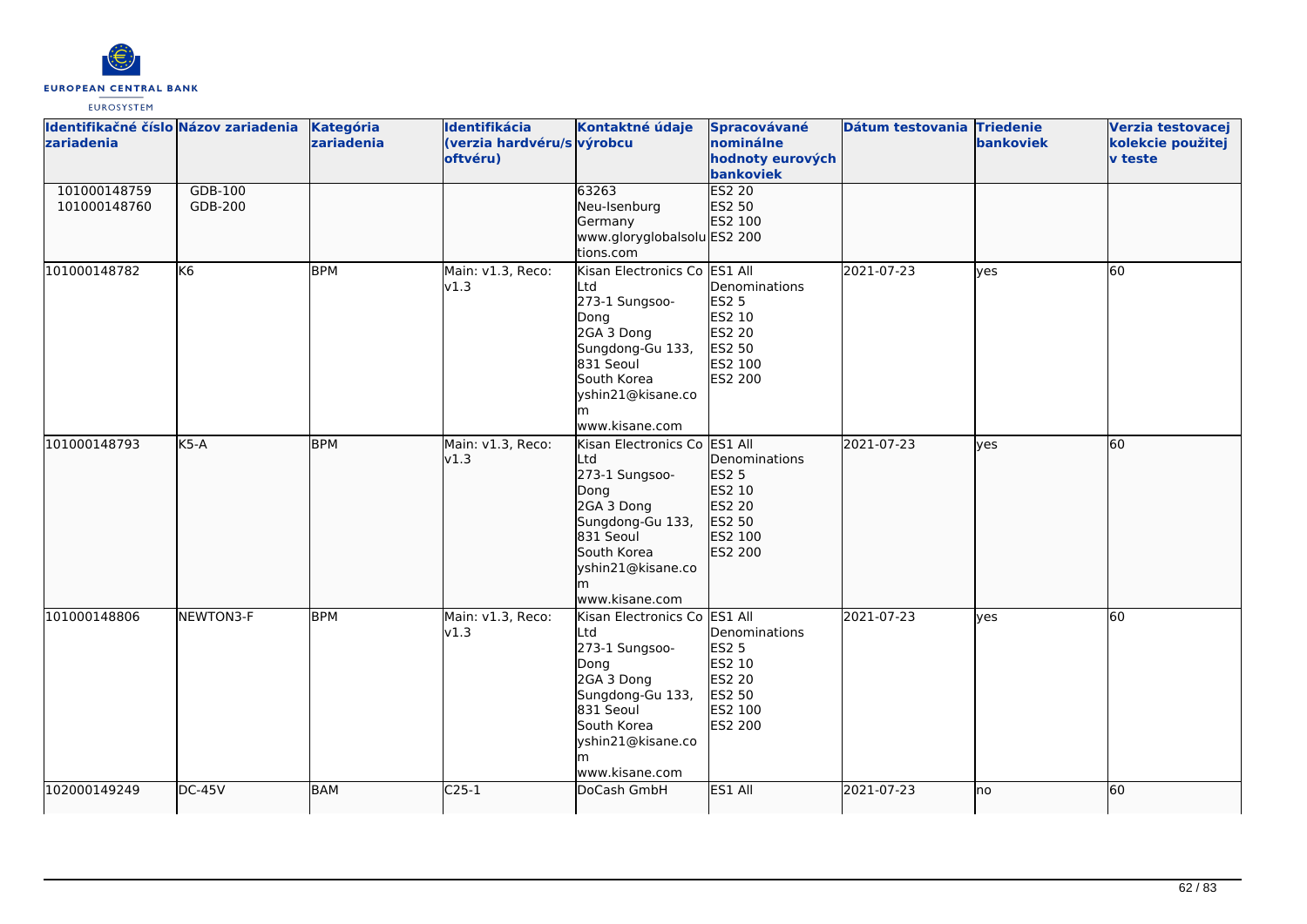| Identifikačné číslo zariadenia | Názov zariadenia | Kategória zariadenia | Identifikácia (verzia hardvéru/softvéru) | Kontaktné údaje výrobcu | Spracovávané nominálne hodnoty eurových bankoviek | Dátum testovania | Triedenie bankoviek | Verzia testovacej kolekcie použitej v teste |
|---|---|---|---|---|---|---|---|---|
| 101000148759<br>101000148760 | GDB-100<br>GDB-200 | | | 63263<br>Neu-Isenburg<br>Germany<br>www.gloryglobalsolutions.com | ES2 20<br>ES2 50<br>ES2 100<br>ES2 200 | | | |
| 101000148782 | K6 | BPM | Main: v1.3, Reco: v1.3 | Kisan Electronics Co Ltd<br>273-1 Sungsoo-Dong<br>2GA 3 Dong<br>Sungdong-Gu 133, 831 Seoul<br>South Korea<br>yshin21@kisane.com<br>www.kisane.com | ES1 All Denominations<br>ES2 5<br>ES2 10<br>ES2 20<br>ES2 50<br>ES2 100<br>ES2 200 | 2021-07-23 | yes | 60 |
| 101000148793 | K5-A | BPM | Main: v1.3, Reco: v1.3 | Kisan Electronics Co Ltd<br>273-1 Sungsoo-Dong<br>2GA 3 Dong<br>Sungdong-Gu 133, 831 Seoul<br>South Korea<br>yshin21@kisane.com<br>www.kisane.com | ES1 All Denominations<br>ES2 5<br>ES2 10<br>ES2 20<br>ES2 50<br>ES2 100<br>ES2 200 | 2021-07-23 | yes | 60 |
| 101000148806 | NEWTON3-F | BPM | Main: v1.3, Reco: v1.3 | Kisan Electronics Co Ltd<br>273-1 Sungsoo-Dong<br>2GA 3 Dong<br>Sungdong-Gu 133, 831 Seoul<br>South Korea<br>yshin21@kisane.com<br>www.kisane.com | ES1 All Denominations<br>ES2 5<br>ES2 10<br>ES2 20<br>ES2 50<br>ES2 100<br>ES2 200 | 2021-07-23 | yes | 60 |
| 102000149249 | DC-45V | BAM | C25-1 | DoCash GmbH | ES1 All | 2021-07-23 | no | 60 |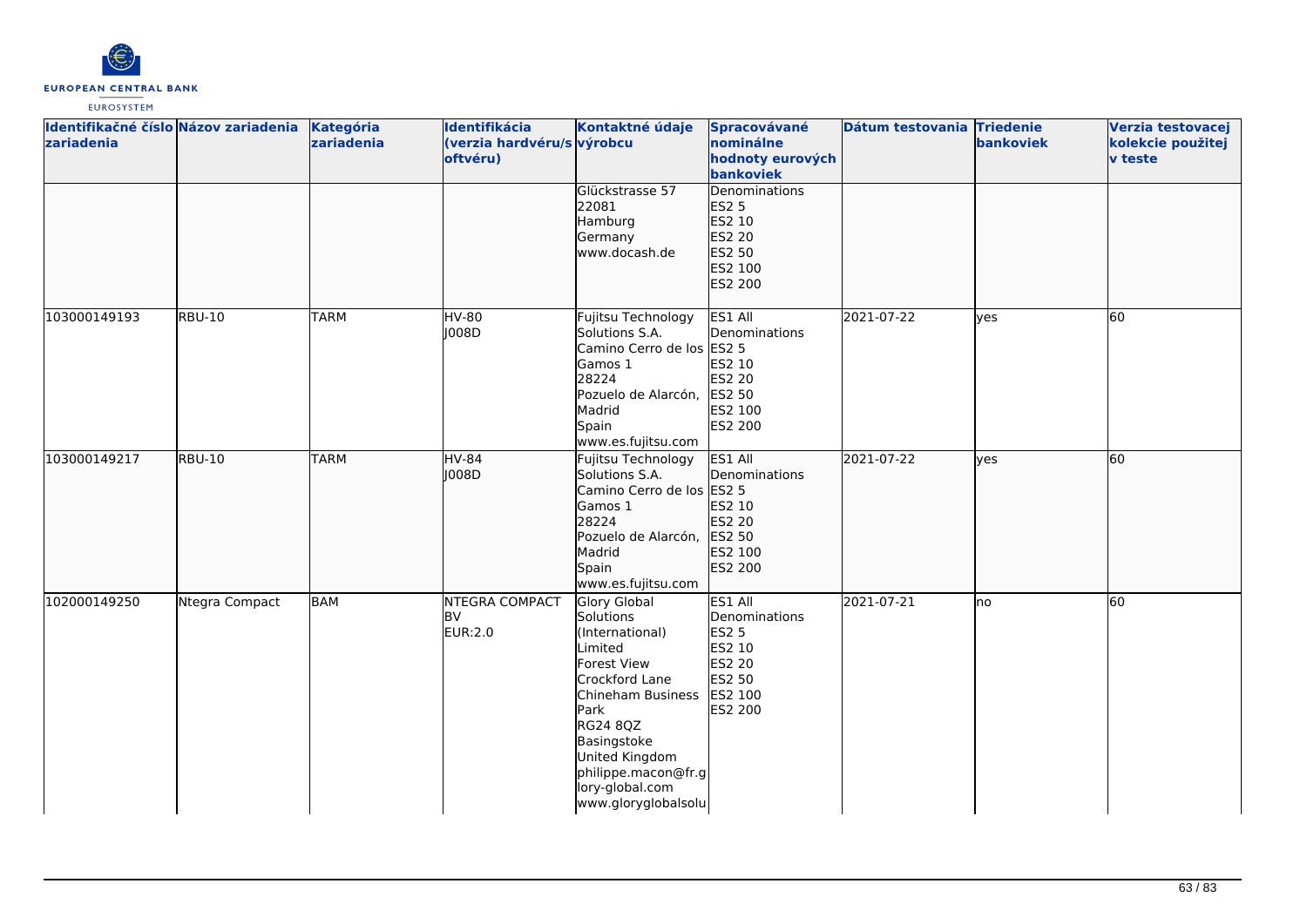| Identifikačné číslo zariadenia | Názov zariadenia | Kategória zariadenia | Identifikácia (verzia hardvéru/softvéru) | Kontaktné údaje výrobcu | Spracovávané nominálne hodnoty eurových bankoviek | Dátum testovania | Triedenie bankoviek | Verzia testovacej kolekcie použitej v teste |
|---|---|---|---|---|---|---|---|---|
| | | | | Glückstrasse 57<br>22081<br>Hamburg<br>Germany<br>www.docash.de | Denominations<br>ES2 5<br>ES2 10<br>ES2 20<br>ES2 50<br>ES2 100<br>ES2 200 | | | |
| 103000149193 | RBU-10 | TARM | HV-80<br>J008D | Fujitsu Technology Solutions S.A.<br>Camino Cerro de los Gamos 1<br>28224<br>Pozuelo de Alarcón, Madrid<br>Spain<br>www.es.fujitsu.com | ES1 All Denominations<br>ES2 5<br>ES2 10<br>ES2 20<br>ES2 50<br>ES2 100<br>ES2 200 | 2021-07-22 | yes | 60 |
| 103000149217 | RBU-10 | TARM | HV-84<br>J008D | Fujitsu Technology Solutions S.A.<br>Camino Cerro de los Gamos 1<br>28224<br>Pozuelo de Alarcón, Madrid<br>Spain<br>www.es.fujitsu.com | ES1 All Denominations<br>ES2 5<br>ES2 10<br>ES2 20<br>ES2 50<br>ES2 100<br>ES2 200 | 2021-07-22 | yes | 60 |
| 102000149250 | Ntegra Compact | BAM | NTEGRA COMPACT BV<br>EUR:2.0 | Glory Global Solutions (International) Limited<br>Forest View<br>Crockford Lane<br>Chineham Business Park<br>RG24 8QZ<br>Basingstoke<br>United Kingdom<br>philippe.macon@fr.glory-global.com<br>www.gloryglobalsolu | ES1 All Denominations<br>ES2 5<br>ES2 10<br>ES2 20<br>ES2 50<br>ES2 100<br>ES2 200 | 2021-07-21 | no | 60 |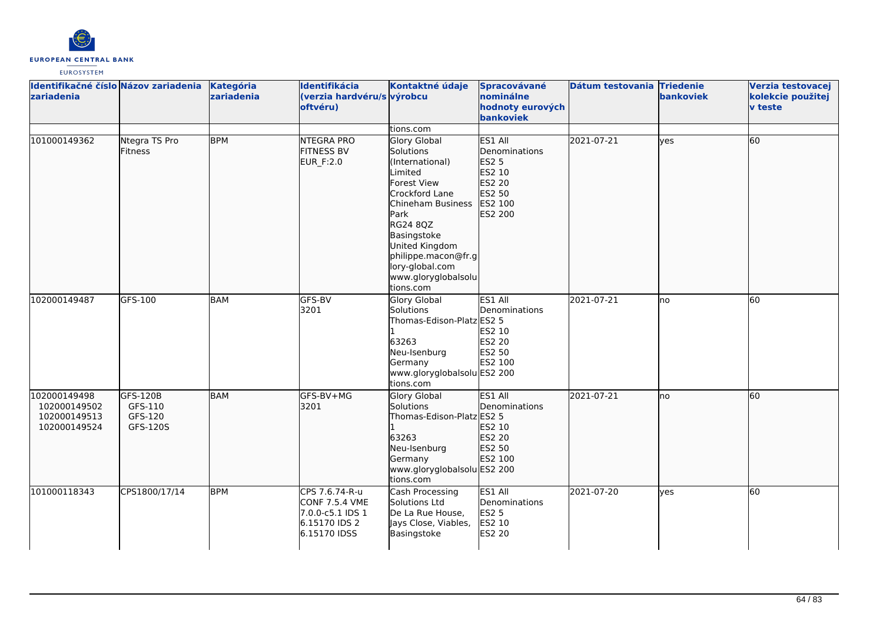| Identifikačné číslo zariadenia | Názov zariadenia | Kategória zariadenia | Identifikácia (verzia hardvéru/softvéru) | Kontaktné údaje výrobcu | Spracovávané nominálne hodnoty eurových bankoviek | Dátum testovania | Triedenie bankoviek | Verzia testovacej kolekcie použitej v teste |
|---|---|---|---|---|---|---|---|---|
| | | | | tions.com | | | | |
| 101000149362 | Ntegra TS Pro Fitness | BPM | NTEGRA PRO FITNESS BV EUR_F:2.0 | Glory Global Solutions (International) Limited Forest View Crockford Lane Chineham Business Park RG24 8QZ Basingstoke United Kingdom philippe.macon@fr.glory-global.com www.gloryglobalsolutions.com | ES1 All Denominations ES2 5 ES2 10 ES2 20 ES2 50 ES2 100 ES2 200 | 2021-07-21 | yes | 60 |
| 102000149487 | GFS-100 | BAM | GFS-BV 3201 | Glory Global Solutions Thomas-Edison-Platz 1 63263 Neu-Isenburg Germany www.gloryglobalsolutions.com | ES1 All Denominations ES2 5 ES2 10 ES2 20 ES2 50 ES2 100 ES2 200 | 2021-07-21 | no | 60 |
| 102000149498 102000149502 102000149513 102000149524 | GFS-120B GFS-110 GFS-120 GFS-120S | BAM | GFS-BV+MG 3201 | Glory Global Solutions Thomas-Edison-Platz 1 63263 Neu-Isenburg Germany www.gloryglobalsolutions.com | ES1 All Denominations ES2 5 ES2 10 ES2 20 ES2 50 ES2 100 ES2 200 | 2021-07-21 | no | 60 |
| 101000118343 | CPS1800/17/14 | BPM | CPS 7.6.74-R-u CONF 7.5.4 VME 7.0.0-c5.1 IDS 1 6.15170 IDS 2 6.15170 IDSS | Cash Processing Solutions Ltd De La Rue House, Jays Close, Viables, Basingstoke | ES1 All Denominations ES2 5 ES2 10 ES2 20 | 2021-07-20 | yes | 60 |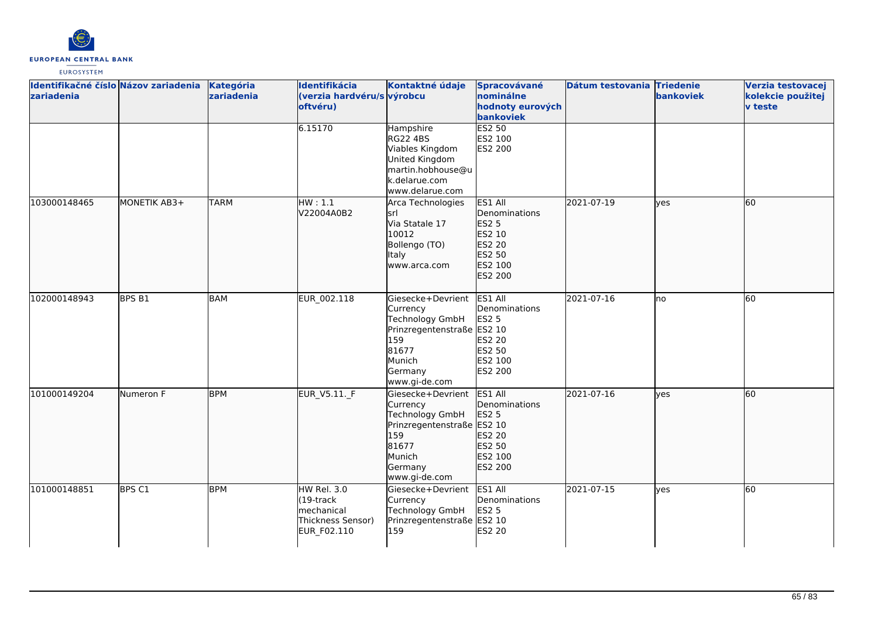| Identifikačné číslo zariadenia | Názov zariadenia | Kategória zariadenia | Identifikácia (verzia hardvéru/softvéru) | Kontaktné údaje výrobcu | Spracovávané nominálne hodnoty eurových bankoviek | Dátum testovania | Triedenie bankoviek | Verzia testovacej kolekcie použitej v teste |
|---|---|---|---|---|---|---|---|---|
| | | | 6.15170 | Hampshire<br>RG22 4BS<br>Viables Kingdom<br>United Kingdom<br>martin.hobhouse@uk.delarue.com<br>www.delarue.com | ES2 50<br>ES2 100<br>ES2 200 | | | |
| 103000148465 | MONETIK AB3+ | TARM | HW : 1.1<br>V22004A0B2 | Arca Technologies srl<br>Via Statale 17<br>10012<br>Bollengo (TO)<br>Italy<br>www.arca.com | ES1 All Denominations<br>ES2 5<br>ES2 10<br>ES2 20<br>ES2 50<br>ES2 100<br>ES2 200 | 2021-07-19 | yes | 60 |
| 102000148943 | BPS B1 | BAM | EUR_002.118 | Giesecke+Devrient Currency Technology GmbH<br>Prinzregentenstraße 159<br>81677<br>Munich<br>Germany<br>www.gi-de.com | ES1 All Denominations<br>ES2 5<br>ES2 10<br>ES2 20<br>ES2 50<br>ES2 100<br>ES2 200 | 2021-07-16 | no | 60 |
| 101000149204 | Numeron F | BPM | EUR_V5.11._F | Giesecke+Devrient Currency Technology GmbH<br>Prinzregentenstraße 159<br>81677<br>Munich<br>Germany<br>www.gi-de.com | ES1 All Denominations<br>ES2 5<br>ES2 10<br>ES2 20<br>ES2 50<br>ES2 100<br>ES2 200 | 2021-07-16 | yes | 60 |
| 101000148851 | BPS C1 | BPM | HW Rel. 3.0 (19-track mechanical Thickness Sensor)<br>EUR_F02.110 | Giesecke+Devrient Currency Technology GmbH<br>Prinzregentenstraße 159 | ES1 All Denominations<br>ES2 5<br>ES2 10<br>ES2 20 | 2021-07-15 | yes | 60 |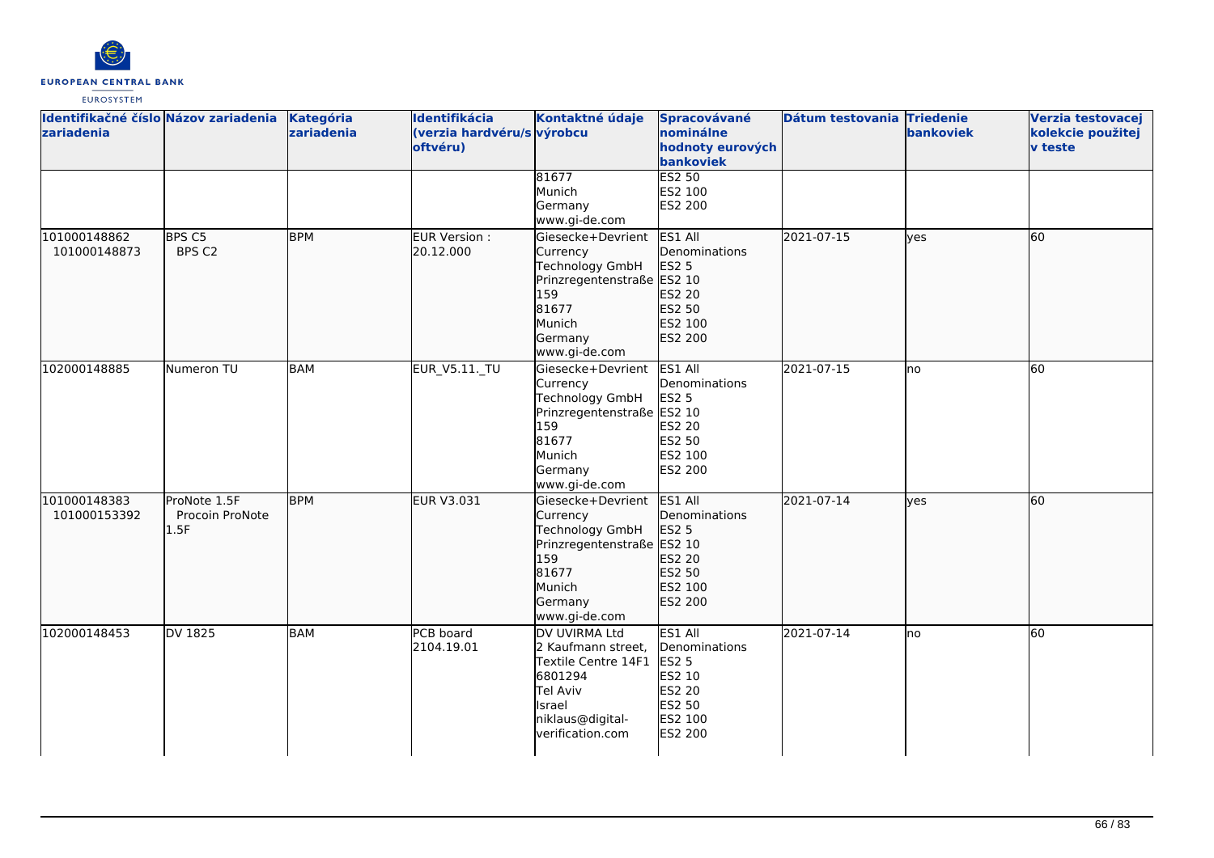| Identifikačné číslo zariadenia | Názov zariadenia | Kategória zariadenia | Identifikácia (verzia hardvéru/softvéru) | Kontaktné údaje výrobcu | Spracovávané nominálne hodnoty eurových bankoviek | Dátum testovania | Triedenie bankoviek | Verzia testovacej kolekcie použitej v teste |
|---|---|---|---|---|---|---|---|---|
| | | | | 81677<br>Munich<br>Germany<br>www.gi-de.com | ES2 50<br>ES2 100<br>ES2 200 | | | |
| 101000148862<br>101000148873 | BPS C5<br>BPS C2 | BPM | EUR Version : 20.12.000 | Giesecke+Devrient Currency Technology GmbH<br>Prinzregentenstraße 159<br>81677<br>Munich<br>Germany<br>www.gi-de.com | ES1 All Denominations<br>ES2 5<br>ES2 10<br>ES2 20<br>ES2 50<br>ES2 100<br>ES2 200 | 2021-07-15 | yes | 60 |
| 102000148885 | Numeron TU | BAM | EUR_V5.11._TU | Giesecke+Devrient Currency Technology GmbH<br>Prinzregentenstraße 159<br>81677<br>Munich<br>Germany<br>www.gi-de.com | ES1 All Denominations<br>ES2 5<br>ES2 10<br>ES2 20<br>ES2 50<br>ES2 100<br>ES2 200 | 2021-07-15 | no | 60 |
| 101000148383<br>101000153392 | ProNote 1.5F<br>Procoin ProNote 1.5F | BPM | EUR V3.031 | Giesecke+Devrient Currency Technology GmbH<br>Prinzregentenstraße 159<br>81677<br>Munich<br>Germany<br>www.gi-de.com | ES1 All Denominations<br>ES2 5<br>ES2 10<br>ES2 20<br>ES2 50<br>ES2 100<br>ES2 200 | 2021-07-14 | yes | 60 |
| 102000148453 | DV 1825 | BAM | PCB board 2104.19.01 | DV UVIRMA Ltd<br>2 Kaufmann street, Textile Centre 14F1<br>6801294<br>Tel Aviv<br>Israel<br>niklaus@digital-verification.com | ES1 All Denominations<br>ES2 5<br>ES2 10<br>ES2 20<br>ES2 50<br>ES2 100<br>ES2 200 | 2021-07-14 | no | 60 |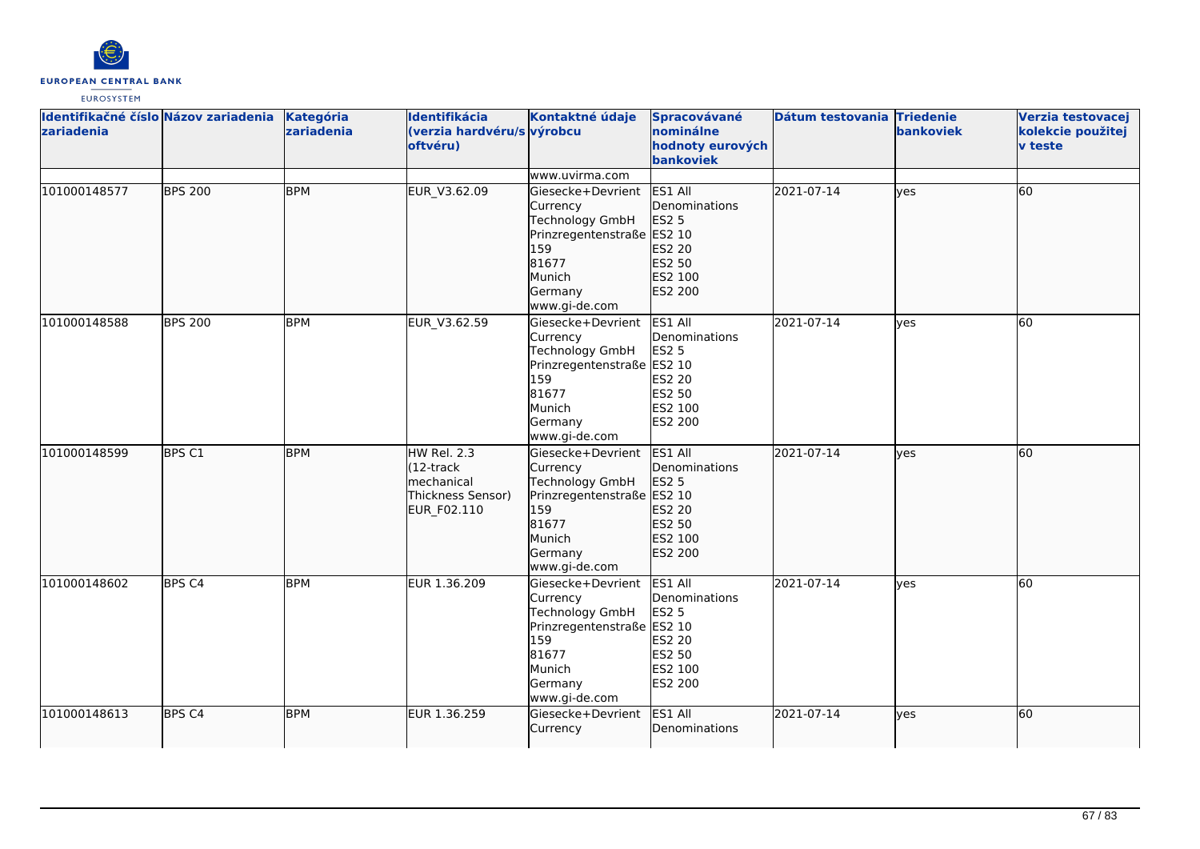| Identifikačné číslo zariadenia | Názov zariadenia | Kategória zariadenia | Identifikácia (verzia hardvéru/softvéru) | Kontaktné údaje výrobcu | Spracovávané nominálne hodnoty eurových bankoviek | Dátum testovania | Triedenie bankoviek | Verzia testovacej kolekcie použitej v teste |
|---|---|---|---|---|---|---|---|---|
| | | | | www.uvirma.com | | | | |
| 101000148577 | BPS 200 | BPM | EUR_V3.62.09 | Giesecke+Devrient Currency Technology GmbH Prinzregentenstraße 159 81677 Munich Germany www.gi-de.com | ES1 All Denominations ES2 5 ES2 10 ES2 20 ES2 50 ES2 100 ES2 200 | 2021-07-14 | yes | 60 |
| 101000148588 | BPS 200 | BPM | EUR_V3.62.59 | Giesecke+Devrient Currency Technology GmbH Prinzregentenstraße 159 81677 Munich Germany www.gi-de.com | ES1 All Denominations ES2 5 ES2 10 ES2 20 ES2 50 ES2 100 ES2 200 | 2021-07-14 | yes | 60 |
| 101000148599 | BPS C1 | BPM | HW Rel. 2.3 (12-track mechanical Thickness Sensor) EUR_F02.110 | Giesecke+Devrient Currency Technology GmbH Prinzregentenstraße 159 81677 Munich Germany www.gi-de.com | ES1 All Denominations ES2 5 ES2 10 ES2 20 ES2 50 ES2 100 ES2 200 | 2021-07-14 | yes | 60 |
| 101000148602 | BPS C4 | BPM | EUR 1.36.209 | Giesecke+Devrient Currency Technology GmbH Prinzregentenstraße 159 81677 Munich Germany www.gi-de.com | ES1 All Denominations ES2 5 ES2 10 ES2 20 ES2 50 ES2 100 ES2 200 | 2021-07-14 | yes | 60 |
| 101000148613 | BPS C4 | BPM | EUR 1.36.259 | Giesecke+Devrient Currency | ES1 All Denominations | 2021-07-14 | yes | 60 |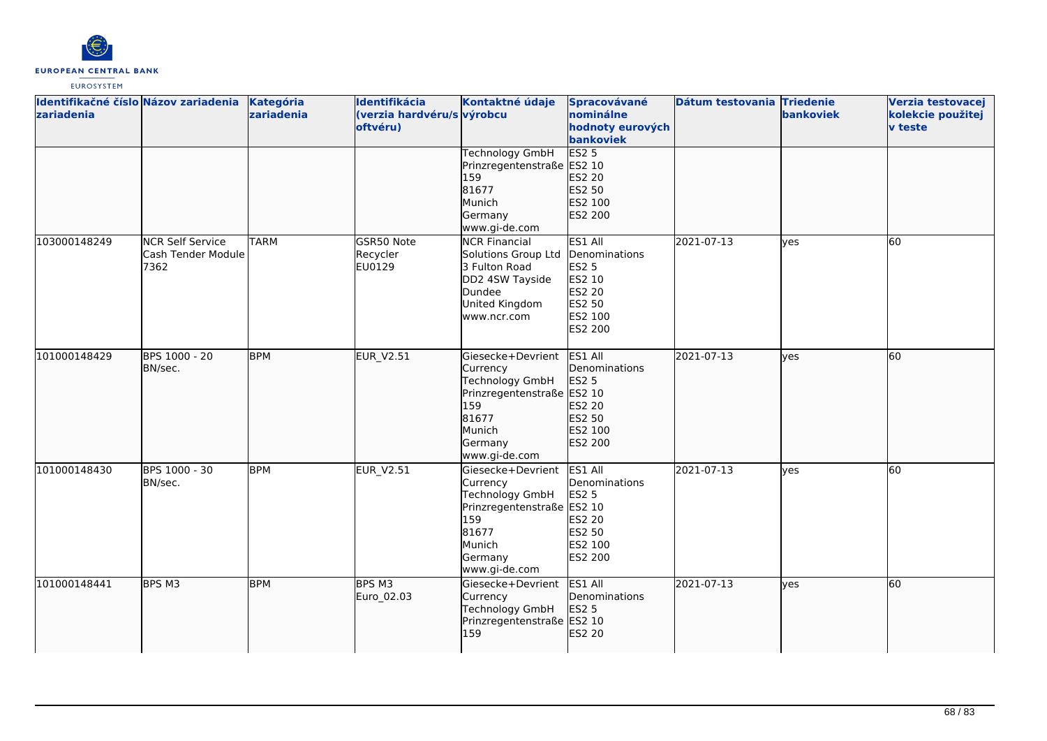| Identifikačné číslo zariadenia | Názov zariadenia | Kategória zariadenia | Identifikácia (verzia hardvéru/softvéru) | Kontaktné údaje výrobcu | Spracovávané nominálne hodnoty eurových bankoviek | Dátum testovania | Triedenie bankoviek | Verzia testovacej kolekcie použitej v teste |
|---|---|---|---|---|---|---|---|---|
| | | | | Technology GmbH Prinzregentenstraße 159 81677 Munich Germany www.gi-de.com | ES2 5 ES2 10 ES2 20 ES2 50 ES2 100 ES2 200 | | | |
| 103000148249 | NCR Self Service Cash Tender Module 7362 | TARM | GSR50 Note Recycler EU0129 | NCR Financial Solutions Group Ltd 3 Fulton Road DD2 4SW Tayside Dundee United Kingdom www.ncr.com | ES1 All Denominations ES2 5 ES2 10 ES2 20 ES2 50 ES2 100 ES2 200 | 2021-07-13 | yes | 60 |
| 101000148429 | BPS 1000 - 20 BN/sec. | BPM | EUR_V2.51 | Giesecke+Devrient Currency Technology GmbH Prinzregentenstraße 159 81677 Munich Germany www.gi-de.com | ES1 All Denominations ES2 5 ES2 10 ES2 20 ES2 50 ES2 100 ES2 200 | 2021-07-13 | yes | 60 |
| 101000148430 | BPS 1000 - 30 BN/sec. | BPM | EUR_V2.51 | Giesecke+Devrient Currency Technology GmbH Prinzregentenstraße 159 81677 Munich Germany www.gi-de.com | ES1 All Denominations ES2 5 ES2 10 ES2 20 ES2 50 ES2 100 ES2 200 | 2021-07-13 | yes | 60 |
| 101000148441 | BPS M3 | BPM | BPS M3 Euro_02.03 | Giesecke+Devrient Currency Technology GmbH Prinzregentenstraße 159 | ES1 All Denominations ES2 5 ES2 10 ES2 20 | 2021-07-13 | yes | 60 |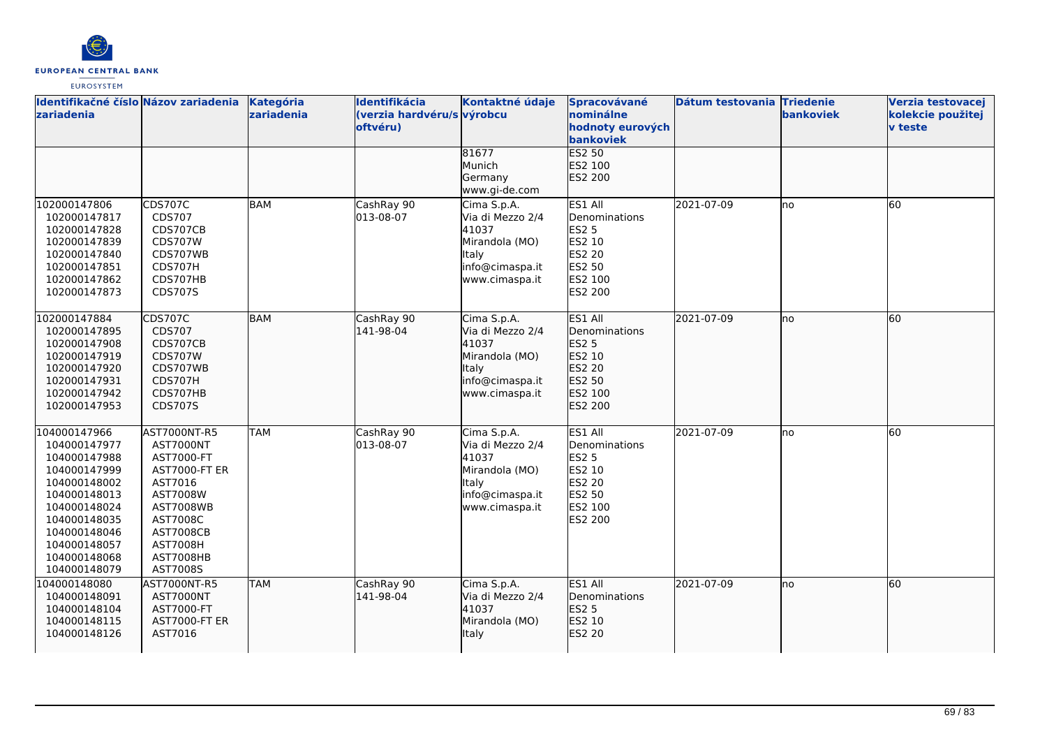| Identifikačné číslo zariadenia | Názov zariadenia | Kategória zariadenia | Identifikácia (verzia hardvéru/softvéru) | Kontaktné údaje výrobcu | Spracovávané nominálne hodnoty eurových bankoviek | Dátum testovania | Triedenie bankoviek | Verzia testovacej kolekcie použitej v teste |
|---|---|---|---|---|---|---|---|---|
| | | | | 81677<br>Munich<br>Germany<br>www.gi-de.com | ES2 50<br>ES2 100<br>ES2 200 | | | |
| 102000147806<br>102000147817<br>102000147828<br>102000147839<br>102000147840<br>102000147851<br>102000147862<br>102000147873 | CDS707C<br>CDS707<br>CDS707CB<br>CDS707W<br>CDS707WB<br>CDS707H<br>CDS707HB<br>CDS707S | BAM | CashRay 90<br>013-08-07 | Cima S.p.A.<br>Via di Mezzo 2/4<br>41037<br>Mirandola (MO)<br>Italy<br>info@cimaspa.it<br>www.cimaspa.it | ES1 All Denominations<br>ES2 5<br>ES2 10<br>ES2 20<br>ES2 50<br>ES2 100<br>ES2 200 | 2021-07-09 | no | 60 |
| 102000147884<br>102000147895<br>102000147908<br>102000147919<br>102000147920<br>102000147931<br>102000147942<br>102000147953 | CDS707C<br>CDS707<br>CDS707CB<br>CDS707W<br>CDS707WB<br>CDS707H<br>CDS707HB<br>CDS707S | BAM | CashRay 90<br>141-98-04 | Cima S.p.A.<br>Via di Mezzo 2/4<br>41037<br>Mirandola (MO)<br>Italy<br>info@cimaspa.it<br>www.cimaspa.it | ES1 All Denominations<br>ES2 5<br>ES2 10<br>ES2 20<br>ES2 50<br>ES2 100<br>ES2 200 | 2021-07-09 | no | 60 |
| 104000147966<br>104000147977<br>104000147988<br>104000147999<br>104000148002<br>104000148013<br>104000148024<br>104000148035<br>104000148046<br>104000148057<br>104000148068<br>104000148079 | AST7000NT-R5<br>AST7000NT<br>AST7000-FT<br>AST7000-FT ER<br>AST7016<br>AST7008W<br>AST7008WB<br>AST7008C<br>AST7008CB<br>AST7008H<br>AST7008HB<br>AST7008S | TAM | CashRay 90<br>013-08-07 | Cima S.p.A.<br>Via di Mezzo 2/4<br>41037<br>Mirandola (MO)<br>Italy<br>info@cimaspa.it<br>www.cimaspa.it | ES1 All Denominations<br>ES2 5<br>ES2 10<br>ES2 20<br>ES2 50<br>ES2 100<br>ES2 200 | 2021-07-09 | no | 60 |
| 104000148080<br>104000148091<br>104000148104<br>104000148115<br>104000148126 | AST7000NT-R5<br>AST7000NT<br>AST7000-FT<br>AST7000-FT ER<br>AST7016 | TAM | CashRay 90<br>141-98-04 | Cima S.p.A.<br>Via di Mezzo 2/4<br>41037<br>Mirandola (MO)<br>Italy | ES1 All Denominations<br>ES2 5<br>ES2 10<br>ES2 20 | 2021-07-09 | no | 60 |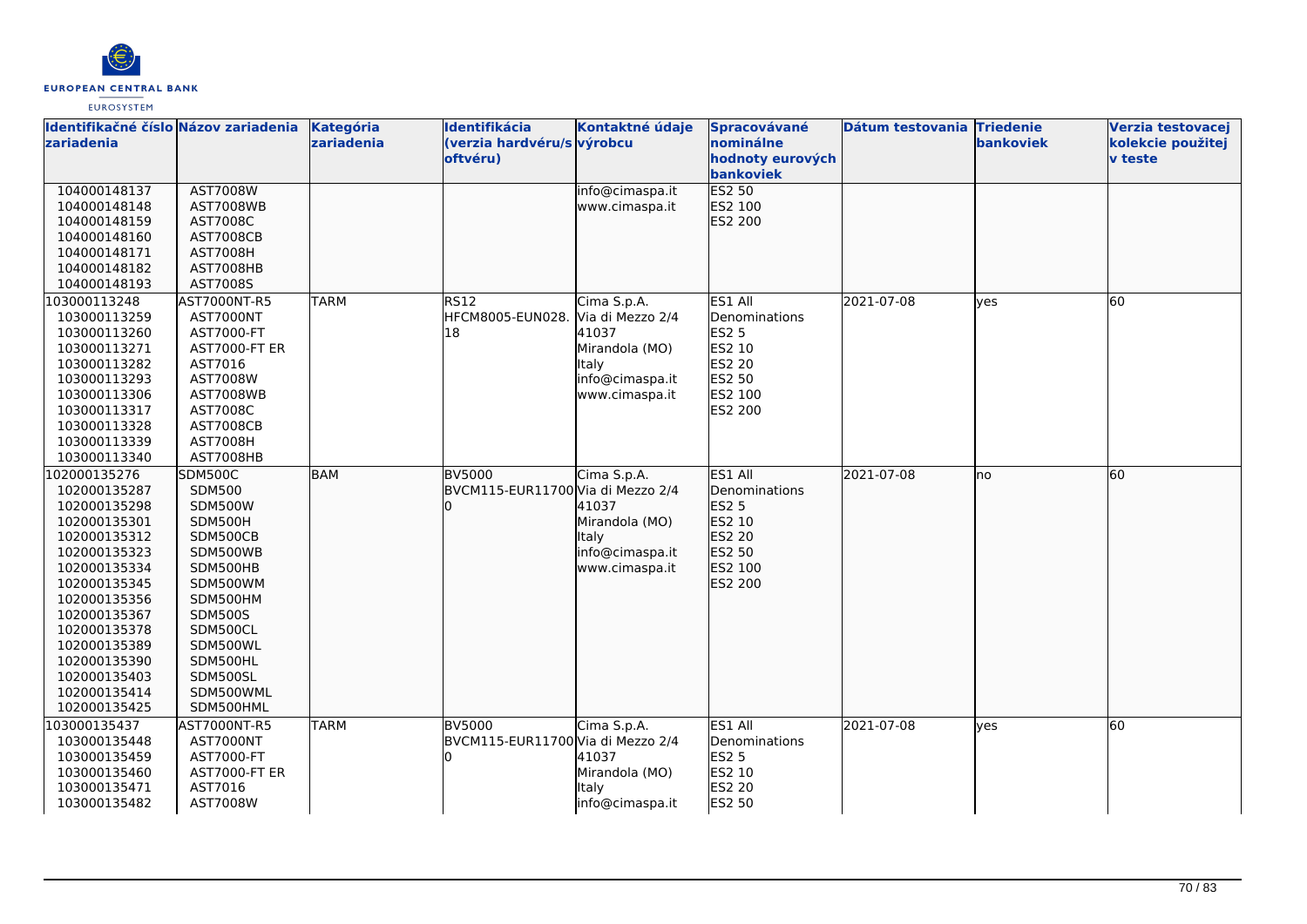| Identifikačné číslo zariadenia | Názov zariadenia | Kategória zariadenia | Identifikácia (verzia hardvéru/softvéru) | Kontaktné údaje výrobcu | Spracovávané nominálne hodnoty eurových bankoviek | Dátum testovania | Triedenie bankoviek | Verzia testovacej kolekcie použitej v teste |
|---|---|---|---|---|---|---|---|---|
| 104000148137<br>104000148148<br>104000148159<br>104000148160<br>104000148171<br>104000148182<br>104000148193 | AST7008W<br>AST7008WB<br>AST7008C<br>AST7008CB<br>AST7008H<br>AST7008HB<br>AST7008S | | | info@cimaspa.it<br>www.cimaspa.it | ES2 50<br>ES2 100<br>ES2 200 | | | |
| 103000113248<br>103000113259<br>103000113260<br>103000113271<br>103000113282<br>103000113293<br>103000113306<br>103000113317<br>103000113328<br>103000113339<br>103000113340 | AST7000NT-R5<br>AST7000NT<br>AST7000-FT<br>AST7000-FT ER<br>AST7016<br>AST7008W<br>AST7008WB<br>AST7008C<br>AST7008CB<br>AST7008H<br>AST7008HB | TARM | RS12<br>HFCM8005-EUN028.18 | Cima S.p.A.<br>Via di Mezzo 2/4<br>41037<br>Mirandola (MO)<br>Italy<br>info@cimaspa.it<br>www.cimaspa.it | ES1 All Denominations<br>ES2 5<br>ES2 10<br>ES2 20<br>ES2 50<br>ES2 100<br>ES2 200 | 2021-07-08 | yes | 60 |
| 102000135276<br>102000135287<br>102000135298<br>102000135301<br>102000135312<br>102000135323<br>102000135334<br>102000135345<br>102000135356<br>102000135367<br>102000135378<br>102000135389<br>102000135390<br>102000135403<br>102000135414<br>102000135425 | SDM500C<br>SDM500<br>SDM500W<br>SDM500H<br>SDM500CB<br>SDM500WB<br>SDM500HB<br>SDM500WM<br>SDM500HM<br>SDM500S<br>SDM500CL<br>SDM500WL<br>SDM500HL<br>SDM500SL<br>SDM500WML<br>SDM500HML | BAM | BV5000<br>BVCM115-EUR117000 | Cima S.p.A.<br>Via di Mezzo 2/4<br>41037<br>Mirandola (MO)<br>Italy<br>info@cimaspa.it<br>www.cimaspa.it | ES1 All Denominations<br>ES2 5<br>ES2 10<br>ES2 20<br>ES2 50<br>ES2 100<br>ES2 200 | 2021-07-08 | no | 60 |
| 103000135437<br>103000135448<br>103000135459<br>103000135460<br>103000135471<br>103000135482 | AST7000NT-R5<br>AST7000NT<br>AST7000-FT<br>AST7000-FT ER<br>AST7016<br>AST7008W | TARM | BV5000<br>BVCM115-EUR117000 | Cima S.p.A.<br>Via di Mezzo 2/4<br>41037<br>Mirandola (MO)<br>Italy<br>info@cimaspa.it | ES1 All Denominations<br>ES2 5<br>ES2 10<br>ES2 20<br>ES2 50 | 2021-07-08 | yes | 60 |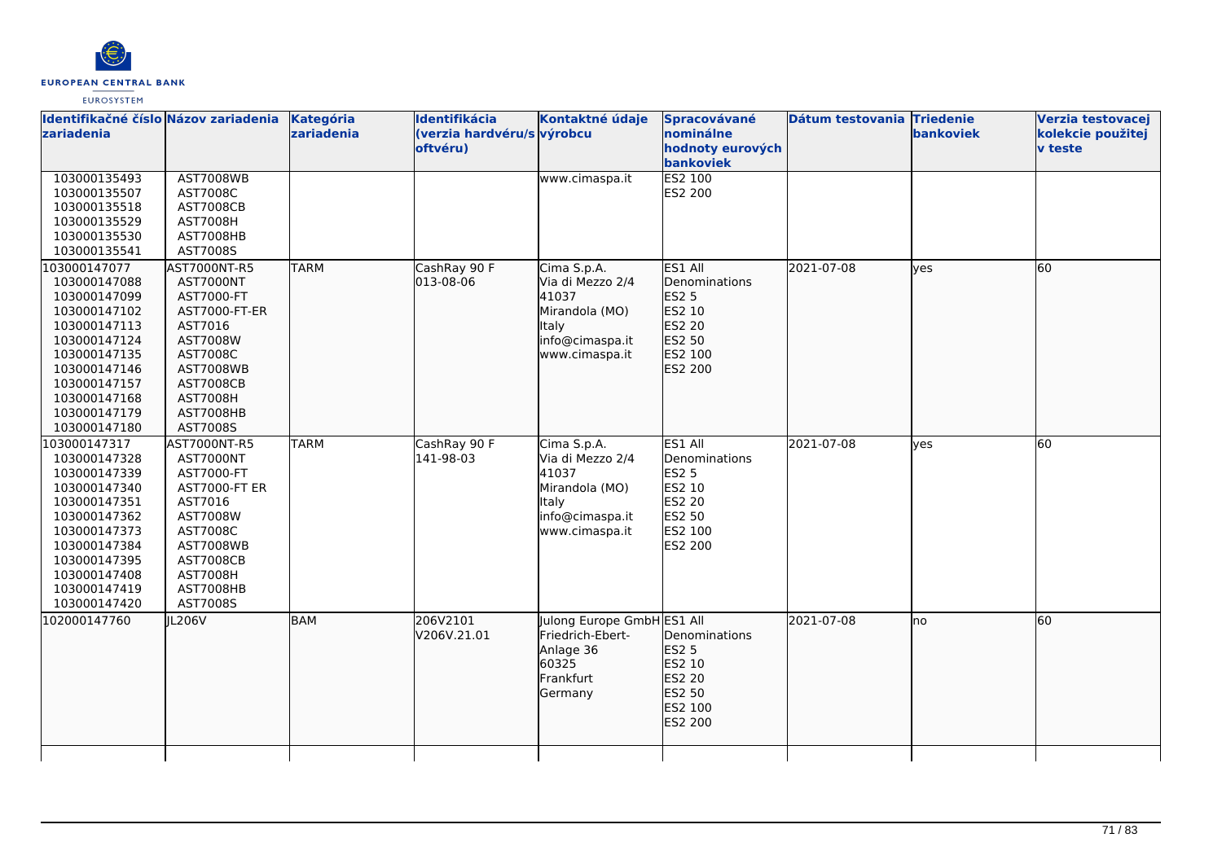| Identifikačné číslo zariadenia | Názov zariadenia | Kategória zariadenia | Identifikácia (verzia hardvéru/softvéru) | Kontaktné údaje výrobcu | Spracovávané nominálne hodnoty eurových bankoviek | Dátum testovania | Triedenie bankoviek | Verzia testovacej kolekcie použitej v teste |
|---|---|---|---|---|---|---|---|---|
| 103000135493<br>103000135507<br>103000135518<br>103000135529<br>103000135530<br>103000135541 | AST7008WB<br>AST7008C<br>AST7008CB<br>AST7008H<br>AST7008HB<br>AST7008S | | | www.cimaspa.it | ES2 100<br>ES2 200 | | | |
| 103000147077<br>103000147088<br>103000147099<br>103000147102<br>103000147113<br>103000147124<br>103000147135<br>103000147146<br>103000147157<br>103000147168<br>103000147179<br>103000147180 | AST7000NT-R5<br>AST7000NT<br>AST7000-FT<br>AST7000-FT-ER<br>AST7016<br>AST7008W<br>AST7008C<br>AST7008WB<br>AST7008CB<br>AST7008H<br>AST7008HB<br>AST7008S | TARM | CashRay 90 F<br>013-08-06 | Cima S.p.A.<br>Via di Mezzo 2/4<br>41037<br>Mirandola (MO)<br>Italy<br>info@cimaspa.it<br>www.cimaspa.it | ES1 All Denominations<br>ES2 5<br>ES2 10<br>ES2 20<br>ES2 50<br>ES2 100<br>ES2 200 | 2021-07-08 | yes | 60 |
| 103000147317<br>103000147328<br>103000147339<br>103000147340<br>103000147351<br>103000147362<br>103000147373<br>103000147384<br>103000147395<br>103000147408<br>103000147419<br>103000147420 | AST7000NT-R5<br>AST7000NT<br>AST7000-FT<br>AST7000-FT ER<br>AST7016<br>AST7008W<br>AST7008C<br>AST7008WB<br>AST7008CB<br>AST7008H<br>AST7008HB<br>AST7008S | TARM | CashRay 90 F<br>141-98-03 | Cima S.p.A.<br>Via di Mezzo 2/4<br>41037<br>Mirandola (MO)<br>Italy<br>info@cimaspa.it<br>www.cimaspa.it | ES1 All Denominations<br>ES2 5<br>ES2 10<br>ES2 20<br>ES2 50<br>ES2 100<br>ES2 200 | 2021-07-08 | yes | 60 |
| 102000147760 | JL206V | BAM | 206V2101<br>V206V.21.01 | Julong Europe GmbH<br>Friedrich-Ebert-Anlage 36<br>60325<br>Frankfurt<br>Germany | ES1 All Denominations<br>ES2 5<br>ES2 10<br>ES2 20<br>ES2 50<br>ES2 100<br>ES2 200 | 2021-07-08 | no | 60 |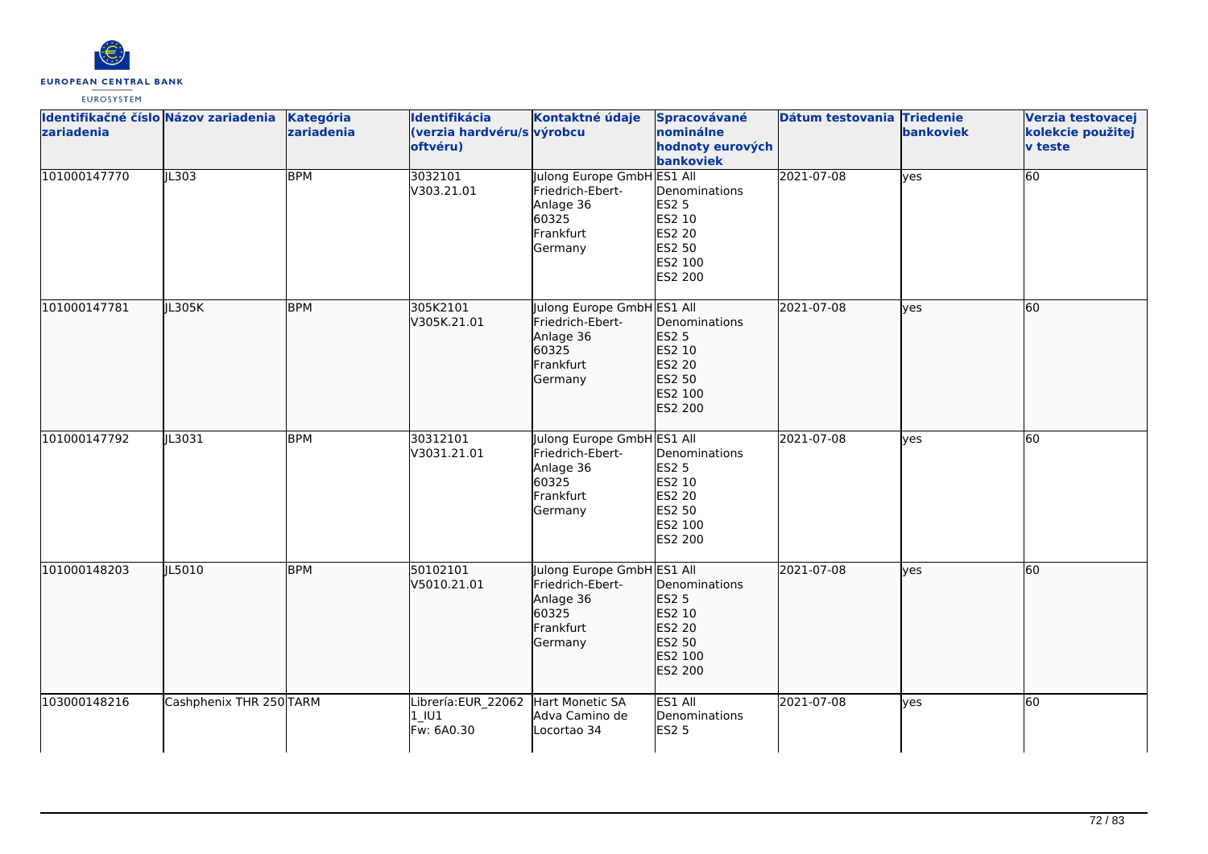| Identifikačné číslo zariadenia | Názov zariadenia | Kategória zariadenia | Identifikácia (verzia hardvéru/softvéru) | Kontaktné údaje výrobcu | Spracovávané nominálne hodnoty eurových bankoviek | Dátum testovania | Triedenie bankoviek | Verzia testovacej kolekcie použitej v teste |
| --- | --- | --- | --- | --- | --- | --- | --- | --- |
| 101000147770 | JL303 | BPM | 3032101<br>V303.21.01 | Julong Europe GmbH<br>Friedrich-Ebert-Anlage 36<br>60325<br>Frankfurt<br>Germany | ES1 All Denominations<br>ES2 5<br>ES2 10<br>ES2 20<br>ES2 50<br>ES2 100<br>ES2 200 | 2021-07-08 | yes | 60 |
| 101000147781 | JL305K | BPM | 305K2101<br>V305K.21.01 | Julong Europe GmbH<br>Friedrich-Ebert-Anlage 36<br>60325<br>Frankfurt<br>Germany | ES1 All Denominations<br>ES2 5<br>ES2 10<br>ES2 20<br>ES2 50<br>ES2 100<br>ES2 200 | 2021-07-08 | yes | 60 |
| 101000147792 | JL3031 | BPM | 30312101<br>V3031.21.01 | Julong Europe GmbH<br>Friedrich-Ebert-Anlage 36<br>60325<br>Frankfurt<br>Germany | ES1 All Denominations<br>ES2 5<br>ES2 10<br>ES2 20<br>ES2 50<br>ES2 100<br>ES2 200 | 2021-07-08 | yes | 60 |
| 101000148203 | JL5010 | BPM | 50102101<br>V5010.21.01 | Julong Europe GmbH<br>Friedrich-Ebert-Anlage 36<br>60325<br>Frankfurt<br>Germany | ES1 All Denominations<br>ES2 5<br>ES2 10<br>ES2 20<br>ES2 50<br>ES2 100<br>ES2 200 | 2021-07-08 | yes | 60 |
| 103000148216 | Cashphenix THR 250 | TARM | Librería:EUR_220621_IU1<br>Fw: 6A0.30 | Hart Monetic SA<br>Adva Camino de Locortao 34 | ES1 All Denominations<br>ES2 5 | 2021-07-08 | yes | 60 |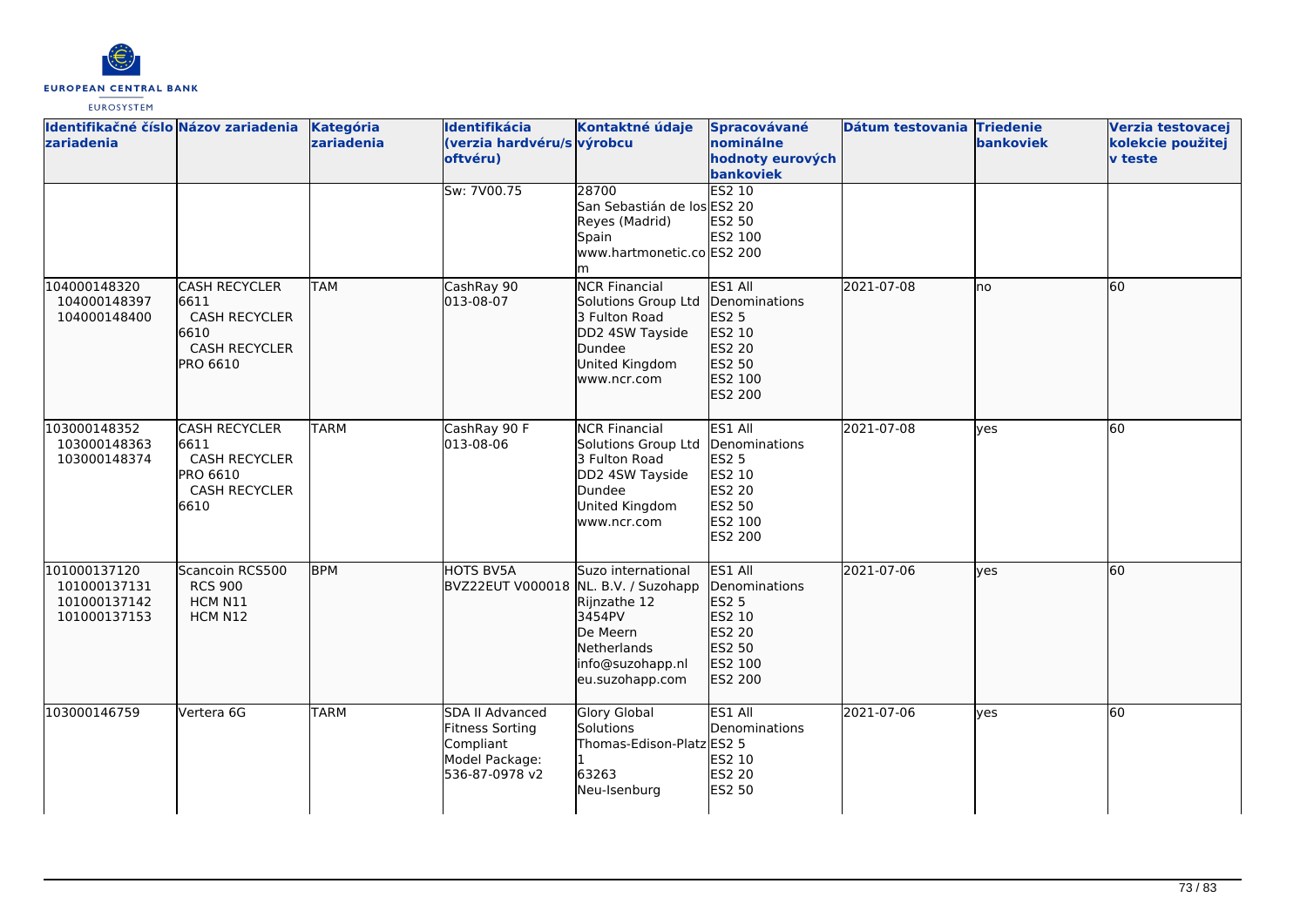| Identifikačné číslo zariadenia | Názov zariadenia | Kategória zariadenia | Identifikácia (verzia hardvéru/softvéru) | Kontaktné údaje výrobcu | Spracovávané nominálne hodnoty eurových bankoviek | Dátum testovania | Triedenie bankoviek | Verzia testovacej kolekcie použitej v teste |
|---|---|---|---|---|---|---|---|---|
| | | | Sw: 7V00.75 | 28700<br>San Sebastián de los Reyes (Madrid)<br>Spain<br>www.hartmonetic.com | ES2 10<br>ES2 20<br>ES2 50<br>ES2 100<br>ES2 200 | | | |
| 104000148320<br>104000148397<br>104000148400 | CASH RECYCLER 6611<br>CASH RECYCLER 6610<br>CASH RECYCLER PRO 6610 | TAM | CashRay 90<br>013-08-07 | NCR Financial Solutions Group Ltd<br>3 Fulton Road<br>DD2 4SW Tayside<br>Dundee<br>United Kingdom<br>www.ncr.com | ES1 All Denominations<br>ES2 5<br>ES2 10<br>ES2 20<br>ES2 50<br>ES2 100<br>ES2 200 | 2021-07-08 | no | 60 |
| 103000148352<br>103000148363<br>103000148374 | CASH RECYCLER 6611<br>CASH RECYCLER PRO 6610<br>CASH RECYCLER 6610 | TARM | CashRay 90 F<br>013-08-06 | NCR Financial Solutions Group Ltd<br>3 Fulton Road<br>DD2 4SW Tayside<br>Dundee<br>United Kingdom<br>www.ncr.com | ES1 All Denominations<br>ES2 5<br>ES2 10<br>ES2 20<br>ES2 50<br>ES2 100<br>ES2 200 | 2021-07-08 | yes | 60 |
| 101000137120<br>101000137131<br>101000137142<br>101000137153 | Scancoin RCS500<br>RCS 900<br>HCM N11<br>HCM N12 | BPM | HOTS BV5A<br>BVZ22EUT V000018 | Suzo international NL. B.V. / Suzohapp<br>Rijnzathe 12<br>3454PV<br>De Meern<br>Netherlands<br>info@suzohapp.nl<br>eu.suzohapp.com | ES1 All Denominations<br>ES2 5<br>ES2 10<br>ES2 20<br>ES2 50<br>ES2 100<br>ES2 200 | 2021-07-06 | yes | 60 |
| 103000146759 | Vertera 6G | TARM | SDA II Advanced Fitness Sorting Compliant Model Package: 536-87-0978 v2 | Glory Global Solutions<br>Thomas-Edison-Platz 1<br>63263<br>Neu-Isenburg | ES1 All Denominations<br>ES2 5<br>ES2 10<br>ES2 20<br>ES2 50 | 2021-07-06 | yes | 60 |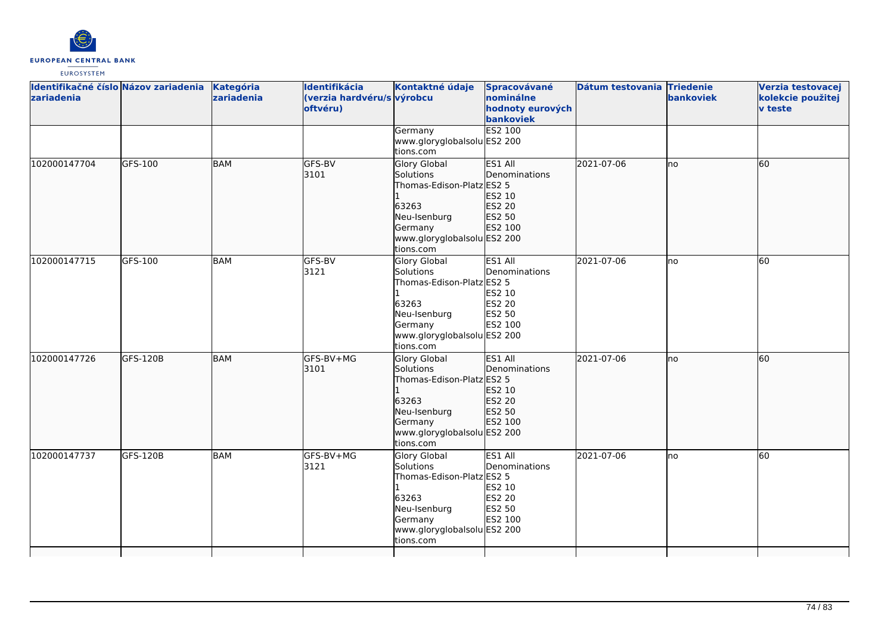| Identifikačné číslo zariadenia | Názov zariadenia | Kategória zariadenia | Identifikácia (verzia hardvéru/softvéru) | Kontaktné údaje výrobcu | Spracovávané nominálne hodnoty eurových bankoviek | Dátum testovania | Triedenie bankoviek | Verzia testovacej kolekcie použitej v teste |
|---|---|---|---|---|---|---|---|---|
| | | | | Germany www.gloryglobalsolutions.com | ES2 100 ES2 200 | | | |
| 102000147704 | GFS-100 | BAM | GFS-BV 3101 | Glory Global Solutions Thomas-Edison-Platz 1 63263 Neu-Isenburg Germany www.gloryglobalsolutions.com | ES1 All Denominations ES2 5 ES2 10 ES2 20 ES2 50 ES2 100 ES2 200 | 2021-07-06 | no | 60 |
| 102000147715 | GFS-100 | BAM | GFS-BV 3121 | Glory Global Solutions Thomas-Edison-Platz 1 63263 Neu-Isenburg Germany www.gloryglobalsolutions.com | ES1 All Denominations ES2 5 ES2 10 ES2 20 ES2 50 ES2 100 ES2 200 | 2021-07-06 | no | 60 |
| 102000147726 | GFS-120B | BAM | GFS-BV+MG 3101 | Glory Global Solutions Thomas-Edison-Platz 1 63263 Neu-Isenburg Germany www.gloryglobalsolutions.com | ES1 All Denominations ES2 5 ES2 10 ES2 20 ES2 50 ES2 100 ES2 200 | 2021-07-06 | no | 60 |
| 102000147737 | GFS-120B | BAM | GFS-BV+MG 3121 | Glory Global Solutions Thomas-Edison-Platz 1 63263 Neu-Isenburg Germany www.gloryglobalsolutions.com | ES1 All Denominations ES2 5 ES2 10 ES2 20 ES2 50 ES2 100 ES2 200 | 2021-07-06 | no | 60 |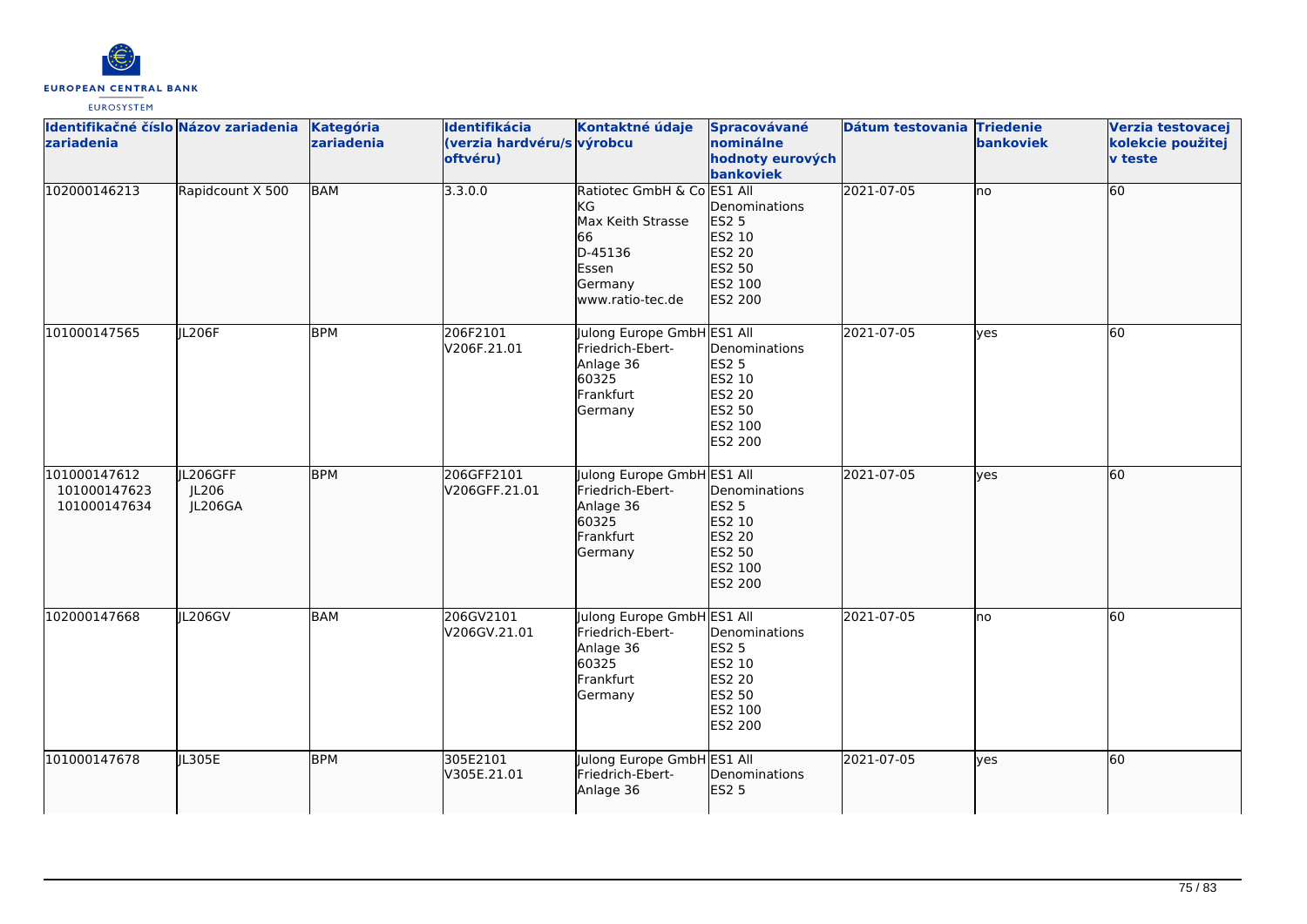| Identifikačné číslo zariadenia | Názov zariadenia | Kategória zariadenia | Identifikácia (verzia hardvéru/softvéru) | Kontaktné údaje výrobcu | Spracovávané nominálne hodnoty eurových bankoviek | Dátum testovania | Triedenie bankoviek | Verzia testovacej kolekcie použitej v teste |
|---|---|---|---|---|---|---|---|---|
| 102000146213 | Rapidcount X 500 | BAM | 3.3.0.0 | Ratiotec GmbH & Co KG<br>Max Keith Strasse 66<br>D-45136<br>Essen<br>Germany<br>www.ratio-tec.de | ES1 All Denominations<br>ES2 5<br>ES2 10<br>ES2 20<br>ES2 50<br>ES2 100<br>ES2 200 | 2021-07-05 | no | 60 |
| 101000147565 | JL206F | BPM | 206F2101<br>V206F.21.01 | Julong Europe GmbH<br>Friedrich-Ebert-Anlage 36<br>60325<br>Frankfurt<br>Germany | ES1 All Denominations<br>ES2 5<br>ES2 10<br>ES2 20<br>ES2 50<br>ES2 100<br>ES2 200 | 2021-07-05 | yes | 60 |
| 101000147612<br>101000147623<br>101000147634 | JL206GFF<br>JL206<br>JL206GA | BPM | 206GFF2101<br>V206GFF.21.01 | Julong Europe GmbH<br>Friedrich-Ebert-Anlage 36<br>60325<br>Frankfurt<br>Germany | ES1 All Denominations<br>ES2 5<br>ES2 10<br>ES2 20<br>ES2 50<br>ES2 100<br>ES2 200 | 2021-07-05 | yes | 60 |
| 102000147668 | JL206GV | BAM | 206GV2101<br>V206GV.21.01 | Julong Europe GmbH<br>Friedrich-Ebert-Anlage 36<br>60325<br>Frankfurt<br>Germany | ES1 All Denominations<br>ES2 5<br>ES2 10<br>ES2 20<br>ES2 50<br>ES2 100<br>ES2 200 | 2021-07-05 | no | 60 |
| 101000147678 | JL305E | BPM | 305E2101<br>V305E.21.01 | Julong Europe GmbH<br>Friedrich-Ebert-Anlage 36 | ES1 All Denominations<br>ES2 5 | 2021-07-05 | yes | 60 |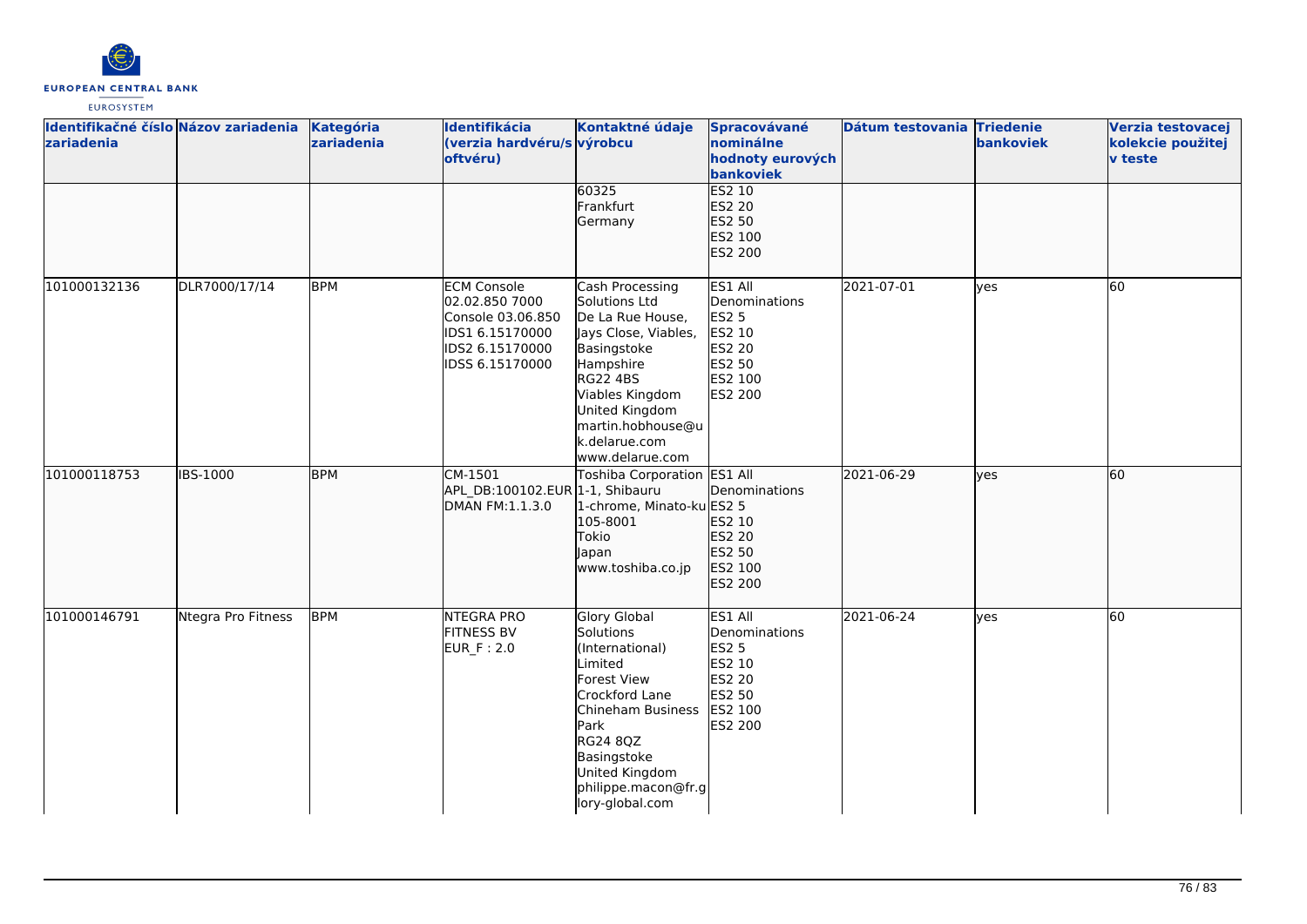| Identifikačné číslo zariadenia | Názov zariadenia | Kategória zariadenia | Identifikácia (verzia hardvéru/softvéru) | Kontaktné údaje výrobcu | Spracovávané nominálne hodnoty eurových bankoviek | Dátum testovania | Triedenie bankoviek | Verzia testovacej kolekcie použitej v teste |
|---|---|---|---|---|---|---|---|---|
| | | | | 60325<br>Frankfurt<br>Germany | ES2 10<br>ES2 20<br>ES2 50<br>ES2 100<br>ES2 200 | | | |
| 101000132136 | DLR7000/17/14 | BPM | ECM Console 02.02.850 7000 Console 03.06.850<br>IDS1 6.15170000<br>IDS2 6.15170000<br>IDSS 6.15170000 | Cash Processing Solutions Ltd<br>De La Rue House, Jays Close, Viables, Basingstoke<br>Hampshire<br>RG22 4BS<br>Viables Kingdom<br>United Kingdom<br>martin.hobhouse@uk.delarue.com<br>www.delarue.com | ES1 All Denominations<br>ES2 5<br>ES2 10<br>ES2 20<br>ES2 50<br>ES2 100<br>ES2 200 | 2021-07-01 | yes | 60 |
| 101000118753 | IBS-1000 | BPM | CM-1501<br>APL_DB:100102.EUR<br>DMAN FM:1.1.3.0 | Toshiba Corporation<br>1-1, Shibauru<br>1-chrome, Minato-ku<br>105-8001<br>Tokio<br>Japan<br>www.toshiba.co.jp | ES1 All Denominations<br>ES2 5<br>ES2 10<br>ES2 20<br>ES2 50<br>ES2 100<br>ES2 200 | 2021-06-29 | yes | 60 |
| 101000146791 | Ntegra Pro Fitness | BPM | NTEGRA PRO FITNESS BV<br>EUR_F : 2.0 | Glory Global Solutions (International) Limited<br>Forest View<br>Crockford Lane<br>Chineham Business Park<br>RG24 8QZ<br>Basingstoke<br>United Kingdom<br>philippe.macon@fr.glory-global.com | ES1 All Denominations<br>ES2 5<br>ES2 10<br>ES2 20<br>ES2 50<br>ES2 100<br>ES2 200 | 2021-06-24 | yes | 60 |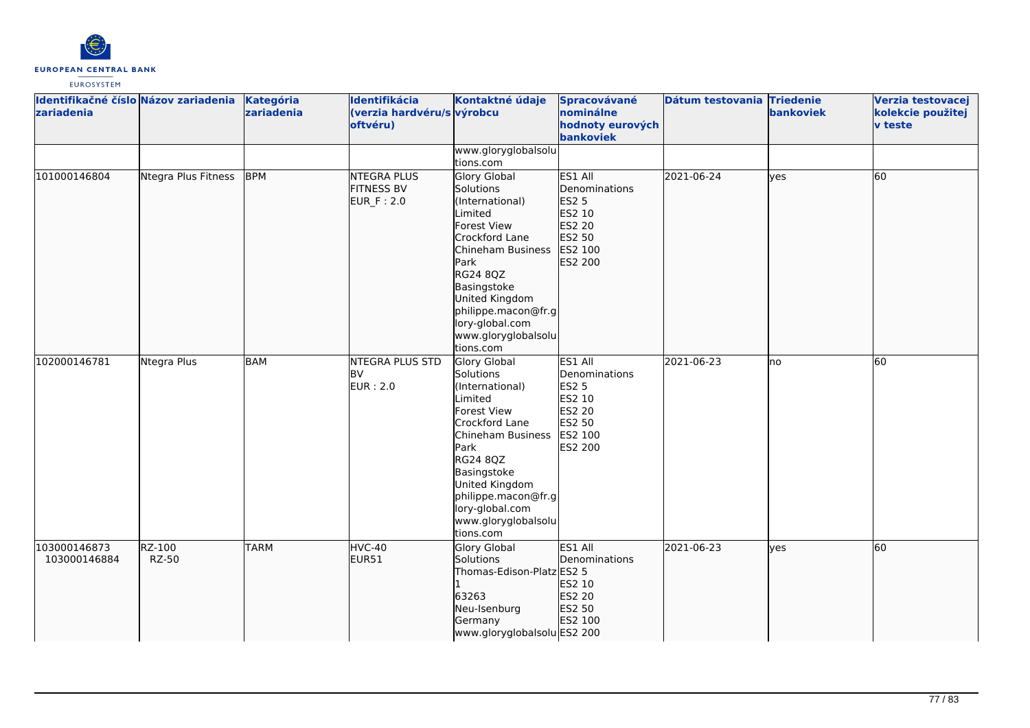| Identifikačné číslo zariadenia | Názov zariadenia | Kategória zariadenia | Identifikácia (verzia hardvéru/softvéru) | Kontaktné údaje výrobcu | Spracovávané nominálne hodnoty eurových bankoviek | Dátum testovania | Triedenie bankoviek | Verzia testovacej kolekcie použitej v teste |
|---|---|---|---|---|---|---|---|---|
| | | | | www.gloryglobalsolutions.com | | | | |
| 101000146804 | Ntegra Plus Fitness | BPM | NTEGRA PLUS FITNESS BV EUR_F : 2.0 | Glory Global Solutions (International) Limited Forest View Crockford Lane Chineham Business Park RG24 8QZ Basingstoke United Kingdom philippe.macon@fr.glory-global.com www.gloryglobalsolutions.com | ES1 All Denominations ES2 5 ES2 10 ES2 20 ES2 50 ES2 100 ES2 200 | 2021-06-24 | yes | 60 |
| 102000146781 | Ntegra Plus | BAM | NTEGRA PLUS STD BV EUR : 2.0 | Glory Global Solutions (International) Limited Forest View Crockford Lane Chineham Business Park RG24 8QZ Basingstoke United Kingdom philippe.macon@fr.glory-global.com www.gloryglobalsolutions.com | ES1 All Denominations ES2 5 ES2 10 ES2 20 ES2 50 ES2 100 ES2 200 | 2021-06-23 | no | 60 |
| 103000146873 103000146884 | RZ-100 RZ-50 | TARM | HVC-40 EUR51 | Glory Global Solutions Thomas-Edison-Platz 1 63263 Neu-Isenburg Germany www.gloryglobalsolu | ES1 All Denominations ES2 5 ES2 10 ES2 20 ES2 50 ES2 100 ES2 200 | 2021-06-23 | yes | 60 |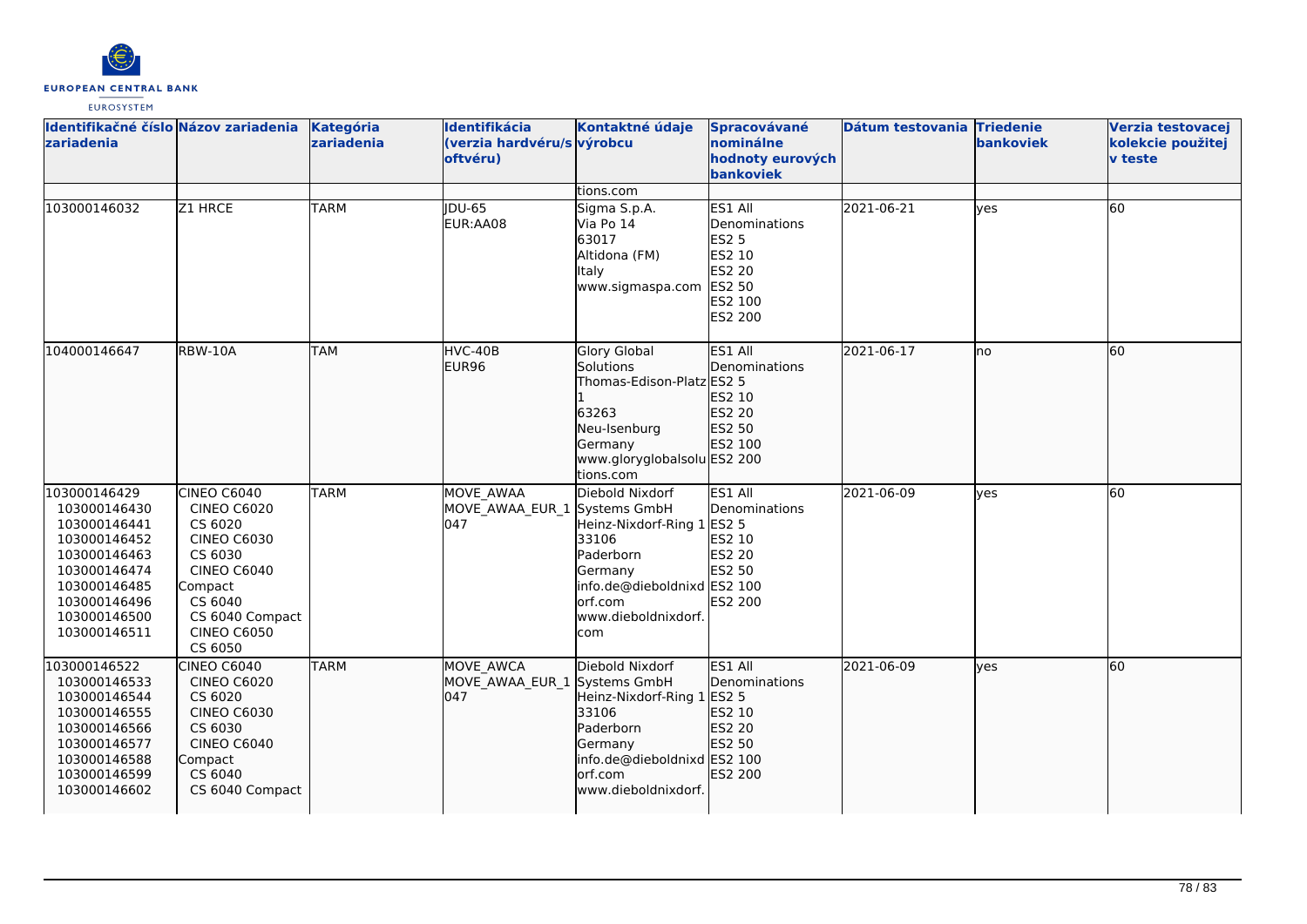| Identifikačné číslo zariadenia | Názov zariadenia | Kategória zariadenia | Identifikácia (verzia hardvéru/softvéru) | Kontaktné údaje výrobcu | Spracovávané nominálne hodnoty eurových bankoviek | Dátum testovania | Triedenie bankoviek | Verzia testovacej kolekcie použitej v teste |
|---|---|---|---|---|---|---|---|---|
| | | | | tions.com | | | | |
| 103000146032 | Z1 HRCE | TARM | JDU-65<br>EUR:AA08 | Sigma S.p.A.<br>Via Po 14<br>63017<br>Altidona (FM)<br>Italy<br>www.sigmaspa.com | ES1 All Denominations<br>ES2 5<br>ES2 10<br>ES2 20<br>ES2 50<br>ES2 100<br>ES2 200 | 2021-06-21 | yes | 60 |
| 104000146647 | RBW-10A | TAM | HVC-40B<br>EUR96 | Glory Global Solutions<br>Thomas-Edison-Platz 1<br>63263<br>Neu-Isenburg<br>Germany<br>www.gloryglobalsolutions.com | ES1 All Denominations<br>ES2 5<br>ES2 10<br>ES2 20<br>ES2 50<br>ES2 100<br>ES2 200 | 2021-06-17 | no | 60 |
| 103000146429<br>103000146430<br>103000146441<br>103000146452<br>103000146463<br>103000146474<br>103000146485<br>103000146496<br>103000146500<br>103000146511 | CINEO C6040<br>CINEO C6020<br>CS 6020<br>CINEO C6030<br>CS 6030<br>CINEO C6040 Compact<br>CS 6040<br>CS 6040 Compact<br>CINEO C6050<br>CS 6050 | TARM | MOVE_AWAA<br>MOVE_AWAA_EUR_1047 | Diebold Nixdorf Systems GmbH<br>Heinz-Nixdorf-Ring 1<br>33106<br>Paderborn<br>Germany<br>info.de@dieboldnixdorf.com<br>www.dieboldnixdorf.com | ES1 All Denominations<br>ES2 5<br>ES2 10<br>ES2 20<br>ES2 50<br>ES2 100<br>ES2 200 | 2021-06-09 | yes | 60 |
| 103000146522<br>103000146533<br>103000146544<br>103000146555<br>103000146566<br>103000146577<br>103000146588<br>103000146599<br>103000146602 | CINEO C6040<br>CINEO C6020<br>CS 6020<br>CINEO C6030<br>CS 6030<br>CINEO C6040 Compact<br>CS 6040<br>CS 6040 Compact | TARM | MOVE_AWCA<br>MOVE_AWAA_EUR_1047 | Diebold Nixdorf Systems GmbH<br>Heinz-Nixdorf-Ring 1<br>33106<br>Paderborn<br>Germany<br>info.de@dieboldnixdorf.com<br>www.dieboldnixdorf. | ES1 All Denominations<br>ES2 5<br>ES2 10<br>ES2 20<br>ES2 50<br>ES2 100<br>ES2 200 | 2021-06-09 | yes | 60 |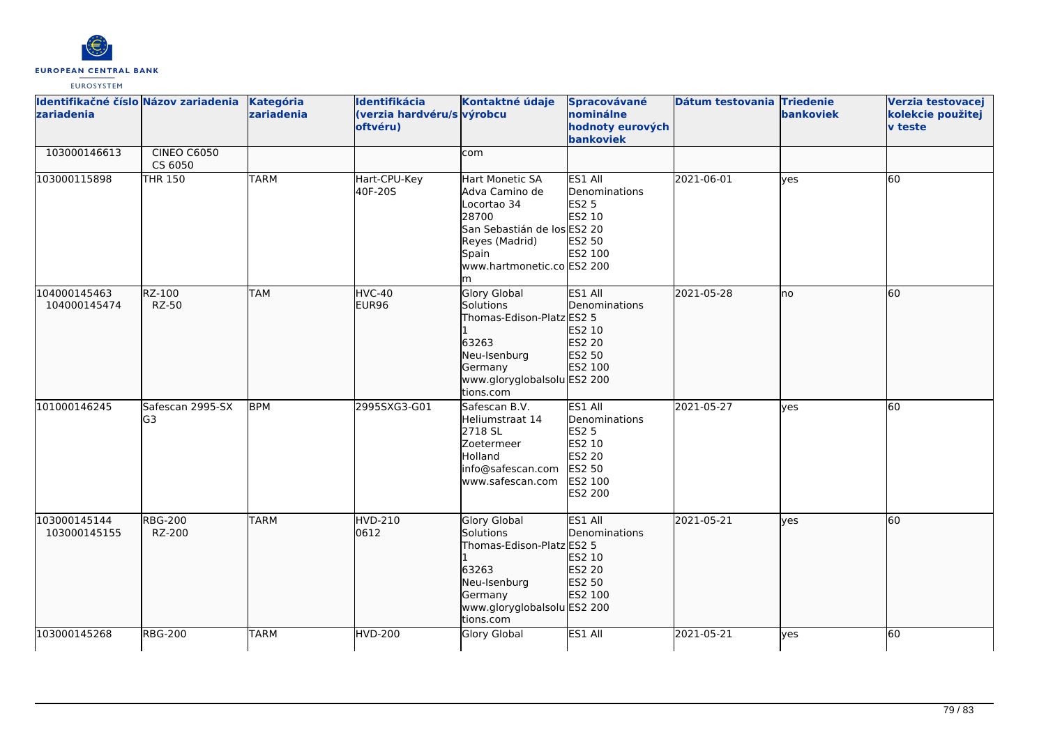| Identifikačné číslo zariadenia | Názov zariadenia | Kategória zariadenia | Identifikácia (verzia hardvéru/softvéru) | Kontaktné údaje výrobcu | Spracovávané nominálne hodnoty eurových bankoviek | Dátum testovania | Triedenie bankoviek | Verzia testovacej kolekcie použitej v teste |
| --- | --- | --- | --- | --- | --- | --- | --- | --- |
| 103000146613 | CINEO C6050 CS 6050 | | | com | | | | |
| 103000115898 | THR 150 | TARM | Hart-CPU-Key 40F-20S | Hart Monetic SA Adva Camino de Locortao 34 28700 San Sebastián de los Reyes (Madrid) Spain www.hartmonetic.com | ES1 All Denominations ES2 5 ES2 10 ES2 20 ES2 50 ES2 100 ES2 200 | 2021-06-01 | yes | 60 |
| 104000145463 104000145474 | RZ-100 RZ-50 | TAM | HVC-40 EUR96 | Glory Global Solutions Thomas-Edison-Platz 1 63263 Neu-Isenburg Germany www.gloryglobalsolutions.com | ES1 All Denominations ES2 5 ES2 10 ES2 20 ES2 50 ES2 100 ES2 200 | 2021-05-28 | no | 60 |
| 101000146245 | Safescan 2995-SX G3 | BPM | 2995SXG3-G01 | Safescan B.V. Heliumstraat 14 2718 SL Zoetermeer Holland info@safescan.com www.safescan.com | ES1 All Denominations ES2 5 ES2 10 ES2 20 ES2 50 ES2 100 ES2 200 | 2021-05-27 | yes | 60 |
| 103000145144 103000145155 | RBG-200 RZ-200 | TARM | HVD-210 0612 | Glory Global Solutions Thomas-Edison-Platz 1 63263 Neu-Isenburg Germany www.gloryglobalsolutions.com | ES1 All Denominations ES2 5 ES2 10 ES2 20 ES2 50 ES2 100 ES2 200 | 2021-05-21 | yes | 60 |
| 103000145268 | RBG-200 | TARM | HVD-200 | Glory Global | ES1 All | 2021-05-21 | yes | 60 |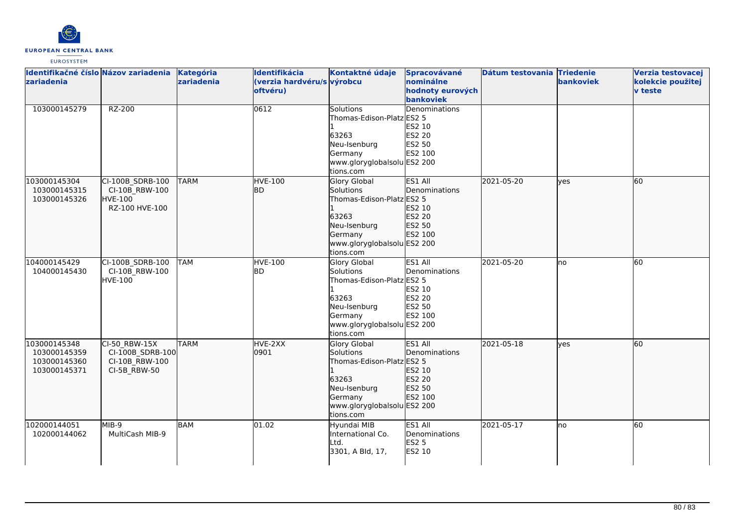| Identifikačné číslo zariadenia | Názov zariadenia | Kategória zariadenia | Identifikácia (verzia hardvéru/softvéru) | Kontaktné údaje výrobcu | Spracovávané nominálne hodnoty eurových bankoviek | Dátum testovania | Triedenie bankoviek | Verzia testovacej kolekcie použitej v teste |
|---|---|---|---|---|---|---|---|---|
| 103000145279 | RZ-200 | | 0612 | Solutions<br>Thomas-Edison-Platz 1<br>63263<br>Neu-Isenburg<br>Germany<br>www.gloryglobalsolutions.com | Denominations<br>ES2 5<br>ES2 10<br>ES2 20<br>ES2 50<br>ES2 100<br>ES2 200 | | | |
| 103000145304<br>103000145315<br>103000145326 | CI-100B_SDRB-100<br>CI-10B_RBW-100<br>HVE-100<br>RZ-100 HVE-100 | TARM | HVE-100<br>BD | Glory Global Solutions<br>Thomas-Edison-Platz 1<br>63263<br>Neu-Isenburg<br>Germany<br>www.gloryglobalsolutions.com | ES1 All Denominations<br>ES2 5<br>ES2 10<br>ES2 20<br>ES2 50<br>ES2 100<br>ES2 200 | 2021-05-20 | yes | 60 |
| 104000145429<br>104000145430 | CI-100B_SDRB-100<br>CI-10B_RBW-100<br>HVE-100 | TAM | HVE-100<br>BD | Glory Global Solutions<br>Thomas-Edison-Platz 1<br>63263<br>Neu-Isenburg<br>Germany<br>www.gloryglobalsolutions.com | ES1 All Denominations<br>ES2 5<br>ES2 10<br>ES2 20<br>ES2 50<br>ES2 100<br>ES2 200 | 2021-05-20 | no | 60 |
| 103000145348<br>103000145359<br>103000145360<br>103000145371 | CI-50_RBW-15X<br>CI-100B_SDRB-100<br>CI-10B_RBW-100<br>CI-5B_RBW-50 | TARM | HVE-2XX<br>0901 | Glory Global Solutions<br>Thomas-Edison-Platz 1<br>63263<br>Neu-Isenburg<br>Germany<br>www.gloryglobalsolutions.com | ES1 All Denominations<br>ES2 5<br>ES2 10<br>ES2 20<br>ES2 50<br>ES2 100<br>ES2 200 | 2021-05-18 | yes | 60 |
| 102000144051<br>102000144062 | MIB-9<br>MultiCash MIB-9 | BAM | 01.02 | Hyundai MIB International Co. Ltd.<br>3301, A Bld, 17, | ES1 All Denominations<br>ES2 5<br>ES2 10 | 2021-05-17 | no | 60 |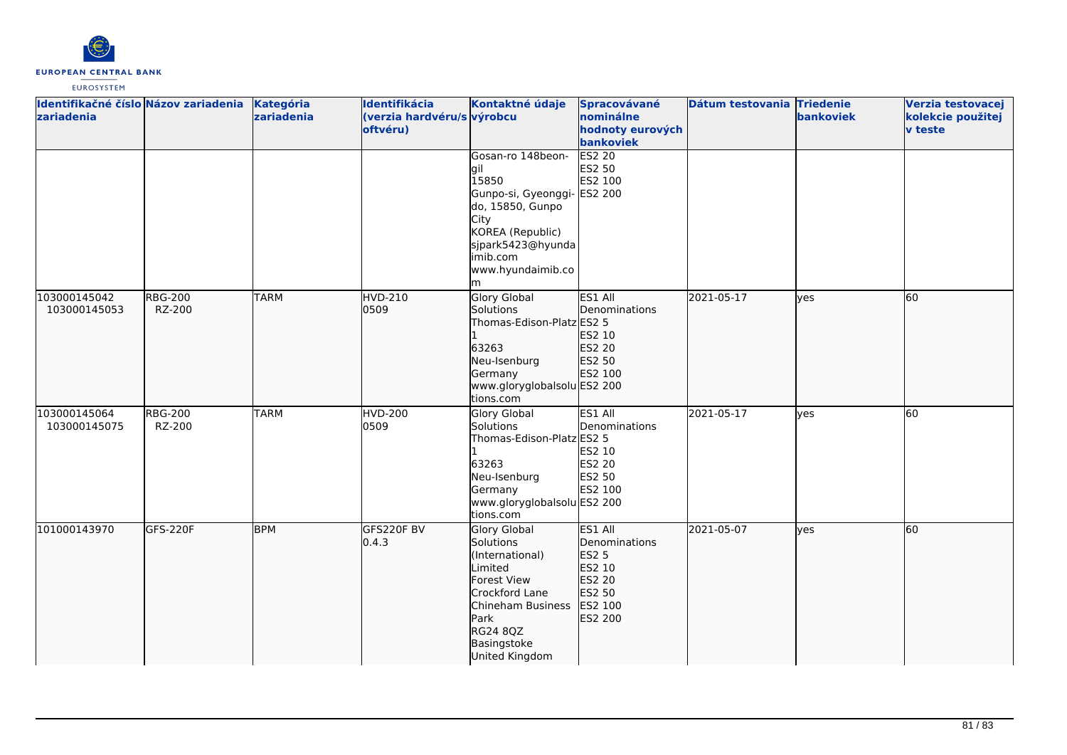| Identifikačné číslo zariadenia | Názov zariadenia | Kategória zariadenia | Identifikácia (verzia hardvéru/softvéru) | Kontaktné údaje výrobcu | Spracovávané nominálne hodnoty eurových bankoviek | Dátum testovania | Triedenie bankoviek | Verzia testovacej kolekcie použitej v teste |
|---|---|---|---|---|---|---|---|---|
| | | | | Gosan-ro 148beon-gil<br>15850<br>Gunpo-si, Gyeonggi-do, 15850, Gunpo City<br>KOREA (Republic)<br>sjpark5423@hyundaimib.com<br>www.hyundaimib.com | ES2 20<br>ES2 50<br>ES2 100<br>ES2 200 | | | |
| 103000145042<br>103000145053 | RBG-200<br>RZ-200 | TARM | HVD-210<br>0509 | Glory Global Solutions<br>Thomas-Edison-Platz 1<br>63263<br>Neu-Isenburg<br>Germany<br>www.gloryglobalsolutions.com | ES1 All Denominations<br>ES2 5<br>ES2 10<br>ES2 20<br>ES2 50<br>ES2 100<br>ES2 200 | 2021-05-17 | yes | 60 |
| 103000145064<br>103000145075 | RBG-200<br>RZ-200 | TARM | HVD-200<br>0509 | Glory Global Solutions<br>Thomas-Edison-Platz 1<br>63263<br>Neu-Isenburg<br>Germany<br>www.gloryglobalsolutions.com | ES1 All Denominations<br>ES2 5<br>ES2 10<br>ES2 20<br>ES2 50<br>ES2 100<br>ES2 200 | 2021-05-17 | yes | 60 |
| 101000143970 | GFS-220F | BPM | GFS220F BV<br>0.4.3 | Glory Global Solutions (International) Limited<br>Forest View<br>Crockford Lane<br>Chineham Business Park<br>RG24 8QZ<br>Basingstoke<br>United Kingdom | ES1 All Denominations<br>ES2 5<br>ES2 10<br>ES2 20<br>ES2 50<br>ES2 100<br>ES2 200 | 2021-05-07 | yes | 60 |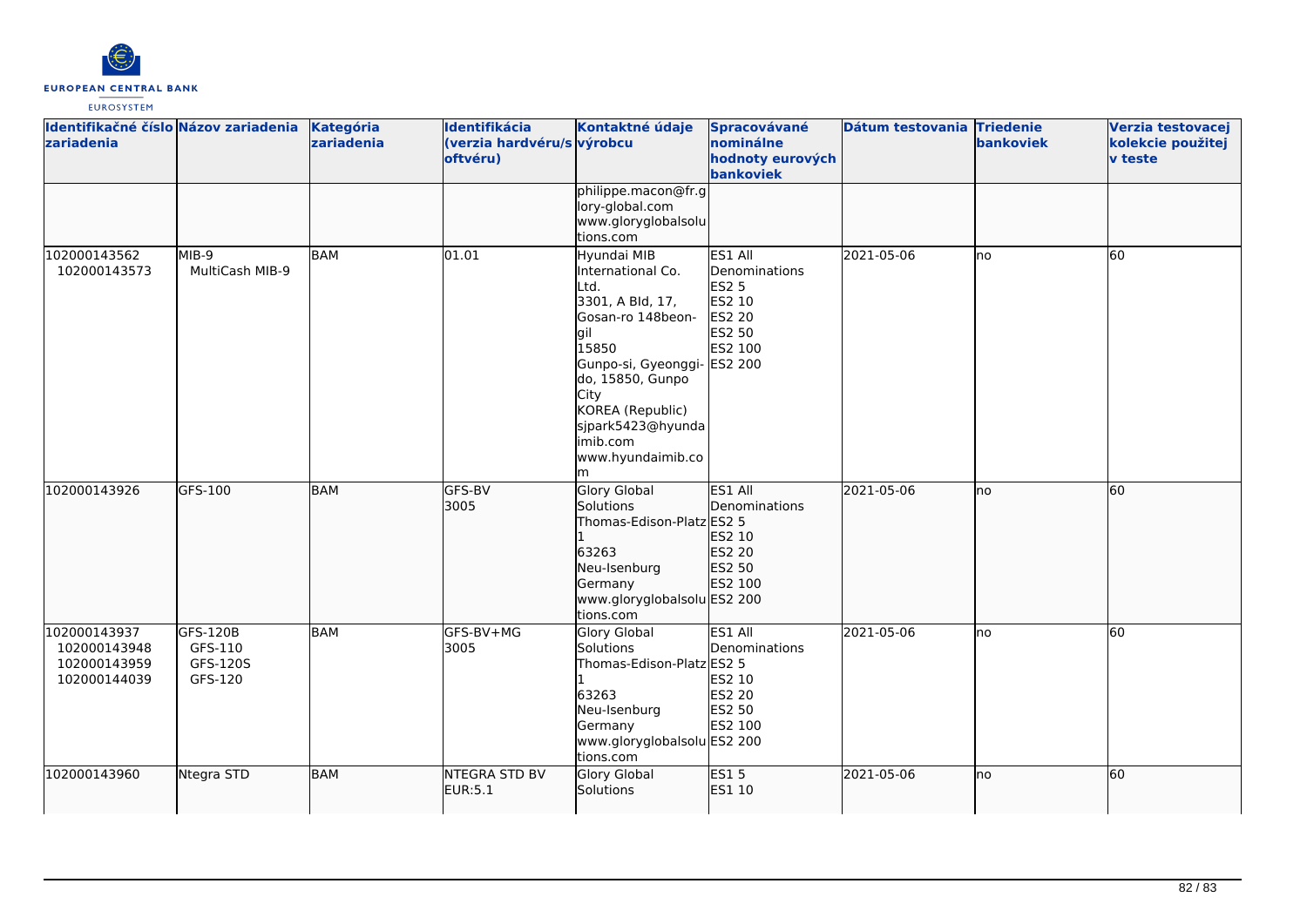| Identifikačné číslo zariadenia | Názov zariadenia | Kategória zariadenia | Identifikácia (verzia hardvéru/softvéru) | Kontaktné údaje výrobcu | Spracovávané nominálne hodnoty eurových bankoviek | Dátum testovania | Triedenie bankoviek | Verzia testovacej kolekcie použitej v teste |
|---|---|---|---|---|---|---|---|---|
| | | | | philippe.macon@fr.glory-global.com www.gloryglobalsolutions.com | | | | |
| 102000143562 102000143573 | MIB-9 MultiCash MIB-9 | BAM | 01.01 | Hyundai MIB International Co. Ltd. 3301, A Bld, 17, Gosan-ro 148beon-gil 15850 Gunpo-si, Gyeonggi-do, 15850, Gunpo City KOREA (Republic) sjpark5423@hyundaimib.com www.hyundaimib.com | ES1 All Denominations ES2 5 ES2 10 ES2 20 ES2 50 ES2 100 ES2 200 | 2021-05-06 | no | 60 |
| 102000143926 | GFS-100 | BAM | GFS-BV 3005 | Glory Global Solutions Thomas-Edison-Platz 1 63263 Neu-Isenburg Germany www.gloryglobalsolutions.com | ES1 All Denominations ES2 5 ES2 10 ES2 20 ES2 50 ES2 100 ES2 200 | 2021-05-06 | no | 60 |
| 102000143937 102000143948 102000143959 102000144039 | GFS-120B GFS-110 GFS-120S GFS-120 | BAM | GFS-BV+MG 3005 | Glory Global Solutions Thomas-Edison-Platz 1 63263 Neu-Isenburg Germany www.gloryglobalsolutions.com | ES1 All Denominations ES2 5 ES2 10 ES2 20 ES2 50 ES2 100 ES2 200 | 2021-05-06 | no | 60 |
| 102000143960 | Ntegra STD | BAM | NTEGRA STD BV EUR:5.1 | Glory Global Solutions | ES1 5 ES1 10 | 2021-05-06 | no | 60 |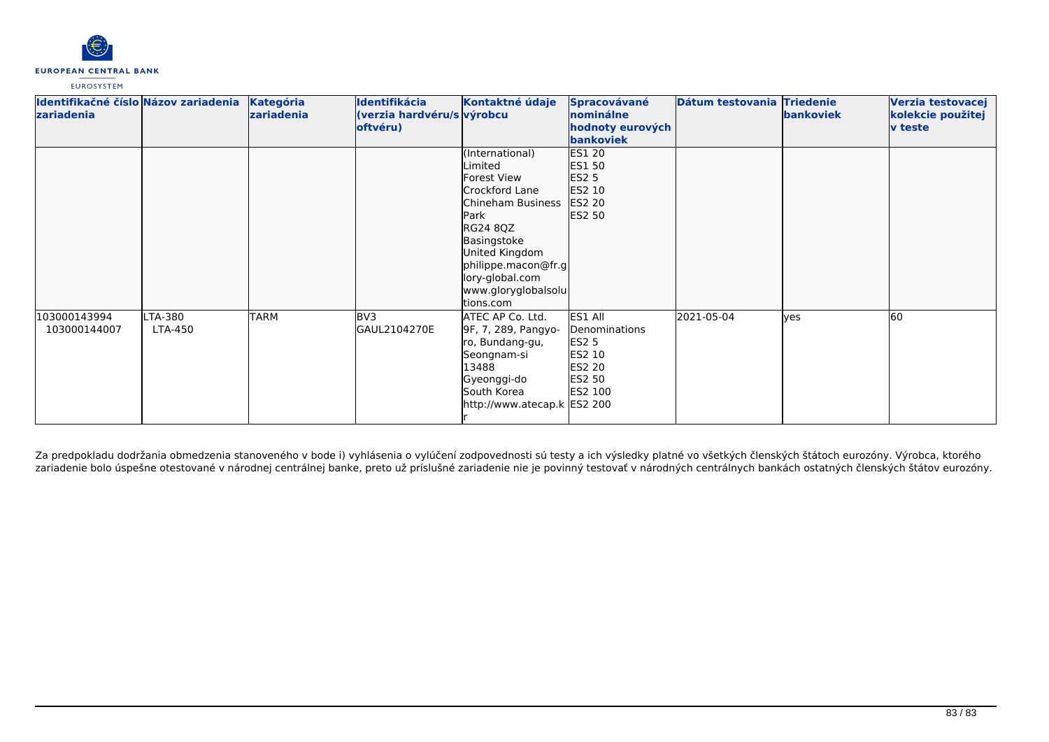| Identifikačné číslo zariadenia | Názov zariadenia | Kategória zariadenia | Identifikácia (verzia hardvéru/softvéru) | Kontaktné údaje výrobcu | Spracovávané nominálne hodnoty eurových bankoviek | Dátum testovania | Triedenie bankoviek | Verzia testovacej kolekcie použitej v teste |
|---|---|---|---|---|---|---|---|---|
| | | | | (International) Limited Forest View Crockford Lane Chineham Business Park RG24 8QZ Basingstoke United Kingdom philippe.macon@fr.glory-global.com www.gloryglobalsolutions.com | ES1 20 ES1 50 ES2 5 ES2 10 ES2 20 ES2 50 | | | |
| 103000143994 103000144007 | LTA-380 LTA-450 | TARM | BV3 GAUL2104270E | ATEC AP Co. Ltd. 9F, 7, 289, Pangyo-ro, Bundang-gu, Seongnam-si 13488 Gyeonggi-do South Korea http://www.atecap.kr | ES1 All Denominations ES2 5 ES2 10 ES2 20 ES2 50 ES2 100 ES2 200 | 2021-05-04 | yes | 60 |

Za predpokladu dodržania obmedzenia stanoveného v bode i) vyhlásenia o vylúčení zodpovednosti sú testy a ich výsledky platné vo všetkých členských štátoch eurozóny. Výrobca, ktorého zariadenie bolo úspešne otestované v národnej centrálnej banke, preto už príslušné zariadenie nie je povinný testovať v národných centrálnych bankách ostatných členských štátov eurozóny.